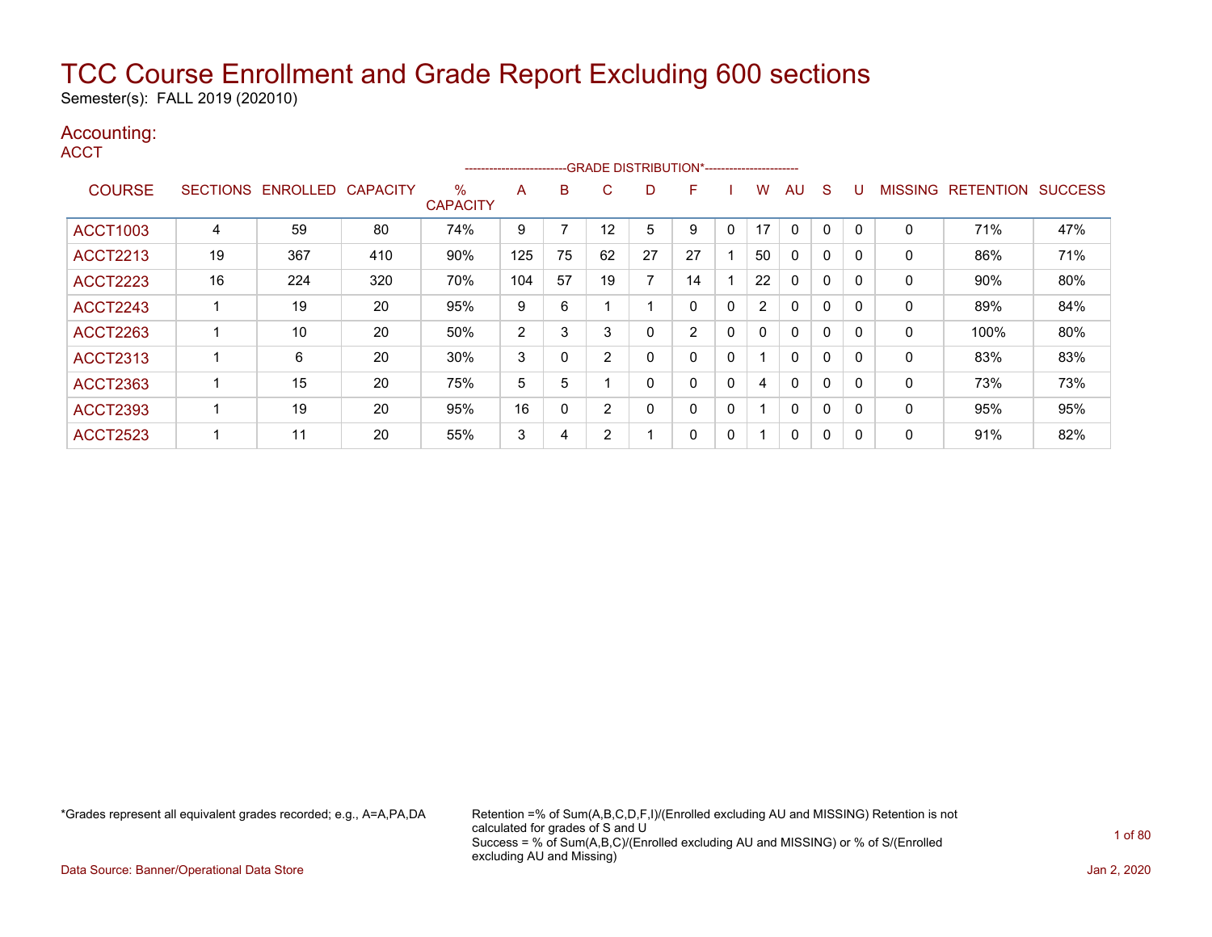# TCC Course Enrollment and Grade Report Excluding 600 sections

Semester(s): FALL 2019 (202010)

## Accounting:

ACCT

| | | | | | GRADE DISTRIBUTION* | | | | | | | | | | | | | |
|---|---|---|---|---|---|---|---|---|---|---|---|---|---|---|---|---|---|---|
| COURSE | SECTIONS | ENROLLED | CAPACITY | % CAPACITY | A | B | C | D | F | I | W | AU | S | U | MISSING | RETENTION | SUCCESS |
| ACCT1003 | 4 | 59 | 80 | 74% | 9 | 7 | 12 | 5 | 9 | 0 | 17 | 0 | 0 | 0 | 0 | 71% | 47% |
| ACCT2213 | 19 | 367 | 410 | 90% | 125 | 75 | 62 | 27 | 27 | 1 | 50 | 0 | 0 | 0 | 0 | 86% | 71% |
| ACCT2223 | 16 | 224 | 320 | 70% | 104 | 57 | 19 | 7 | 14 | 1 | 22 | 0 | 0 | 0 | 0 | 90% | 80% |
| ACCT2243 | 1 | 19 | 20 | 95% | 9 | 6 | 1 | 1 | 0 | 0 | 2 | 0 | 0 | 0 | 0 | 89% | 84% |
| ACCT2263 | 1 | 10 | 20 | 50% | 2 | 3 | 3 | 0 | 2 | 0 | 0 | 0 | 0 | 0 | 0 | 100% | 80% |
| ACCT2313 | 1 | 6 | 20 | 30% | 3 | 0 | 2 | 0 | 0 | 0 | 1 | 0 | 0 | 0 | 0 | 83% | 83% |
| ACCT2363 | 1 | 15 | 20 | 75% | 5 | 5 | 1 | 0 | 0 | 0 | 4 | 0 | 0 | 0 | 0 | 73% | 73% |
| ACCT2393 | 1 | 19 | 20 | 95% | 16 | 0 | 2 | 0 | 0 | 0 | 1 | 0 | 0 | 0 | 0 | 95% | 95% |
| ACCT2523 | 1 | 11 | 20 | 55% | 3 | 4 | 2 | 1 | 0 | 0 | 1 | 0 | 0 | 0 | 0 | 91% | 82% |

*Grades represent all equivalent grades recorded; e.g., A=A,PA,DA

Retention =% of Sum(A,B,C,D,F,I)/(Enrolled excluding AU and MISSING) Retention is not calculated for grades of S and U
Success = % of Sum(A,B,C)/(Enrolled excluding AU and MISSING) or % of S/(Enrolled excluding AU and Missing)

Data Source: Banner/Operational Data Store

Jan 2, 2020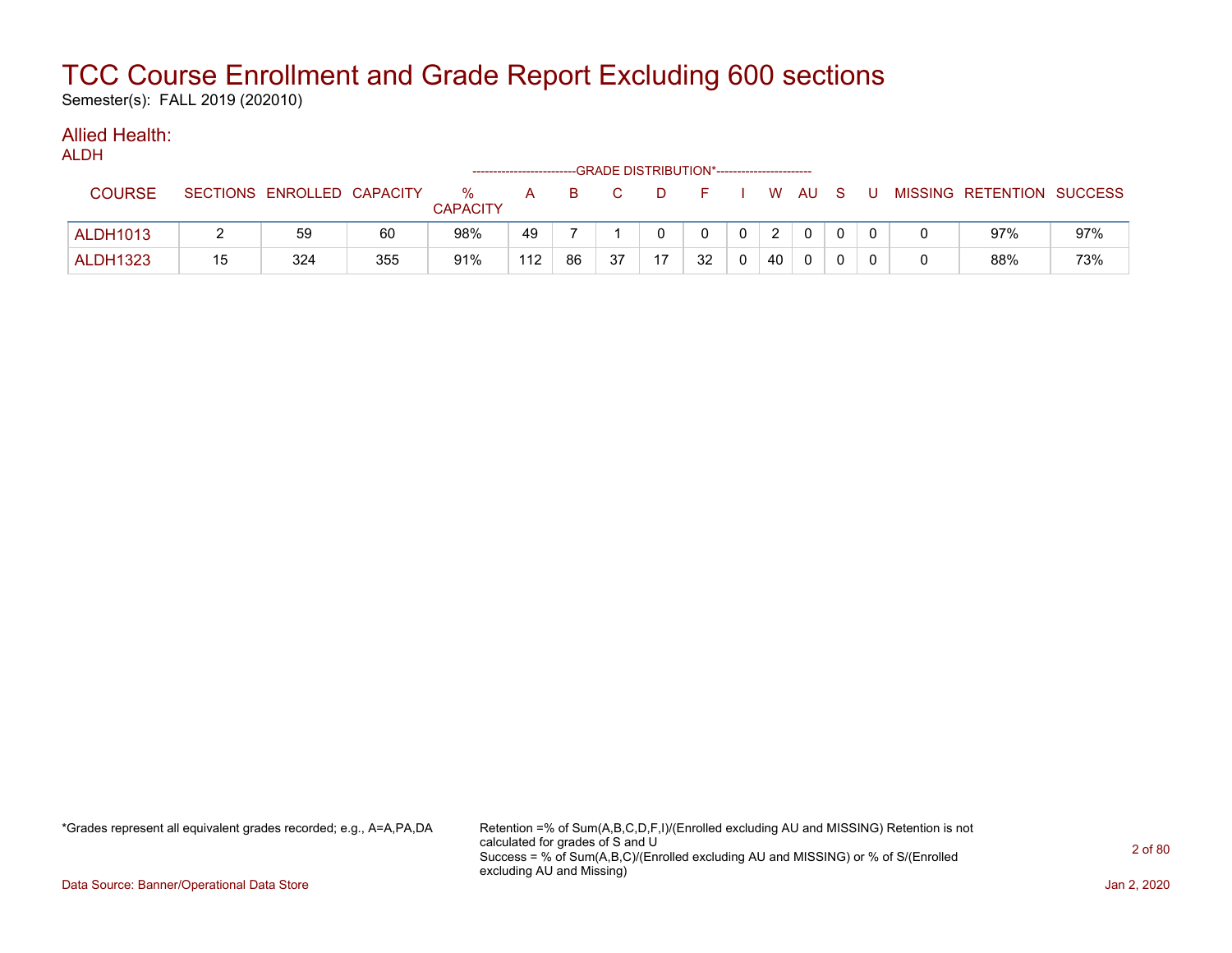# TCC Course Enrollment and Grade Report Excluding 600 sections

Semester(s): FALL 2019 (202010)

## Allied Health:

### ALDH

| COURSE | SECTIONS | ENROLLED | CAPACITY | % CAPACITY | A | B | C | D | F | I | W | AU | S | U | MISSING | RETENTION | SUCCESS |
|---|---|---|---|---|---|---|---|---|---|---|---|---|---|---|---|---|---|
| | | | | | GRADE DISTRIBUTION* | | | | | | | | | | | | |
| ALDH1013 | 2 | 59 | 60 | 98% | 49 | 7 | 1 | 0 | 0 | 0 | 2 | 0 | 0 | 0 | 0 | 97% | 97% |
| ALDH1323 | 15 | 324 | 355 | 91% | 112 | 86 | 37 | 17 | 32 | 0 | 40 | 0 | 0 | 0 | 0 | 88% | 73% |

*Grades represent all equivalent grades recorded; e.g., A=A,PA,DA

Retention =% of Sum(A,B,C,D,F,I)/(Enrolled excluding AU and MISSING) Retention is not calculated for grades of S and U
Success = % of Sum(A,B,C)/(Enrolled excluding AU and MISSING) or % of S/(Enrolled excluding AU and Missing)

Data Source: Banner/Operational Data Store

Jan 2, 2020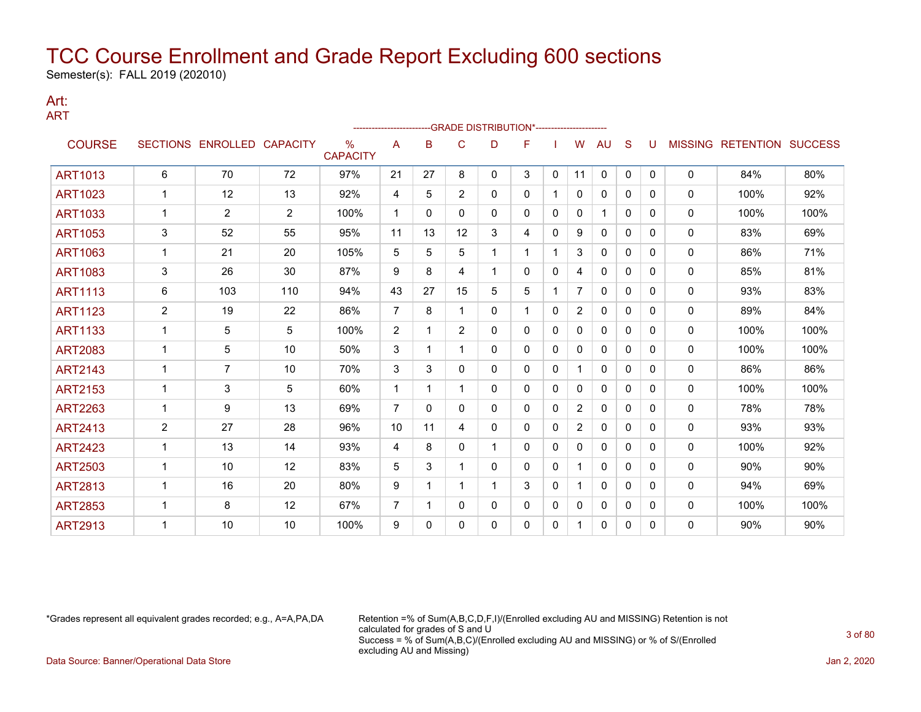# TCC Course Enrollment and Grade Report Excluding 600 sections

Semester(s): FALL 2019 (202010)

## Art:

ART

| COURSE | SECTIONS | ENROLLED | CAPACITY | % CAPACITY | GRADE DISTRIBUTION* | | | | | | | | | | MISSING | RETENTION | SUCCESS |
|---|---|---|---|---|---|---|---|---|---|---|---|---|---|---|---|---|---|
| | | | | | A | B | C | D | F | I | W | AU | S | U | | | |
| ART1013 | 6 | 70 | 72 | 97% | 21 | 27 | 8 | 0 | 3 | 0 | 11 | 0 | 0 | 0 | 0 | 84% | 80% |
| ART1023 | 1 | 12 | 13 | 92% | 4 | 5 | 2 | 0 | 0 | 1 | 0 | 0 | 0 | 0 | 0 | 100% | 92% |
| ART1033 | 1 | 2 | 2 | 100% | 1 | 0 | 0 | 0 | 0 | 0 | 0 | 1 | 0 | 0 | 0 | 100% | 100% |
| ART1053 | 3 | 52 | 55 | 95% | 11 | 13 | 12 | 3 | 4 | 0 | 9 | 0 | 0 | 0 | 0 | 83% | 69% |
| ART1063 | 1 | 21 | 20 | 105% | 5 | 5 | 5 | 1 | 1 | 1 | 3 | 0 | 0 | 0 | 0 | 86% | 71% |
| ART1083 | 3 | 26 | 30 | 87% | 9 | 8 | 4 | 1 | 0 | 0 | 4 | 0 | 0 | 0 | 0 | 85% | 81% |
| ART1113 | 6 | 103 | 110 | 94% | 43 | 27 | 15 | 5 | 5 | 1 | 7 | 0 | 0 | 0 | 0 | 93% | 83% |
| ART1123 | 2 | 19 | 22 | 86% | 7 | 8 | 1 | 0 | 1 | 0 | 2 | 0 | 0 | 0 | 0 | 89% | 84% |
| ART1133 | 1 | 5 | 5 | 100% | 2 | 1 | 2 | 0 | 0 | 0 | 0 | 0 | 0 | 0 | 0 | 100% | 100% |
| ART2083 | 1 | 5 | 10 | 50% | 3 | 1 | 1 | 0 | 0 | 0 | 0 | 0 | 0 | 0 | 0 | 100% | 100% |
| ART2143 | 1 | 7 | 10 | 70% | 3 | 3 | 0 | 0 | 0 | 0 | 1 | 0 | 0 | 0 | 0 | 86% | 86% |
| ART2153 | 1 | 3 | 5 | 60% | 1 | 1 | 1 | 0 | 0 | 0 | 0 | 0 | 0 | 0 | 0 | 100% | 100% |
| ART2263 | 1 | 9 | 13 | 69% | 7 | 0 | 0 | 0 | 0 | 0 | 2 | 0 | 0 | 0 | 0 | 78% | 78% |
| ART2413 | 2 | 27 | 28 | 96% | 10 | 11 | 4 | 0 | 0 | 0 | 2 | 0 | 0 | 0 | 0 | 93% | 93% |
| ART2423 | 1 | 13 | 14 | 93% | 4 | 8 | 0 | 1 | 0 | 0 | 0 | 0 | 0 | 0 | 0 | 100% | 92% |
| ART2503 | 1 | 10 | 12 | 83% | 5 | 3 | 1 | 0 | 0 | 0 | 1 | 0 | 0 | 0 | 0 | 90% | 90% |
| ART2813 | 1 | 16 | 20 | 80% | 9 | 1 | 1 | 1 | 3 | 0 | 1 | 0 | 0 | 0 | 0 | 94% | 69% |
| ART2853 | 1 | 8 | 12 | 67% | 7 | 1 | 0 | 0 | 0 | 0 | 0 | 0 | 0 | 0 | 0 | 100% | 100% |
| ART2913 | 1 | 10 | 10 | 100% | 9 | 0 | 0 | 0 | 0 | 0 | 1 | 0 | 0 | 0 | 0 | 90% | 90% |

*Grades represent all equivalent grades recorded; e.g., A=A,PA,DA

Retention =% of Sum(A,B,C,D,F,I)/(Enrolled excluding AU and MISSING) Retention is not calculated for grades of S and U
Success = % of Sum(A,B,C)/(Enrolled excluding AU and MISSING) or % of S/(Enrolled excluding AU and Missing)

Data Source: Banner/Operational Data Store

Jan 2, 2020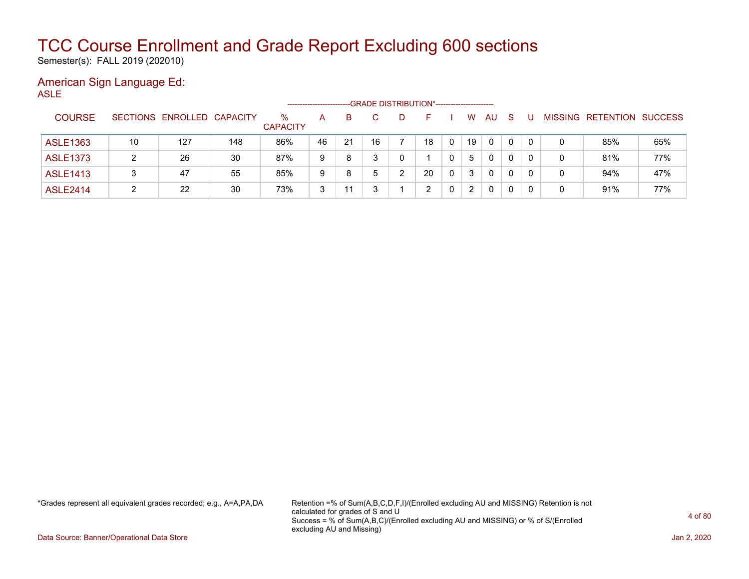# TCC Course Enrollment and Grade Report Excluding 600 sections

Semester(s): FALL 2019 (202010)

## American Sign Language Ed:

ASLE

| COURSE | SECTIONS | ENROLLED | CAPACITY | % CAPACITY | A | B | C | D | F | I | W | AU | S | U | MISSING | RETENTION | SUCCESS |
|---|---|---|---|---|---|---|---|---|---|---|---|---|---|---|---|---|---|
| | | | | | GRADE DISTRIBUTION* | | | | | | | | | | | | |
| ASLE1363 | 10 | 127 | 148 | 86% | 46 | 21 | 16 | 7 | 18 | 0 | 19 | 0 | 0 | 0 | 0 | 85% | 65% |
| ASLE1373 | 2 | 26 | 30 | 87% | 9 | 8 | 3 | 0 | 1 | 0 | 5 | 0 | 0 | 0 | 0 | 81% | 77% |
| ASLE1413 | 3 | 47 | 55 | 85% | 9 | 8 | 5 | 2 | 20 | 0 | 3 | 0 | 0 | 0 | 0 | 94% | 47% |
| ASLE2414 | 2 | 22 | 30 | 73% | 3 | 11 | 3 | 1 | 2 | 0 | 2 | 0 | 0 | 0 | 0 | 91% | 77% |

*Grades represent all equivalent grades recorded; e.g., A=A,PA,DA

Retention =% of Sum(A,B,C,D,F,I)/(Enrolled excluding AU and MISSING) Retention is not calculated for grades of S and U
Success = % of Sum(A,B,C)/(Enrolled excluding AU and MISSING) or % of S/(Enrolled excluding AU and Missing)

Data Source: Banner/Operational Data Store

Jan 2, 2020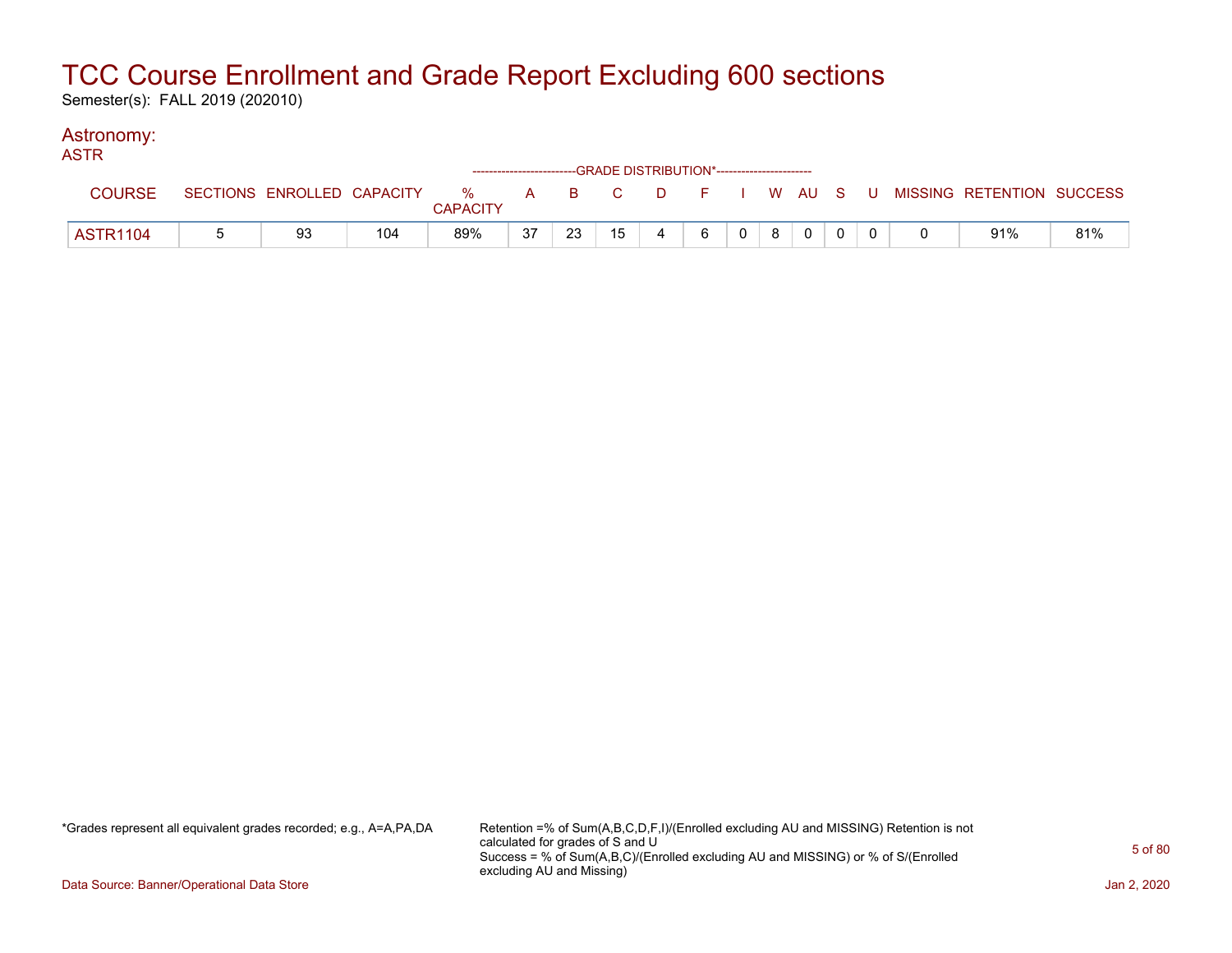# TCC Course Enrollment and Grade Report Excluding 600 sections

Semester(s): FALL 2019 (202010)

## Astronomy:

### ASTR

| COURSE | SECTIONS | ENROLLED | CAPACITY | % CAPACITY | A | B | C | D | F | I | W | AU | S | U | MISSING | RETENTION | SUCCESS |
|---|---|---|---|---|---|---|---|---|---|---|---|---|---|---|---|---|---|
| | | | | | GRADE DISTRIBUTION* | | | | | | | | | | | | |
| ASTR1104 | 5 | 93 | 104 | 89% | 37 | 23 | 15 | 4 | 6 | 0 | 8 | 0 | 0 | 0 | 0 | 91% | 81% |

*Grades represent all equivalent grades recorded; e.g., A=A,PA,DA

Retention =% of Sum(A,B,C,D,F,I)/(Enrolled excluding AU and MISSING) Retention is not calculated for grades of S and U
Success = % of Sum(A,B,C)/(Enrolled excluding AU and MISSING) or % of S/(Enrolled excluding AU and Missing)

Data Source: Banner/Operational Data Store

Jan 2, 2020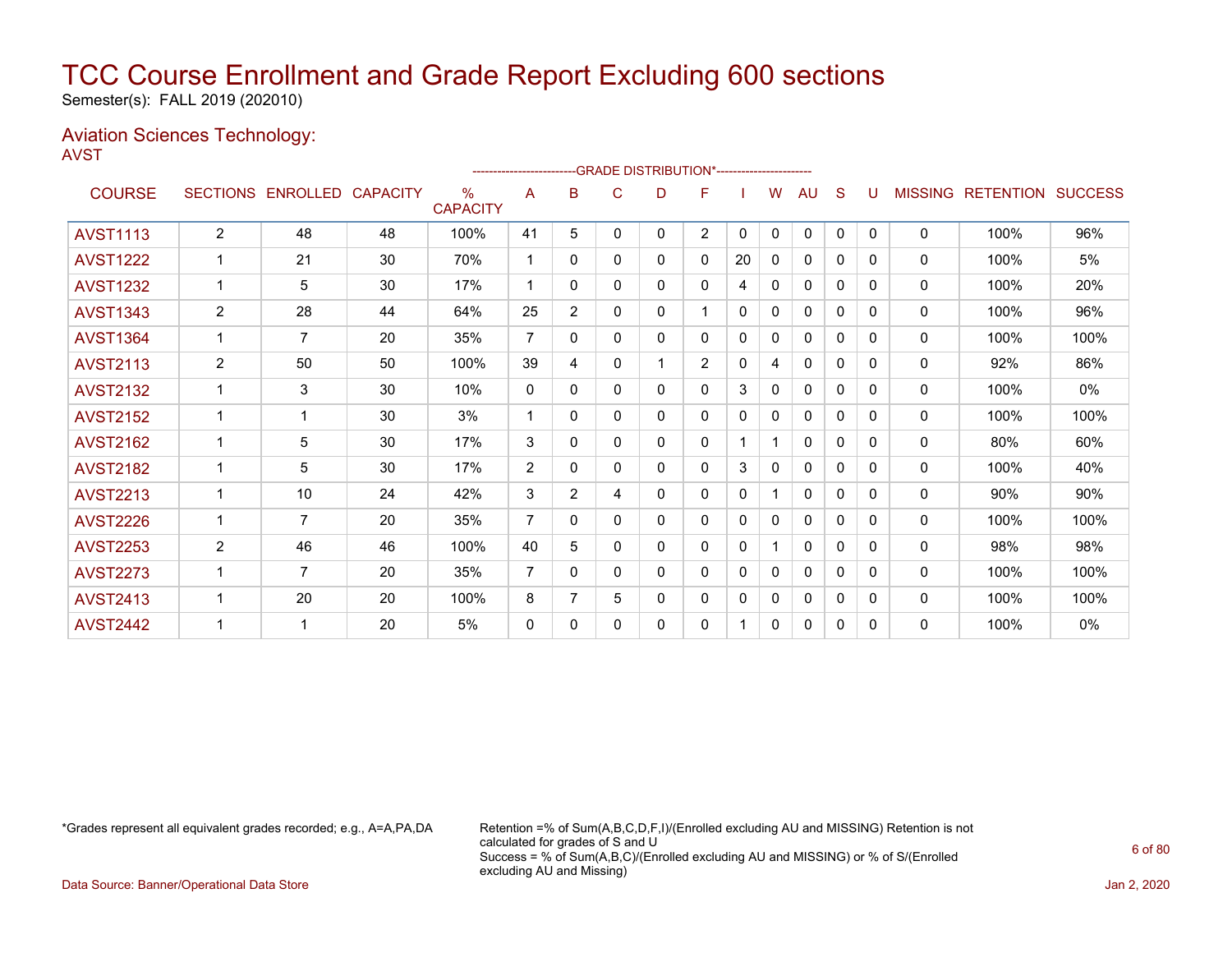# TCC Course Enrollment and Grade Report Excluding 600 sections

Semester(s): FALL 2019 (202010)

## Aviation Sciences Technology:

AVST

| COURSE | SECTIONS | ENROLLED | CAPACITY | % CAPACITY | A | B | C | D | F | I | W | AU | S | U | MISSING | RETENTION | SUCCESS |
|---|---|---|---|---|---|---|---|---|---|---|---|---|---|---|---|---|---|
| | | | | | GRADE DISTRIBUTION* | | | | | | | | | | | | |
| AVST1113 | 2 | 48 | 48 | 100% | 41 | 5 | 0 | 0 | 2 | 0 | 0 | 0 | 0 | 0 | 0 | 100% | 96% |
| AVST1222 | 1 | 21 | 30 | 70% | 1 | 0 | 0 | 0 | 0 | 20 | 0 | 0 | 0 | 0 | 0 | 100% | 5% |
| AVST1232 | 1 | 5 | 30 | 17% | 1 | 0 | 0 | 0 | 0 | 4 | 0 | 0 | 0 | 0 | 0 | 100% | 20% |
| AVST1343 | 2 | 28 | 44 | 64% | 25 | 2 | 0 | 0 | 1 | 0 | 0 | 0 | 0 | 0 | 0 | 100% | 96% |
| AVST1364 | 1 | 7 | 20 | 35% | 7 | 0 | 0 | 0 | 0 | 0 | 0 | 0 | 0 | 0 | 0 | 100% | 100% |
| AVST2113 | 2 | 50 | 50 | 100% | 39 | 4 | 0 | 1 | 2 | 0 | 4 | 0 | 0 | 0 | 0 | 92% | 86% |
| AVST2132 | 1 | 3 | 30 | 10% | 0 | 0 | 0 | 0 | 0 | 3 | 0 | 0 | 0 | 0 | 0 | 100% | 0% |
| AVST2152 | 1 | 1 | 30 | 3% | 1 | 0 | 0 | 0 | 0 | 0 | 0 | 0 | 0 | 0 | 0 | 100% | 100% |
| AVST2162 | 1 | 5 | 30 | 17% | 3 | 0 | 0 | 0 | 0 | 1 | 1 | 0 | 0 | 0 | 0 | 80% | 60% |
| AVST2182 | 1 | 5 | 30 | 17% | 2 | 0 | 0 | 0 | 0 | 3 | 0 | 0 | 0 | 0 | 0 | 100% | 40% |
| AVST2213 | 1 | 10 | 24 | 42% | 3 | 2 | 4 | 0 | 0 | 0 | 1 | 0 | 0 | 0 | 0 | 90% | 90% |
| AVST2226 | 1 | 7 | 20 | 35% | 7 | 0 | 0 | 0 | 0 | 0 | 0 | 0 | 0 | 0 | 0 | 100% | 100% |
| AVST2253 | 2 | 46 | 46 | 100% | 40 | 5 | 0 | 0 | 0 | 0 | 1 | 0 | 0 | 0 | 0 | 98% | 98% |
| AVST2273 | 1 | 7 | 20 | 35% | 7 | 0 | 0 | 0 | 0 | 0 | 0 | 0 | 0 | 0 | 0 | 100% | 100% |
| AVST2413 | 1 | 20 | 20 | 100% | 8 | 7 | 5 | 0 | 0 | 0 | 0 | 0 | 0 | 0 | 0 | 100% | 100% |
| AVST2442 | 1 | 1 | 20 | 5% | 0 | 0 | 0 | 0 | 0 | 1 | 0 | 0 | 0 | 0 | 0 | 100% | 0% |

*Grades represent all equivalent grades recorded; e.g., A=A,PA,DA

Retention =% of Sum(A,B,C,D,F,I)/(Enrolled excluding AU and MISSING) Retention is not calculated for grades of S and U
Success = % of Sum(A,B,C)/(Enrolled excluding AU and MISSING) or % of S/(Enrolled excluding AU and Missing)

Data Source: Banner/Operational Data Store

Jan 2, 2020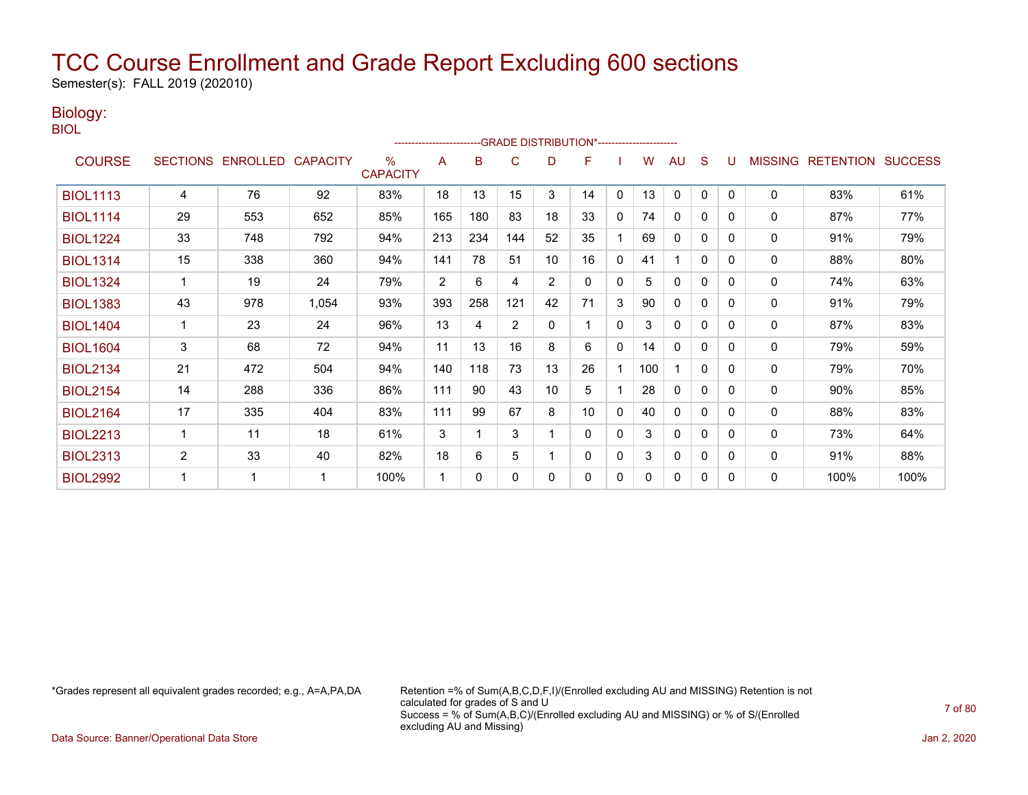# TCC Course Enrollment and Grade Report Excluding 600 sections

Semester(s): FALL 2019 (202010)

## Biology:

BIOL

| COURSE | SECTIONS | ENROLLED | CAPACITY | % CAPACITY | GRADE DISTRIBUTION* A | B | C | D | F | I | W | AU | S | U | MISSING | RETENTION | SUCCESS |
|---|---|---|---|---|---|---|---|---|---|---|---|---|---|---|---|---|---|
| BIOL1113 | 4 | 76 | 92 | 83% | 18 | 13 | 15 | 3 | 14 | 0 | 13 | 0 | 0 | 0 | 0 | 83% | 61% |
| BIOL1114 | 29 | 553 | 652 | 85% | 165 | 180 | 83 | 18 | 33 | 0 | 74 | 0 | 0 | 0 | 0 | 87% | 77% |
| BIOL1224 | 33 | 748 | 792 | 94% | 213 | 234 | 144 | 52 | 35 | 1 | 69 | 0 | 0 | 0 | 0 | 91% | 79% |
| BIOL1314 | 15 | 338 | 360 | 94% | 141 | 78 | 51 | 10 | 16 | 0 | 41 | 1 | 0 | 0 | 0 | 88% | 80% |
| BIOL1324 | 1 | 19 | 24 | 79% | 2 | 6 | 4 | 2 | 0 | 0 | 5 | 0 | 0 | 0 | 0 | 74% | 63% |
| BIOL1383 | 43 | 978 | 1,054 | 93% | 393 | 258 | 121 | 42 | 71 | 3 | 90 | 0 | 0 | 0 | 0 | 91% | 79% |
| BIOL1404 | 1 | 23 | 24 | 96% | 13 | 4 | 2 | 0 | 1 | 0 | 3 | 0 | 0 | 0 | 0 | 87% | 83% |
| BIOL1604 | 3 | 68 | 72 | 94% | 11 | 13 | 16 | 8 | 6 | 0 | 14 | 0 | 0 | 0 | 0 | 79% | 59% |
| BIOL2134 | 21 | 472 | 504 | 94% | 140 | 118 | 73 | 13 | 26 | 1 | 100 | 1 | 0 | 0 | 0 | 79% | 70% |
| BIOL2154 | 14 | 288 | 336 | 86% | 111 | 90 | 43 | 10 | 5 | 1 | 28 | 0 | 0 | 0 | 0 | 90% | 85% |
| BIOL2164 | 17 | 335 | 404 | 83% | 111 | 99 | 67 | 8 | 10 | 0 | 40 | 0 | 0 | 0 | 0 | 88% | 83% |
| BIOL2213 | 1 | 11 | 18 | 61% | 3 | 1 | 3 | 1 | 0 | 0 | 3 | 0 | 0 | 0 | 0 | 73% | 64% |
| BIOL2313 | 2 | 33 | 40 | 82% | 18 | 6 | 5 | 1 | 0 | 0 | 3 | 0 | 0 | 0 | 0 | 91% | 88% |
| BIOL2992 | 1 | 1 | 1 | 100% | 1 | 0 | 0 | 0 | 0 | 0 | 0 | 0 | 0 | 0 | 0 | 100% | 100% |

*Grades represent all equivalent grades recorded; e.g., A=A,PA,DA

Retention =% of Sum(A,B,C,D,F,I)/(Enrolled excluding AU and MISSING) Retention is not calculated for grades of S and U
Success = % of Sum(A,B,C)/(Enrolled excluding AU and MISSING) or % of S/(Enrolled excluding AU and Missing)

Data Source: Banner/Operational Data Store

Jan 2, 2020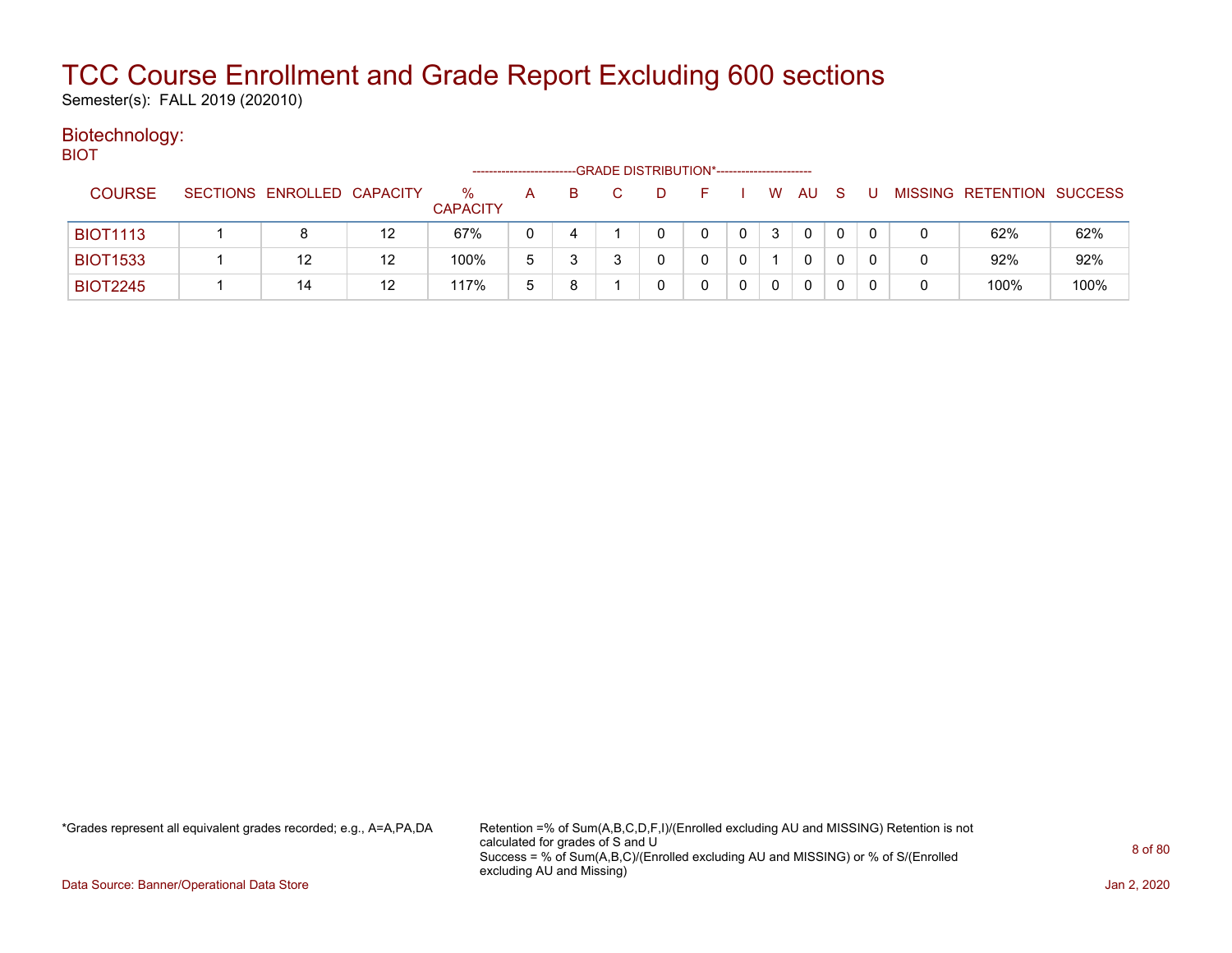# TCC Course Enrollment and Grade Report Excluding 600 sections

Semester(s): FALL 2019 (202010)

## Biotechnology:

BIOT

| COURSE | SECTIONS | ENROLLED | CAPACITY | % CAPACITY | A | B | C | D | F | I | W | AU | S | U | MISSING | RETENTION | SUCCESS |
|---|---|---|---|---|---|---|---|---|---|---|---|---|---|---|---|---|---|
| | | | | | GRADE DISTRIBUTION* | | | | | | | | | | | | |
| BIOT1113 | 1 | 8 | 12 | 67% | 0 | 4 | 1 | 0 | 0 | 0 | 3 | 0 | 0 | 0 | 0 | 62% | 62% |
| BIOT1533 | 1 | 12 | 12 | 100% | 5 | 3 | 3 | 0 | 0 | 0 | 1 | 0 | 0 | 0 | 0 | 92% | 92% |
| BIOT2245 | 1 | 14 | 12 | 117% | 5 | 8 | 1 | 0 | 0 | 0 | 0 | 0 | 0 | 0 | 0 | 100% | 100% |

*Grades represent all equivalent grades recorded; e.g., A=A,PA,DA

Retention =% of Sum(A,B,C,D,F,I)/(Enrolled excluding AU and MISSING) Retention is not calculated for grades of S and U
Success = % of Sum(A,B,C)/(Enrolled excluding AU and MISSING) or % of S/(Enrolled excluding AU and Missing)

Data Source: Banner/Operational Data Store

Jan 2, 2020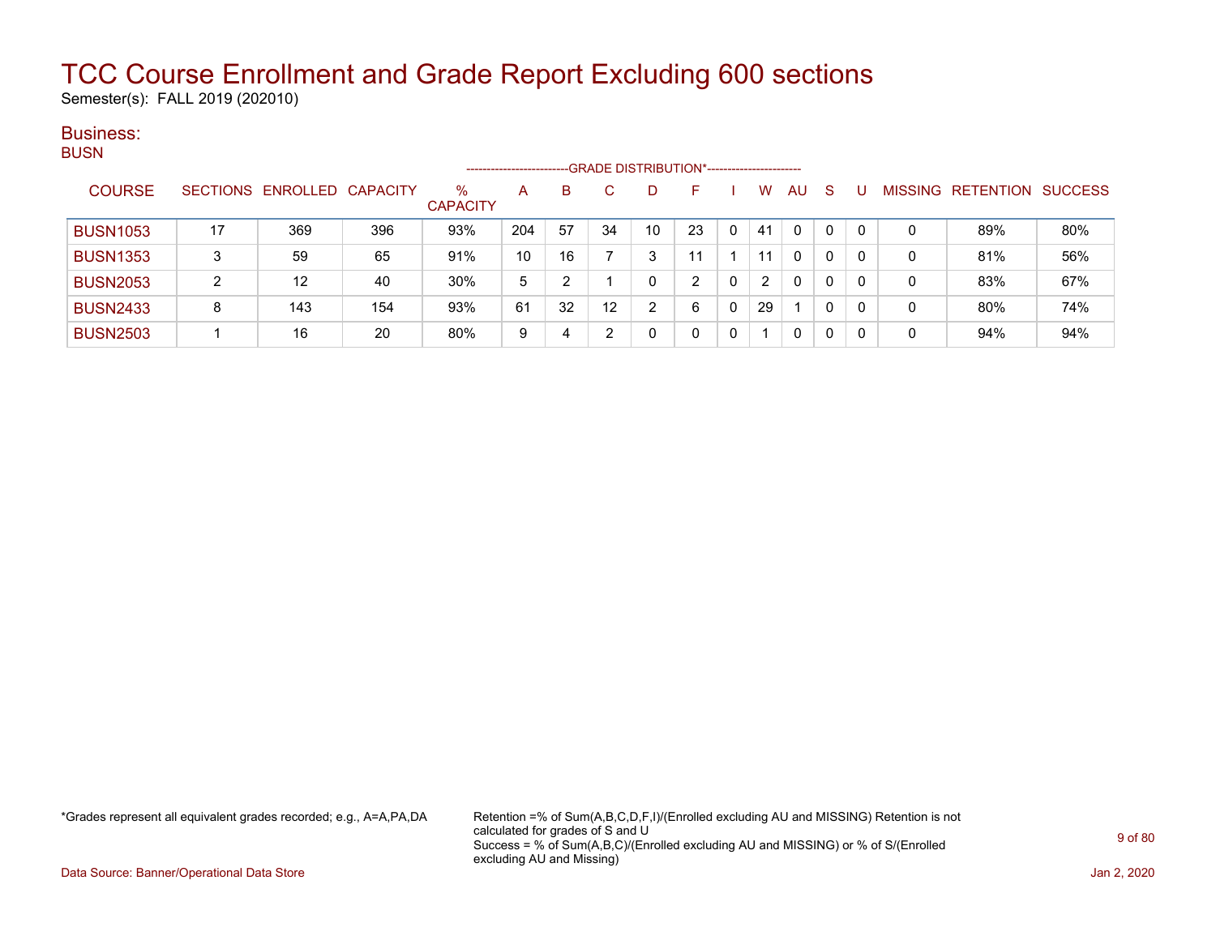# TCC Course Enrollment and Grade Report Excluding 600 sections

Semester(s): FALL 2019 (202010)

## Business:

### BUSN

| COURSE | SECTIONS | ENROLLED | CAPACITY | % CAPACITY | A | B | C | D | F | I | W | AU | S | U | MISSING | RETENTION | SUCCESS |
|---|---|---|---|---|---|---|---|---|---|---|---|---|---|---|---|---|---|
| | | | | | GRADE DISTRIBUTION* | | | | | | | | | | | | |
| BUSN1053 | 17 | 369 | 396 | 93% | 204 | 57 | 34 | 10 | 23 | 0 | 41 | 0 | 0 | 0 | 0 | 89% | 80% |
| BUSN1353 | 3 | 59 | 65 | 91% | 10 | 16 | 7 | 3 | 11 | 1 | 11 | 0 | 0 | 0 | 0 | 81% | 56% |
| BUSN2053 | 2 | 12 | 40 | 30% | 5 | 2 | 1 | 0 | 2 | 0 | 2 | 0 | 0 | 0 | 0 | 83% | 67% |
| BUSN2433 | 8 | 143 | 154 | 93% | 61 | 32 | 12 | 2 | 6 | 0 | 29 | 1 | 0 | 0 | 0 | 80% | 74% |
| BUSN2503 | 1 | 16 | 20 | 80% | 9 | 4 | 2 | 0 | 0 | 0 | 1 | 0 | 0 | 0 | 0 | 94% | 94% |

*Grades represent all equivalent grades recorded; e.g., A=A,PA,DA

Retention =% of Sum(A,B,C,D,F,I)/(Enrolled excluding AU and MISSING) Retention is not calculated for grades of S and U
Success = % of Sum(A,B,C)/(Enrolled excluding AU and MISSING) or % of S/(Enrolled excluding AU and Missing)

Data Source: Banner/Operational Data Store

Jan 2, 2020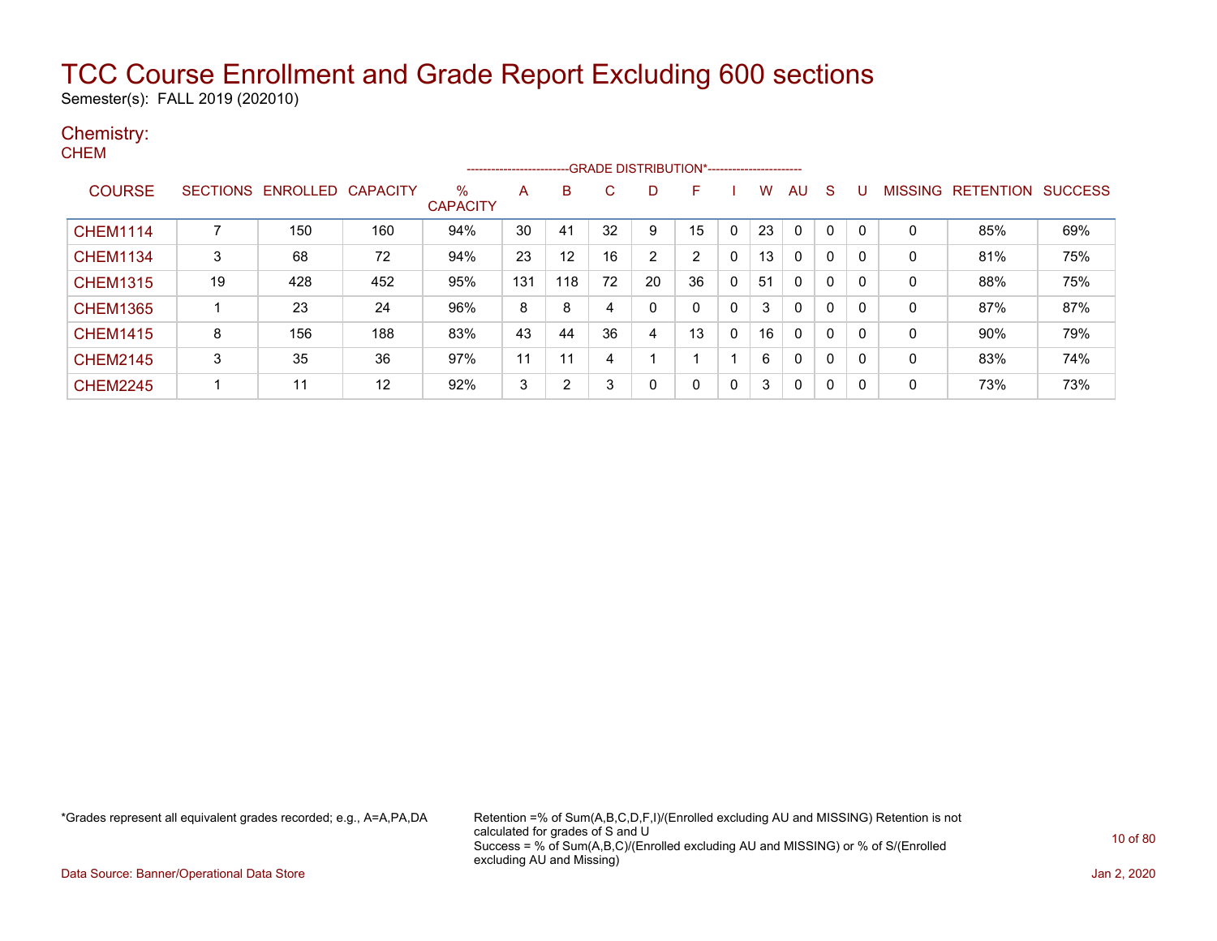# TCC Course Enrollment and Grade Report Excluding 600 sections

Semester(s): FALL 2019 (202010)

## Chemistry:

### CHEM

| COURSE | SECTIONS | ENROLLED | CAPACITY | % CAPACITY | A | B | C | D | F | I | W | AU | S | U | MISSING | RETENTION | SUCCESS |
|---|---|---|---|---|---|---|---|---|---|---|---|---|---|---|---|---|---|
| CHEM1114 | 7 | 150 | 160 | 94% | 30 | 41 | 32 | 9 | 15 | 0 | 23 | 0 | 0 | 0 | 0 | 85% | 69% |
| CHEM1134 | 3 | 68 | 72 | 94% | 23 | 12 | 16 | 2 | 2 | 0 | 13 | 0 | 0 | 0 | 0 | 81% | 75% |
| CHEM1315 | 19 | 428 | 452 | 95% | 131 | 118 | 72 | 20 | 36 | 0 | 51 | 0 | 0 | 0 | 0 | 88% | 75% |
| CHEM1365 | 1 | 23 | 24 | 96% | 8 | 8 | 4 | 0 | 0 | 0 | 3 | 0 | 0 | 0 | 0 | 87% | 87% |
| CHEM1415 | 8 | 156 | 188 | 83% | 43 | 44 | 36 | 4 | 13 | 0 | 16 | 0 | 0 | 0 | 0 | 90% | 79% |
| CHEM2145 | 3 | 35 | 36 | 97% | 11 | 11 | 4 | 1 | 1 | 1 | 6 | 0 | 0 | 0 | 0 | 83% | 74% |
| CHEM2245 | 1 | 11 | 12 | 92% | 3 | 2 | 3 | 0 | 0 | 0 | 3 | 0 | 0 | 0 | 0 | 73% | 73% |

(Columns A through U: GRADE DISTRIBUTION*)

*Grades represent all equivalent grades recorded; e.g., A=A,PA,DA

Retention =% of Sum(A,B,C,D,F,I)/(Enrolled excluding AU and MISSING) Retention is not calculated for grades of S and U
Success = % of Sum(A,B,C)/(Enrolled excluding AU and MISSING) or % of S/(Enrolled excluding AU and Missing)

Data Source: Banner/Operational Data Store

Jan 2, 2020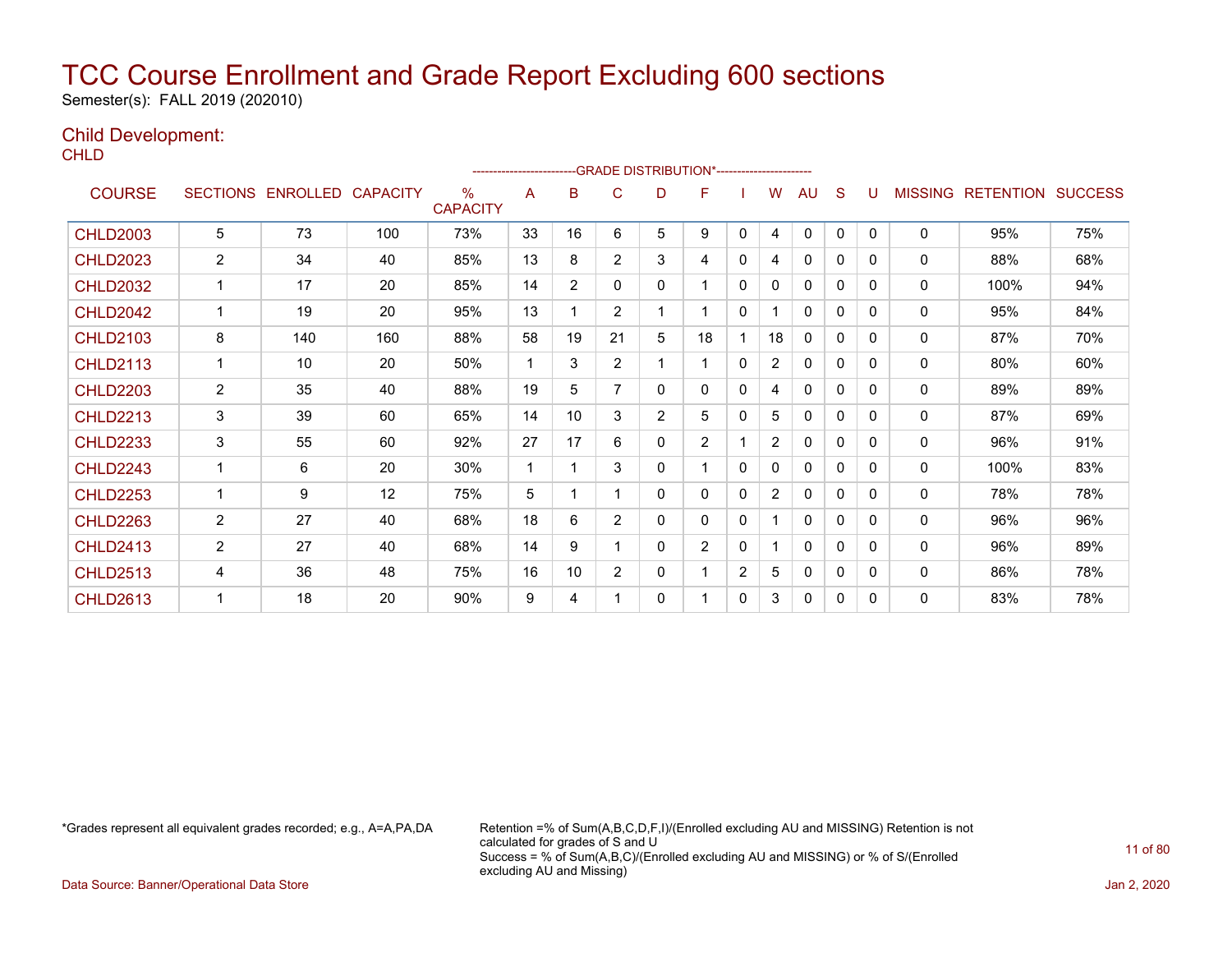# TCC Course Enrollment and Grade Report Excluding 600 sections

Semester(s): FALL 2019 (202010)

## Child Development:

CHLD

| COURSE | SECTIONS | ENROLLED | CAPACITY | % CAPACITY | A | B | C | D | F | I | W | AU | S | U | MISSING | RETENTION | SUCCESS |
|---|---|---|---|---|---|---|---|---|---|---|---|---|---|---|---|---|---|
| | | | | | GRADE DISTRIBUTION* | | | | | | | | | | | | |
| CHLD2003 | 5 | 73 | 100 | 73% | 33 | 16 | 6 | 5 | 9 | 0 | 4 | 0 | 0 | 0 | 0 | 95% | 75% |
| CHLD2023 | 2 | 34 | 40 | 85% | 13 | 8 | 2 | 3 | 4 | 0 | 4 | 0 | 0 | 0 | 0 | 88% | 68% |
| CHLD2032 | 1 | 17 | 20 | 85% | 14 | 2 | 0 | 0 | 1 | 0 | 0 | 0 | 0 | 0 | 0 | 100% | 94% |
| CHLD2042 | 1 | 19 | 20 | 95% | 13 | 1 | 2 | 1 | 1 | 0 | 1 | 0 | 0 | 0 | 0 | 95% | 84% |
| CHLD2103 | 8 | 140 | 160 | 88% | 58 | 19 | 21 | 5 | 18 | 1 | 18 | 0 | 0 | 0 | 0 | 87% | 70% |
| CHLD2113 | 1 | 10 | 20 | 50% | 1 | 3 | 2 | 1 | 1 | 0 | 2 | 0 | 0 | 0 | 0 | 80% | 60% |
| CHLD2203 | 2 | 35 | 40 | 88% | 19 | 5 | 7 | 0 | 0 | 0 | 4 | 0 | 0 | 0 | 0 | 89% | 89% |
| CHLD2213 | 3 | 39 | 60 | 65% | 14 | 10 | 3 | 2 | 5 | 0 | 5 | 0 | 0 | 0 | 0 | 87% | 69% |
| CHLD2233 | 3 | 55 | 60 | 92% | 27 | 17 | 6 | 0 | 2 | 1 | 2 | 0 | 0 | 0 | 0 | 96% | 91% |
| CHLD2243 | 1 | 6 | 20 | 30% | 1 | 1 | 3 | 0 | 1 | 0 | 0 | 0 | 0 | 0 | 0 | 100% | 83% |
| CHLD2253 | 1 | 9 | 12 | 75% | 5 | 1 | 1 | 0 | 0 | 0 | 2 | 0 | 0 | 0 | 0 | 78% | 78% |
| CHLD2263 | 2 | 27 | 40 | 68% | 18 | 6 | 2 | 0 | 0 | 0 | 1 | 0 | 0 | 0 | 0 | 96% | 96% |
| CHLD2413 | 2 | 27 | 40 | 68% | 14 | 9 | 1 | 0 | 2 | 0 | 1 | 0 | 0 | 0 | 0 | 96% | 89% |
| CHLD2513 | 4 | 36 | 48 | 75% | 16 | 10 | 2 | 0 | 1 | 2 | 5 | 0 | 0 | 0 | 0 | 86% | 78% |
| CHLD2613 | 1 | 18 | 20 | 90% | 9 | 4 | 1 | 0 | 1 | 0 | 3 | 0 | 0 | 0 | 0 | 83% | 78% |

*Grades represent all equivalent grades recorded; e.g., A=A,PA,DA

Retention =% of Sum(A,B,C,D,F,I)/(Enrolled excluding AU and MISSING) Retention is not calculated for grades of S and U
Success = % of Sum(A,B,C)/(Enrolled excluding AU and MISSING) or % of S/(Enrolled excluding AU and Missing)

Data Source: Banner/Operational Data Store

Jan 2, 2020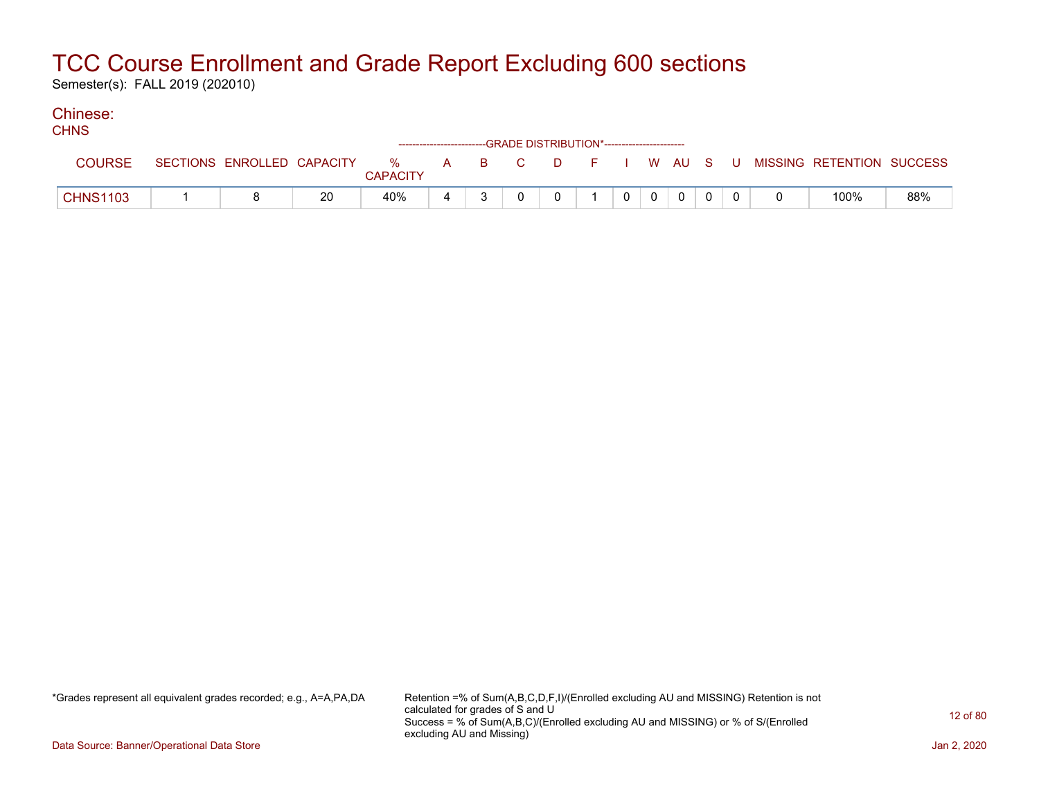# TCC Course Enrollment and Grade Report Excluding 600 sections

Semester(s): FALL 2019 (202010)

## Chinese:

CHNS

| COURSE | SECTIONS | ENROLLED | CAPACITY | % CAPACITY | A | B | C | D | F | I | W | AU | S | U | MISSING | RETENTION | SUCCESS |
|---|---|---|---|---|---|---|---|---|---|---|---|---|---|---|---|---|---|
| | | | | | GRADE DISTRIBUTION* | | | | | | | | | | | | |
| CHNS1103 | 1 | 8 | 20 | 40% | 4 | 3 | 0 | 0 | 1 | 0 | 0 | 0 | 0 | 0 | 0 | 100% | 88% |

*Grades represent all equivalent grades recorded; e.g., A=A,PA,DA

Retention =% of Sum(A,B,C,D,F,I)/(Enrolled excluding AU and MISSING) Retention is not calculated for grades of S and U
Success = % of Sum(A,B,C)/(Enrolled excluding AU and MISSING) or % of S/(Enrolled excluding AU and Missing)

Data Source: Banner/Operational Data Store

Jan 2, 2020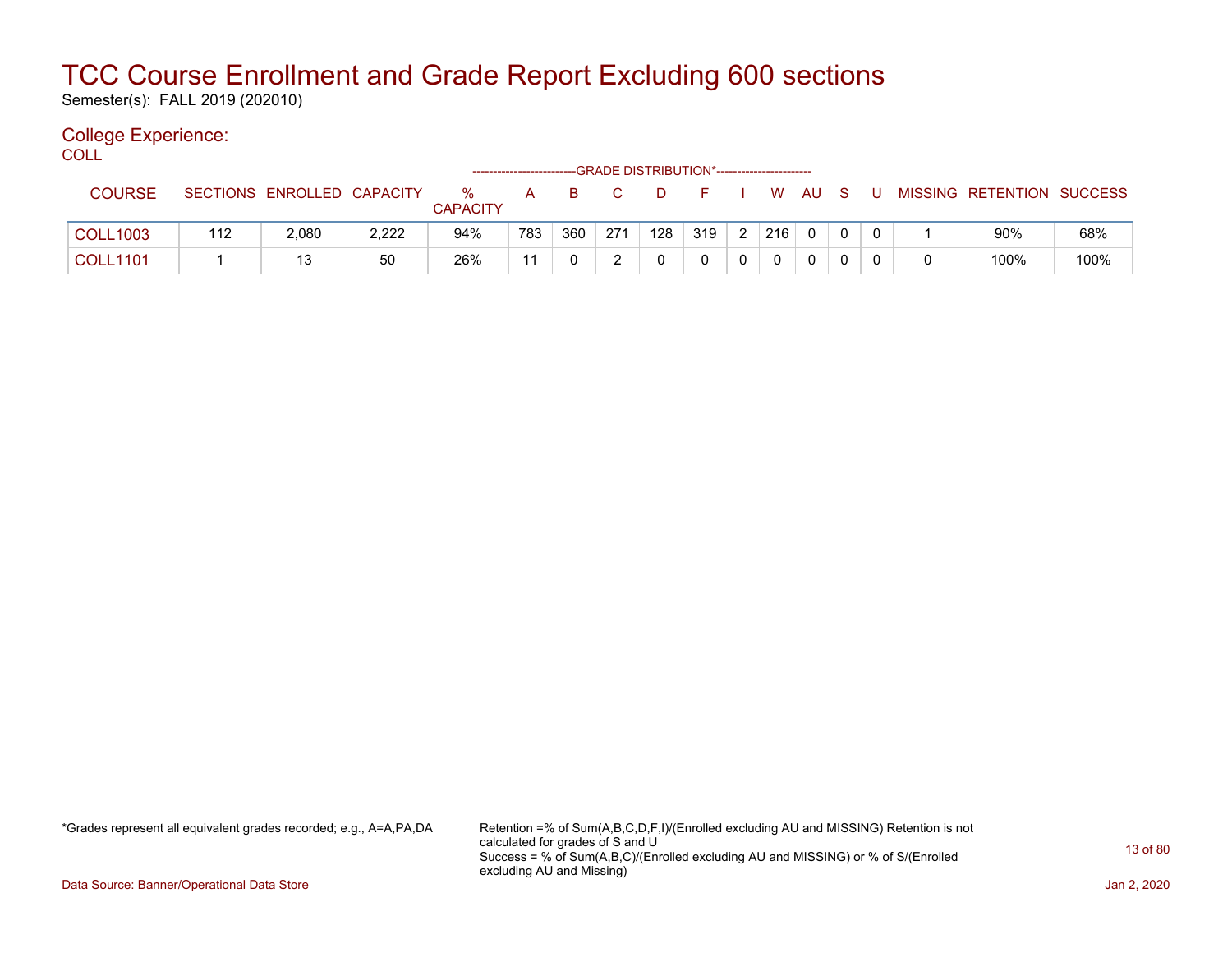# TCC Course Enrollment and Grade Report Excluding 600 sections

Semester(s): FALL 2019 (202010)

## College Experience:

COLL

| COURSE | SECTIONS | ENROLLED | CAPACITY | % CAPACITY | A | B | C | D | F | I | W | AU | S | U | MISSING | RETENTION | SUCCESS |
|---|---|---|---|---|---|---|---|---|---|---|---|---|---|---|---|---|---|
| | | | | | GRADE DISTRIBUTION* | | | | | | | | | | | | |
| COLL1003 | 112 | 2,080 | 2,222 | 94% | 783 | 360 | 271 | 128 | 319 | 2 | 216 | 0 | 0 | 0 | 1 | 90% | 68% |
| COLL1101 | 1 | 13 | 50 | 26% | 11 | 0 | 2 | 0 | 0 | 0 | 0 | 0 | 0 | 0 | 0 | 100% | 100% |

*Grades represent all equivalent grades recorded; e.g., A=A,PA,DA

Retention =% of Sum(A,B,C,D,F,I)/(Enrolled excluding AU and MISSING) Retention is not calculated for grades of S and U
Success = % of Sum(A,B,C)/(Enrolled excluding AU and MISSING) or % of S/(Enrolled excluding AU and Missing)

Data Source: Banner/Operational Data Store

Jan 2, 2020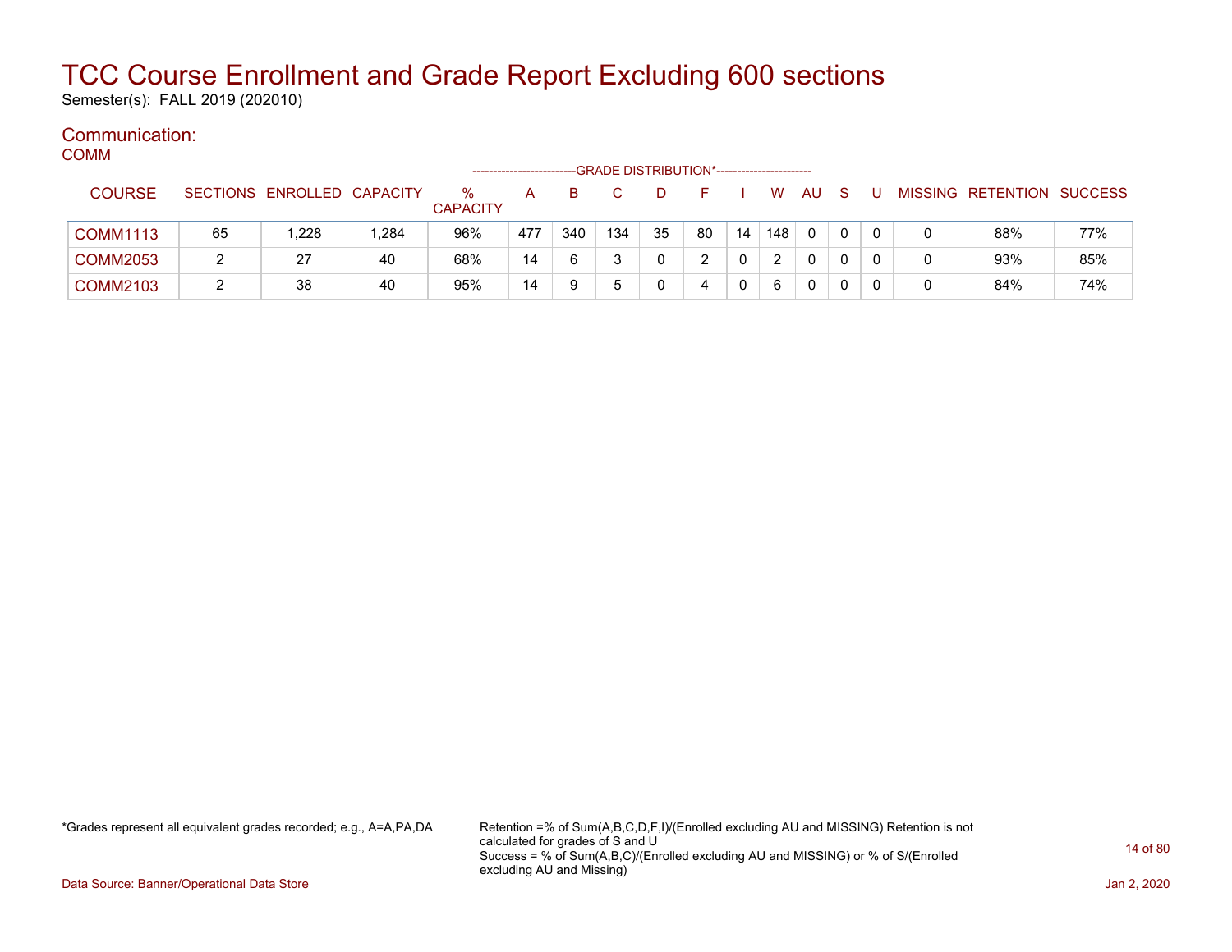# TCC Course Enrollment and Grade Report Excluding 600 sections

Semester(s): FALL 2019 (202010)

## Communication:

### COMM

| COURSE | SECTIONS | ENROLLED | CAPACITY | % CAPACITY | A | B | C | D | F | I | W | AU | S | U | MISSING | RETENTION | SUCCESS |
|---|---|---|---|---|---|---|---|---|---|---|---|---|---|---|---|---|---|
| | | | | | GRADE DISTRIBUTION* | | | | | | | | | | | | |
| COMM1113 | 65 | 1,228 | 1,284 | 96% | 477 | 340 | 134 | 35 | 80 | 14 | 148 | 0 | 0 | 0 | 0 | 88% | 77% |
| COMM2053 | 2 | 27 | 40 | 68% | 14 | 6 | 3 | 0 | 2 | 0 | 2 | 0 | 0 | 0 | 0 | 93% | 85% |
| COMM2103 | 2 | 38 | 40 | 95% | 14 | 9 | 5 | 0 | 4 | 0 | 6 | 0 | 0 | 0 | 0 | 84% | 74% |

*Grades represent all equivalent grades recorded; e.g., A=A,PA,DA

Retention =% of Sum(A,B,C,D,F,I)/(Enrolled excluding AU and MISSING) Retention is not calculated for grades of S and U
Success = % of Sum(A,B,C)/(Enrolled excluding AU and MISSING) or % of S/(Enrolled excluding AU and Missing)

Data Source: Banner/Operational Data Store

Jan 2, 2020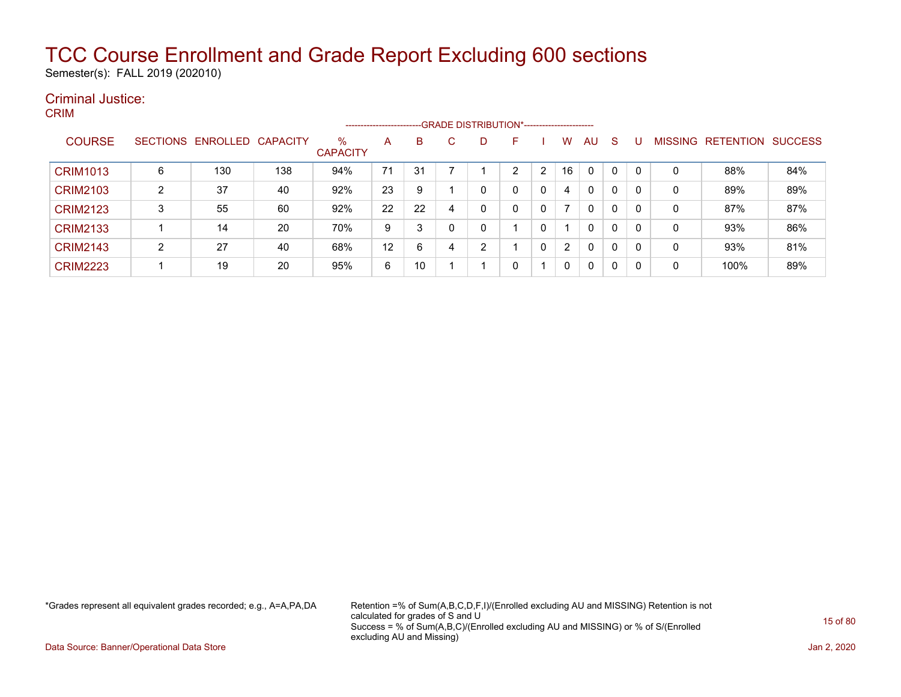# TCC Course Enrollment and Grade Report Excluding 600 sections

Semester(s): FALL 2019 (202010)

## Criminal Justice:

### CRIM

| COURSE | SECTIONS | ENROLLED | CAPACITY | % CAPACITY | A | B | C | D | F | I | W | AU | S | U | MISSING | RETENTION | SUCCESS |
|---|---|---|---|---|---|---|---|---|---|---|---|---|---|---|---|---|---|
| CRIM1013 | 6 | 130 | 138 | 94% | 71 | 31 | 7 | 1 | 2 | 2 | 16 | 0 | 0 | 0 | 0 | 88% | 84% |
| CRIM2103 | 2 | 37 | 40 | 92% | 23 | 9 | 1 | 0 | 0 | 0 | 4 | 0 | 0 | 0 | 0 | 89% | 89% |
| CRIM2123 | 3 | 55 | 60 | 92% | 22 | 22 | 4 | 0 | 0 | 0 | 7 | 0 | 0 | 0 | 0 | 87% | 87% |
| CRIM2133 | 1 | 14 | 20 | 70% | 9 | 3 | 0 | 0 | 1 | 0 | 1 | 0 | 0 | 0 | 0 | 93% | 86% |
| CRIM2143 | 2 | 27 | 40 | 68% | 12 | 6 | 4 | 2 | 1 | 0 | 2 | 0 | 0 | 0 | 0 | 93% | 81% |
| CRIM2223 | 1 | 19 | 20 | 95% | 6 | 10 | 1 | 1 | 0 | 1 | 0 | 0 | 0 | 0 | 0 | 100% | 89% |

(GRADE DISTRIBUTION* spans columns A through U)

*Grades represent all equivalent grades recorded; e.g., A=A,PA,DA

Retention =% of Sum(A,B,C,D,F,I)/(Enrolled excluding AU and MISSING) Retention is not calculated for grades of S and U
Success = % of Sum(A,B,C)/(Enrolled excluding AU and MISSING) or % of S/(Enrolled excluding AU and Missing)

Data Source: Banner/Operational Data Store

Jan 2, 2020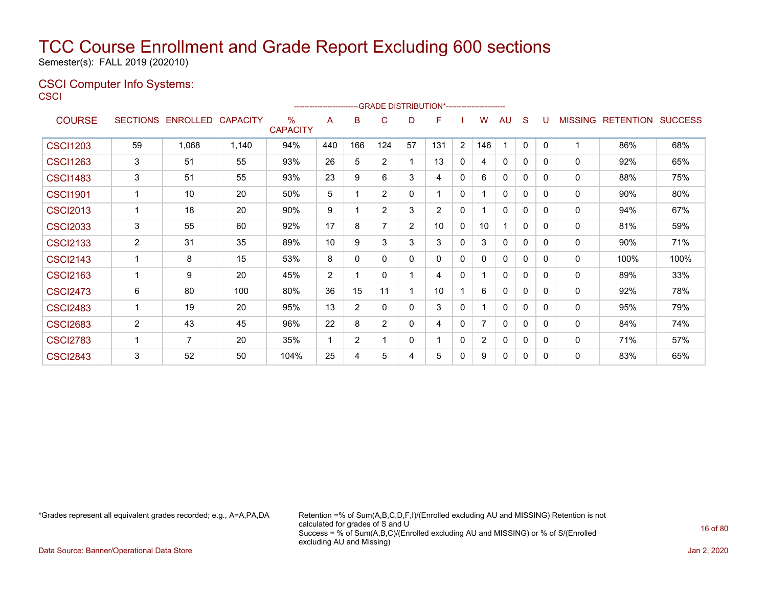# TCC Course Enrollment and Grade Report Excluding 600 sections

Semester(s): FALL 2019 (202010)

## CSCI Computer Info Systems:

CSCI

| COURSE | SECTIONS | ENROLLED | CAPACITY | % CAPACITY | A | B | C | D | F | I | W | AU | S | U | MISSING | RETENTION | SUCCESS |
|---|---|---|---|---|---|---|---|---|---|---|---|---|---|---|---|---|---|
| | | | | | GRADE DISTRIBUTION* | | | | | | | | | | | | |
| CSCI1203 | 59 | 1,068 | 1,140 | 94% | 440 | 166 | 124 | 57 | 131 | 2 | 146 | 1 | 0 | 0 | 1 | 86% | 68% |
| CSCI1263 | 3 | 51 | 55 | 93% | 26 | 5 | 2 | 1 | 13 | 0 | 4 | 0 | 0 | 0 | 0 | 92% | 65% |
| CSCI1483 | 3 | 51 | 55 | 93% | 23 | 9 | 6 | 3 | 4 | 0 | 6 | 0 | 0 | 0 | 0 | 88% | 75% |
| CSCI1901 | 1 | 10 | 20 | 50% | 5 | 1 | 2 | 0 | 1 | 0 | 1 | 0 | 0 | 0 | 0 | 90% | 80% |
| CSCI2013 | 1 | 18 | 20 | 90% | 9 | 1 | 2 | 3 | 2 | 0 | 1 | 0 | 0 | 0 | 0 | 94% | 67% |
| CSCI2033 | 3 | 55 | 60 | 92% | 17 | 8 | 7 | 2 | 10 | 0 | 10 | 1 | 0 | 0 | 0 | 81% | 59% |
| CSCI2133 | 2 | 31 | 35 | 89% | 10 | 9 | 3 | 3 | 3 | 0 | 3 | 0 | 0 | 0 | 0 | 90% | 71% |
| CSCI2143 | 1 | 8 | 15 | 53% | 8 | 0 | 0 | 0 | 0 | 0 | 0 | 0 | 0 | 0 | 0 | 100% | 100% |
| CSCI2163 | 1 | 9 | 20 | 45% | 2 | 1 | 0 | 1 | 4 | 0 | 1 | 0 | 0 | 0 | 0 | 89% | 33% |
| CSCI2473 | 6 | 80 | 100 | 80% | 36 | 15 | 11 | 1 | 10 | 1 | 6 | 0 | 0 | 0 | 0 | 92% | 78% |
| CSCI2483 | 1 | 19 | 20 | 95% | 13 | 2 | 0 | 0 | 3 | 0 | 1 | 0 | 0 | 0 | 0 | 95% | 79% |
| CSCI2683 | 2 | 43 | 45 | 96% | 22 | 8 | 2 | 0 | 4 | 0 | 7 | 0 | 0 | 0 | 0 | 84% | 74% |
| CSCI2783 | 1 | 7 | 20 | 35% | 1 | 2 | 1 | 0 | 1 | 0 | 2 | 0 | 0 | 0 | 0 | 71% | 57% |
| CSCI2843 | 3 | 52 | 50 | 104% | 25 | 4 | 5 | 4 | 5 | 0 | 9 | 0 | 0 | 0 | 0 | 83% | 65% |

*Grades represent all equivalent grades recorded; e.g., A=A,PA,DA

Retention =% of Sum(A,B,C,D,F,I)/(Enrolled excluding AU and MISSING) Retention is not calculated for grades of S and U
Success = % of Sum(A,B,C)/(Enrolled excluding AU and MISSING) or % of S/(Enrolled excluding AU and Missing)

Data Source: Banner/Operational Data Store

Jan 2, 2020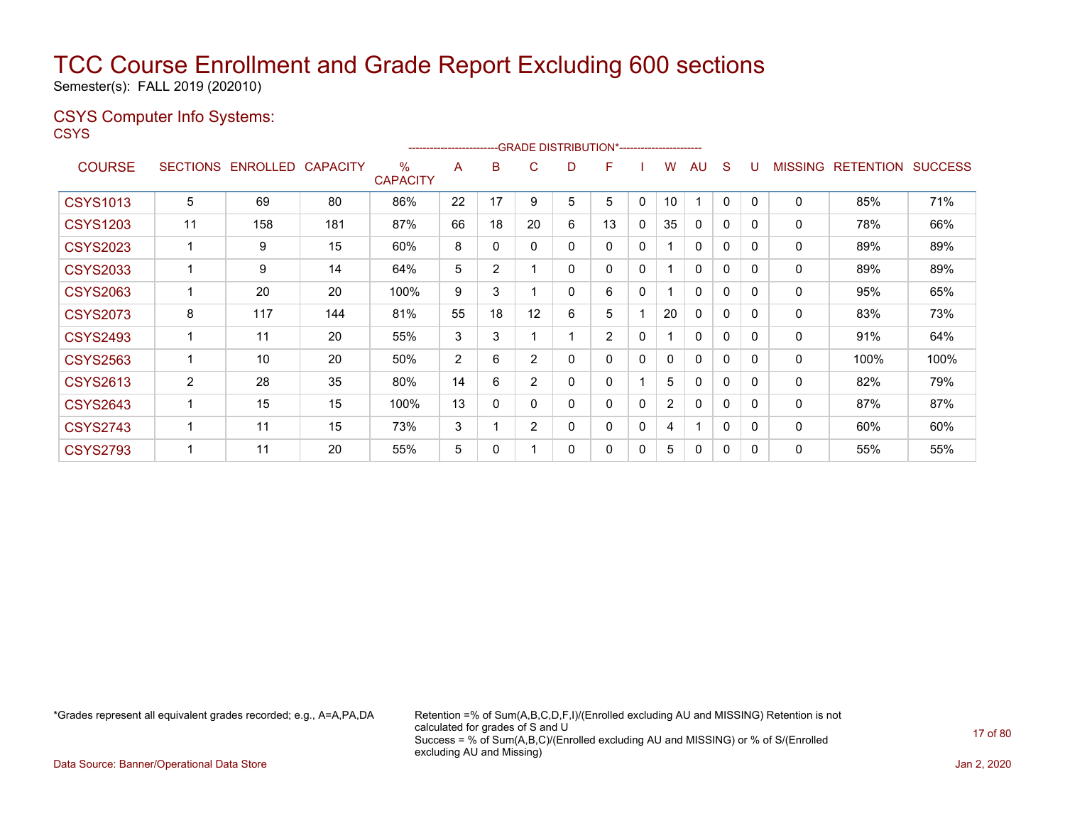# TCC Course Enrollment and Grade Report Excluding 600 sections

Semester(s): FALL 2019 (202010)

## CSYS Computer Info Systems:

CSYS

| COURSE | SECTIONS | ENROLLED | CAPACITY | % CAPACITY | A | B | C | D | F | I | W | AU | S | U | MISSING | RETENTION | SUCCESS |
|---|---|---|---|---|---|---|---|---|---|---|---|---|---|---|---|---|---|
| | | | | | GRADE DISTRIBUTION* | | | | | | | | | | | | |
| CSYS1013 | 5 | 69 | 80 | 86% | 22 | 17 | 9 | 5 | 5 | 0 | 10 | 1 | 0 | 0 | 0 | 85% | 71% |
| CSYS1203 | 11 | 158 | 181 | 87% | 66 | 18 | 20 | 6 | 13 | 0 | 35 | 0 | 0 | 0 | 0 | 78% | 66% |
| CSYS2023 | 1 | 9 | 15 | 60% | 8 | 0 | 0 | 0 | 0 | 0 | 1 | 0 | 0 | 0 | 0 | 89% | 89% |
| CSYS2033 | 1 | 9 | 14 | 64% | 5 | 2 | 1 | 0 | 0 | 0 | 1 | 0 | 0 | 0 | 0 | 89% | 89% |
| CSYS2063 | 1 | 20 | 20 | 100% | 9 | 3 | 1 | 0 | 6 | 0 | 1 | 0 | 0 | 0 | 0 | 95% | 65% |
| CSYS2073 | 8 | 117 | 144 | 81% | 55 | 18 | 12 | 6 | 5 | 1 | 20 | 0 | 0 | 0 | 0 | 83% | 73% |
| CSYS2493 | 1 | 11 | 20 | 55% | 3 | 3 | 1 | 1 | 2 | 0 | 1 | 0 | 0 | 0 | 0 | 91% | 64% |
| CSYS2563 | 1 | 10 | 20 | 50% | 2 | 6 | 2 | 0 | 0 | 0 | 0 | 0 | 0 | 0 | 0 | 100% | 100% |
| CSYS2613 | 2 | 28 | 35 | 80% | 14 | 6 | 2 | 0 | 0 | 1 | 5 | 0 | 0 | 0 | 0 | 82% | 79% |
| CSYS2643 | 1 | 15 | 15 | 100% | 13 | 0 | 0 | 0 | 0 | 0 | 2 | 0 | 0 | 0 | 0 | 87% | 87% |
| CSYS2743 | 1 | 11 | 15 | 73% | 3 | 1 | 2 | 0 | 0 | 0 | 4 | 1 | 0 | 0 | 0 | 60% | 60% |
| CSYS2793 | 1 | 11 | 20 | 55% | 5 | 0 | 1 | 0 | 0 | 0 | 5 | 0 | 0 | 0 | 0 | 55% | 55% |

*Grades represent all equivalent grades recorded; e.g., A=A,PA,DA

Retention =% of Sum(A,B,C,D,F,I)/(Enrolled excluding AU and MISSING) Retention is not calculated for grades of S and U
Success = % of Sum(A,B,C)/(Enrolled excluding AU and MISSING) or % of S/(Enrolled excluding AU and Missing)

Data Source: Banner/Operational Data Store

Jan 2, 2020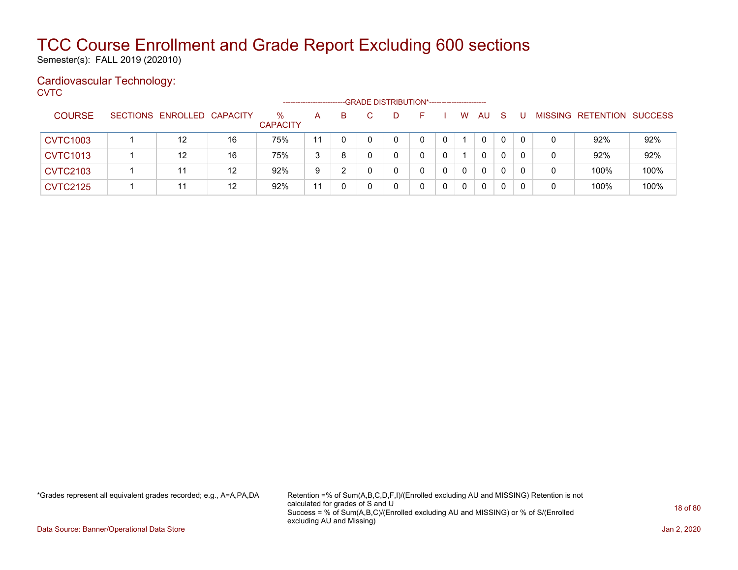# TCC Course Enrollment and Grade Report Excluding 600 sections

Semester(s): FALL 2019 (202010)

## Cardiovascular Technology:

CVTC

| COURSE | SECTIONS | ENROLLED | CAPACITY | % CAPACITY | A | B | C | D | F | I | W | AU | S | U | MISSING | RETENTION | SUCCESS |
|---|---|---|---|---|---|---|---|---|---|---|---|---|---|---|---|---|---|
| | | | | | GRADE DISTRIBUTION* | | | | | | | | | | | | |
| CVTC1003 | 1 | 12 | 16 | 75% | 11 | 0 | 0 | 0 | 0 | 0 | 1 | 0 | 0 | 0 | 0 | 92% | 92% |
| CVTC1013 | 1 | 12 | 16 | 75% | 3 | 8 | 0 | 0 | 0 | 0 | 1 | 0 | 0 | 0 | 0 | 92% | 92% |
| CVTC2103 | 1 | 11 | 12 | 92% | 9 | 2 | 0 | 0 | 0 | 0 | 0 | 0 | 0 | 0 | 0 | 100% | 100% |
| CVTC2125 | 1 | 11 | 12 | 92% | 11 | 0 | 0 | 0 | 0 | 0 | 0 | 0 | 0 | 0 | 0 | 100% | 100% |

*Grades represent all equivalent grades recorded; e.g., A=A,PA,DA

Retention =% of Sum(A,B,C,D,F,I)/(Enrolled excluding AU and MISSING) Retention is not calculated for grades of S and U
Success = % of Sum(A,B,C)/(Enrolled excluding AU and MISSING) or % of S/(Enrolled excluding AU and Missing)

Data Source: Banner/Operational Data Store

Jan 2, 2020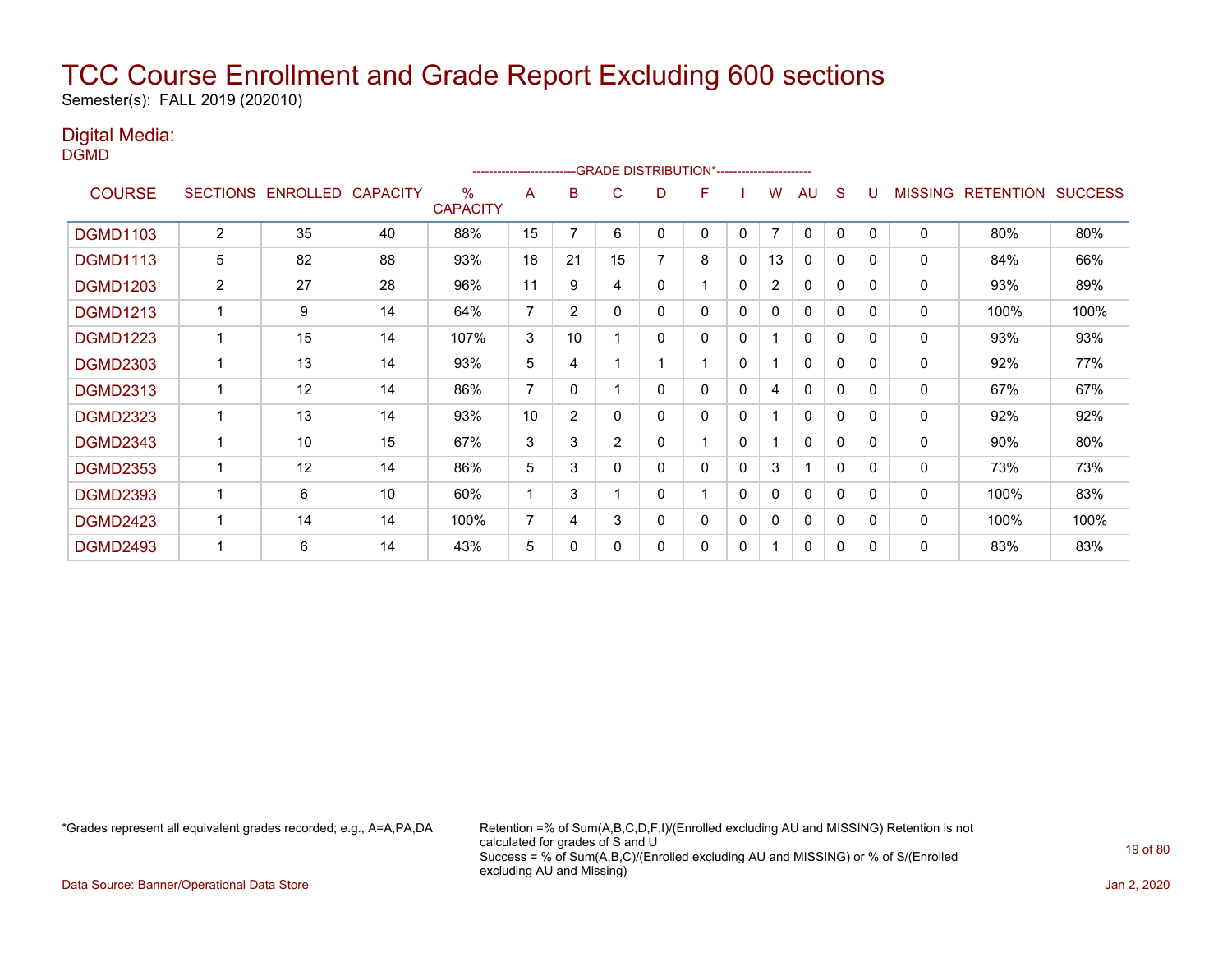# TCC Course Enrollment and Grade Report Excluding 600 sections

Semester(s): FALL 2019 (202010)

## Digital Media:

DGMD

| COURSE | SECTIONS | ENROLLED | CAPACITY | % CAPACITY | A | B | C | D | F | I | W | AU | S | U | MISSING | RETENTION | SUCCESS |
|---|---|---|---|---|---|---|---|---|---|---|---|---|---|---|---|---|---|
| DGMD1103 | 2 | 35 | 40 | 88% | 15 | 7 | 6 | 0 | 0 | 0 | 7 | 0 | 0 | 0 | 0 | 80% | 80% |
| DGMD1113 | 5 | 82 | 88 | 93% | 18 | 21 | 15 | 7 | 8 | 0 | 13 | 0 | 0 | 0 | 0 | 84% | 66% |
| DGMD1203 | 2 | 27 | 28 | 96% | 11 | 9 | 4 | 0 | 1 | 0 | 2 | 0 | 0 | 0 | 0 | 93% | 89% |
| DGMD1213 | 1 | 9 | 14 | 64% | 7 | 2 | 0 | 0 | 0 | 0 | 0 | 0 | 0 | 0 | 0 | 100% | 100% |
| DGMD1223 | 1 | 15 | 14 | 107% | 3 | 10 | 1 | 0 | 0 | 0 | 1 | 0 | 0 | 0 | 0 | 93% | 93% |
| DGMD2303 | 1 | 13 | 14 | 93% | 5 | 4 | 1 | 1 | 1 | 0 | 1 | 0 | 0 | 0 | 0 | 92% | 77% |
| DGMD2313 | 1 | 12 | 14 | 86% | 7 | 0 | 1 | 0 | 0 | 0 | 4 | 0 | 0 | 0 | 0 | 67% | 67% |
| DGMD2323 | 1 | 13 | 14 | 93% | 10 | 2 | 0 | 0 | 0 | 0 | 1 | 0 | 0 | 0 | 0 | 92% | 92% |
| DGMD2343 | 1 | 10 | 15 | 67% | 3 | 3 | 2 | 0 | 1 | 0 | 1 | 0 | 0 | 0 | 0 | 90% | 80% |
| DGMD2353 | 1 | 12 | 14 | 86% | 5 | 3 | 0 | 0 | 0 | 0 | 3 | 1 | 0 | 0 | 0 | 73% | 73% |
| DGMD2393 | 1 | 6 | 10 | 60% | 1 | 3 | 1 | 0 | 1 | 0 | 0 | 0 | 0 | 0 | 0 | 100% | 83% |
| DGMD2423 | 1 | 14 | 14 | 100% | 7 | 4 | 3 | 0 | 0 | 0 | 0 | 0 | 0 | 0 | 0 | 100% | 100% |
| DGMD2493 | 1 | 6 | 14 | 43% | 5 | 0 | 0 | 0 | 0 | 0 | 1 | 0 | 0 | 0 | 0 | 83% | 83% |

*Grades represent all equivalent grades recorded; e.g., A=A,PA,DA

Retention =% of Sum(A,B,C,D,F,I)/(Enrolled excluding AU and MISSING) Retention is not calculated for grades of S and U
Success = % of Sum(A,B,C)/(Enrolled excluding AU and MISSING) or % of S/(Enrolled excluding AU and Missing)

Data Source: Banner/Operational Data Store

Jan 2, 2020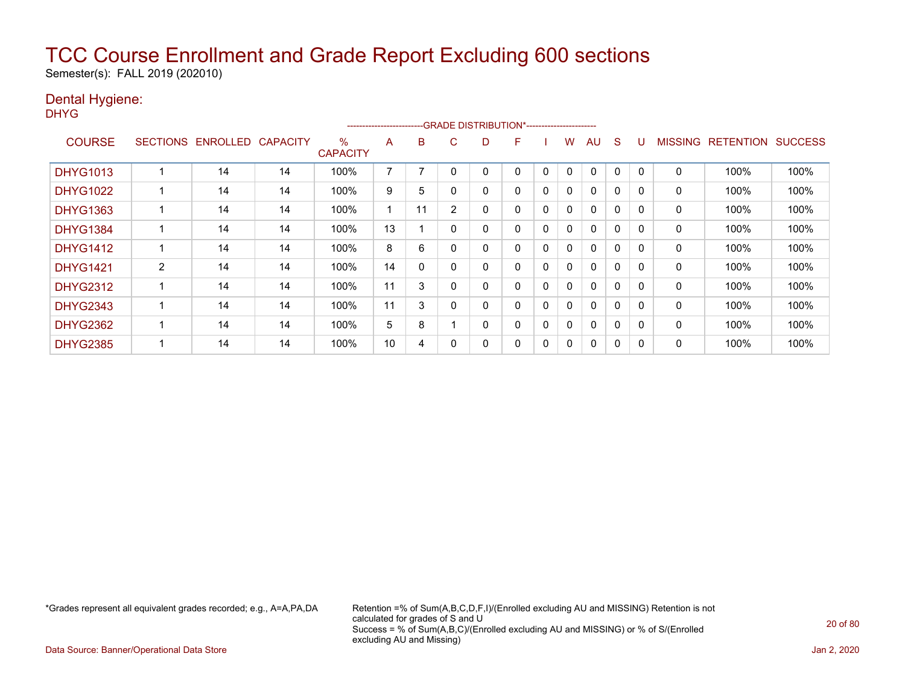# TCC Course Enrollment and Grade Report Excluding 600 sections

Semester(s): FALL 2019 (202010)

## Dental Hygiene:

DHYG

| COURSE | SECTIONS | ENROLLED | CAPACITY | % CAPACITY | A | B | C | D | F | I | W | AU | S | U | MISSING | RETENTION | SUCCESS |
|---|---|---|---|---|---|---|---|---|---|---|---|---|---|---|---|---|---|
| | | | | | GRADE DISTRIBUTION* | | | | | | | | | | | | |
| DHYG1013 | 1 | 14 | 14 | 100% | 7 | 7 | 0 | 0 | 0 | 0 | 0 | 0 | 0 | 0 | 0 | 100% | 100% |
| DHYG1022 | 1 | 14 | 14 | 100% | 9 | 5 | 0 | 0 | 0 | 0 | 0 | 0 | 0 | 0 | 0 | 100% | 100% |
| DHYG1363 | 1 | 14 | 14 | 100% | 1 | 11 | 2 | 0 | 0 | 0 | 0 | 0 | 0 | 0 | 0 | 100% | 100% |
| DHYG1384 | 1 | 14 | 14 | 100% | 13 | 1 | 0 | 0 | 0 | 0 | 0 | 0 | 0 | 0 | 0 | 100% | 100% |
| DHYG1412 | 1 | 14 | 14 | 100% | 8 | 6 | 0 | 0 | 0 | 0 | 0 | 0 | 0 | 0 | 0 | 100% | 100% |
| DHYG1421 | 2 | 14 | 14 | 100% | 14 | 0 | 0 | 0 | 0 | 0 | 0 | 0 | 0 | 0 | 0 | 100% | 100% |
| DHYG2312 | 1 | 14 | 14 | 100% | 11 | 3 | 0 | 0 | 0 | 0 | 0 | 0 | 0 | 0 | 0 | 100% | 100% |
| DHYG2343 | 1 | 14 | 14 | 100% | 11 | 3 | 0 | 0 | 0 | 0 | 0 | 0 | 0 | 0 | 0 | 100% | 100% |
| DHYG2362 | 1 | 14 | 14 | 100% | 5 | 8 | 1 | 0 | 0 | 0 | 0 | 0 | 0 | 0 | 0 | 100% | 100% |
| DHYG2385 | 1 | 14 | 14 | 100% | 10 | 4 | 0 | 0 | 0 | 0 | 0 | 0 | 0 | 0 | 0 | 100% | 100% |

*Grades represent all equivalent grades recorded; e.g., A=A,PA,DA

Retention =% of Sum(A,B,C,D,F,I)/(Enrolled excluding AU and MISSING) Retention is not calculated for grades of S and U
Success = % of Sum(A,B,C)/(Enrolled excluding AU and MISSING) or % of S/(Enrolled excluding AU and Missing)

Data Source: Banner/Operational Data Store

Jan 2, 2020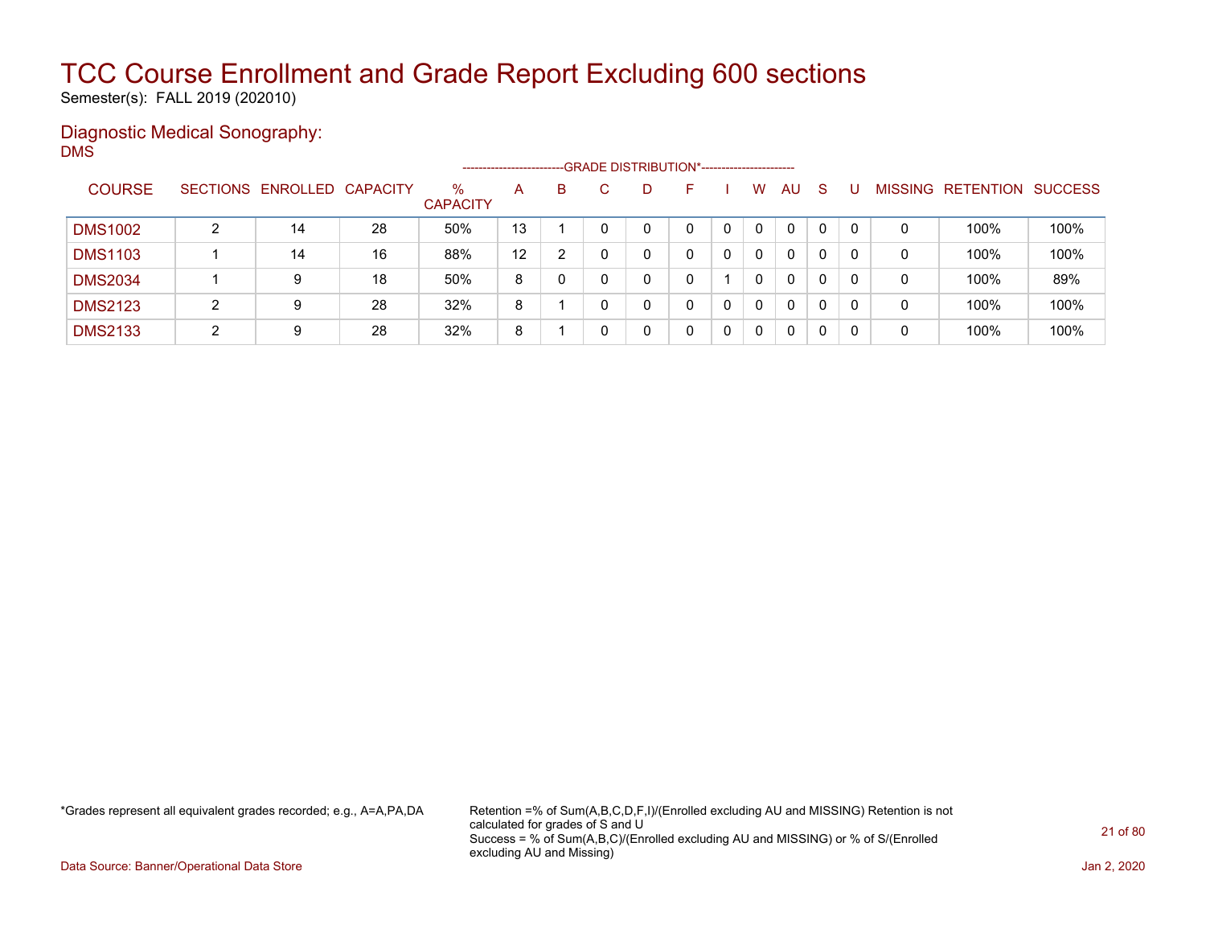# TCC Course Enrollment and Grade Report Excluding 600 sections

Semester(s): FALL 2019 (202010)

## Diagnostic Medical Sonography:

DMS

| | | | | | GRADE DISTRIBUTION* | | | | | | | | | | | | |
|---|---|---|---|---|---|---|---|---|---|---|---|---|---|---|---|---|---|
| COURSE | SECTIONS | ENROLLED | CAPACITY | % CAPACITY | A | B | C | D | F | I | W | AU | S | U | MISSING | RETENTION | SUCCESS |
| DMS1002 | 2 | 14 | 28 | 50% | 13 | 1 | 0 | 0 | 0 | 0 | 0 | 0 | 0 | 0 | 0 | 100% | 100% |
| DMS1103 | 1 | 14 | 16 | 88% | 12 | 2 | 0 | 0 | 0 | 0 | 0 | 0 | 0 | 0 | 0 | 100% | 100% |
| DMS2034 | 1 | 9 | 18 | 50% | 8 | 0 | 0 | 0 | 0 | 1 | 0 | 0 | 0 | 0 | 0 | 100% | 89% |
| DMS2123 | 2 | 9 | 28 | 32% | 8 | 1 | 0 | 0 | 0 | 0 | 0 | 0 | 0 | 0 | 0 | 100% | 100% |
| DMS2133 | 2 | 9 | 28 | 32% | 8 | 1 | 0 | 0 | 0 | 0 | 0 | 0 | 0 | 0 | 0 | 100% | 100% |

*Grades represent all equivalent grades recorded; e.g., A=A,PA,DA

Retention =% of Sum(A,B,C,D,F,I)/(Enrolled excluding AU and MISSING) Retention is not calculated for grades of S and U
Success = % of Sum(A,B,C)/(Enrolled excluding AU and MISSING) or % of S/(Enrolled excluding AU and Missing)

Data Source: Banner/Operational Data Store

Jan 2, 2020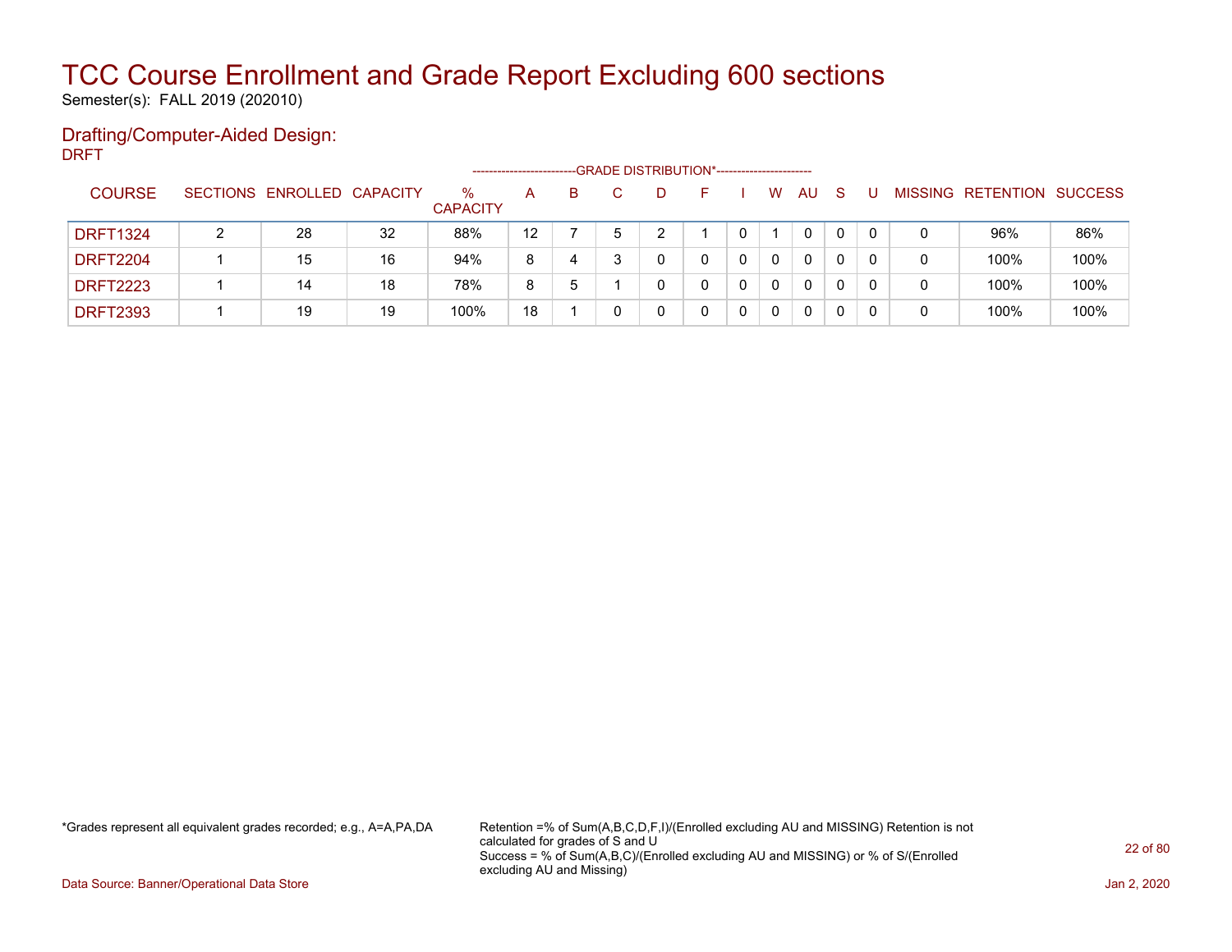# TCC Course Enrollment and Grade Report Excluding 600 sections

Semester(s): FALL 2019 (202010)

## Drafting/Computer-Aided Design:

DRFT

| COURSE | SECTIONS | ENROLLED | CAPACITY | % CAPACITY | A | B | C | D | F | I | W | AU | S | U | MISSING | RETENTION | SUCCESS |
|---|---|---|---|---|---|---|---|---|---|---|---|---|---|---|---|---|---|
| | | | | | GRADE DISTRIBUTION* | | | | | | | | | | | | |
| DRFT1324 | 2 | 28 | 32 | 88% | 12 | 7 | 5 | 2 | 1 | 0 | 1 | 0 | 0 | 0 | 0 | 96% | 86% |
| DRFT2204 | 1 | 15 | 16 | 94% | 8 | 4 | 3 | 0 | 0 | 0 | 0 | 0 | 0 | 0 | 0 | 100% | 100% |
| DRFT2223 | 1 | 14 | 18 | 78% | 8 | 5 | 1 | 0 | 0 | 0 | 0 | 0 | 0 | 0 | 0 | 100% | 100% |
| DRFT2393 | 1 | 19 | 19 | 100% | 18 | 1 | 0 | 0 | 0 | 0 | 0 | 0 | 0 | 0 | 0 | 100% | 100% |

*Grades represent all equivalent grades recorded; e.g., A=A,PA,DA

Retention =% of Sum(A,B,C,D,F,I)/(Enrolled excluding AU and MISSING) Retention is not calculated for grades of S and U
Success = % of Sum(A,B,C)/(Enrolled excluding AU and MISSING) or % of S/(Enrolled excluding AU and Missing)

Data Source: Banner/Operational Data Store

Jan 2, 2020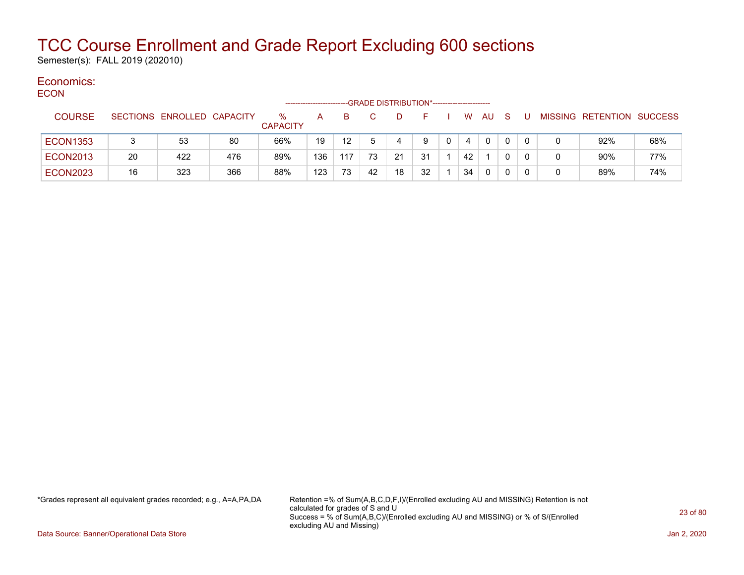# TCC Course Enrollment and Grade Report Excluding 600 sections

Semester(s): FALL 2019 (202010)

## Economics:

ECON

| COURSE | SECTIONS | ENROLLED | CAPACITY | % CAPACITY | A | B | C | D | F | I | W | AU | S | U | MISSING | RETENTION | SUCCESS |
|---|---|---|---|---|---|---|---|---|---|---|---|---|---|---|---|---|---|
| ECON1353 | 3 | 53 | 80 | 66% | 19 | 12 | 5 | 4 | 9 | 0 | 4 | 0 | 0 | 0 | 0 | 92% | 68% |
| ECON2013 | 20 | 422 | 476 | 89% | 136 | 117 | 73 | 21 | 31 | 1 | 42 | 1 | 0 | 0 | 0 | 90% | 77% |
| ECON2023 | 16 | 323 | 366 | 88% | 123 | 73 | 42 | 18 | 32 | 1 | 34 | 0 | 0 | 0 | 0 | 89% | 74% |

Columns A through U fall under the GRADE DISTRIBUTION* heading.

*Grades represent all equivalent grades recorded; e.g., A=A,PA,DA

Retention =% of Sum(A,B,C,D,F,I)/(Enrolled excluding AU and MISSING) Retention is not calculated for grades of S and U
Success = % of Sum(A,B,C)/(Enrolled excluding AU and MISSING) or % of S/(Enrolled excluding AU and Missing)

Data Source: Banner/Operational Data Store

Jan 2, 2020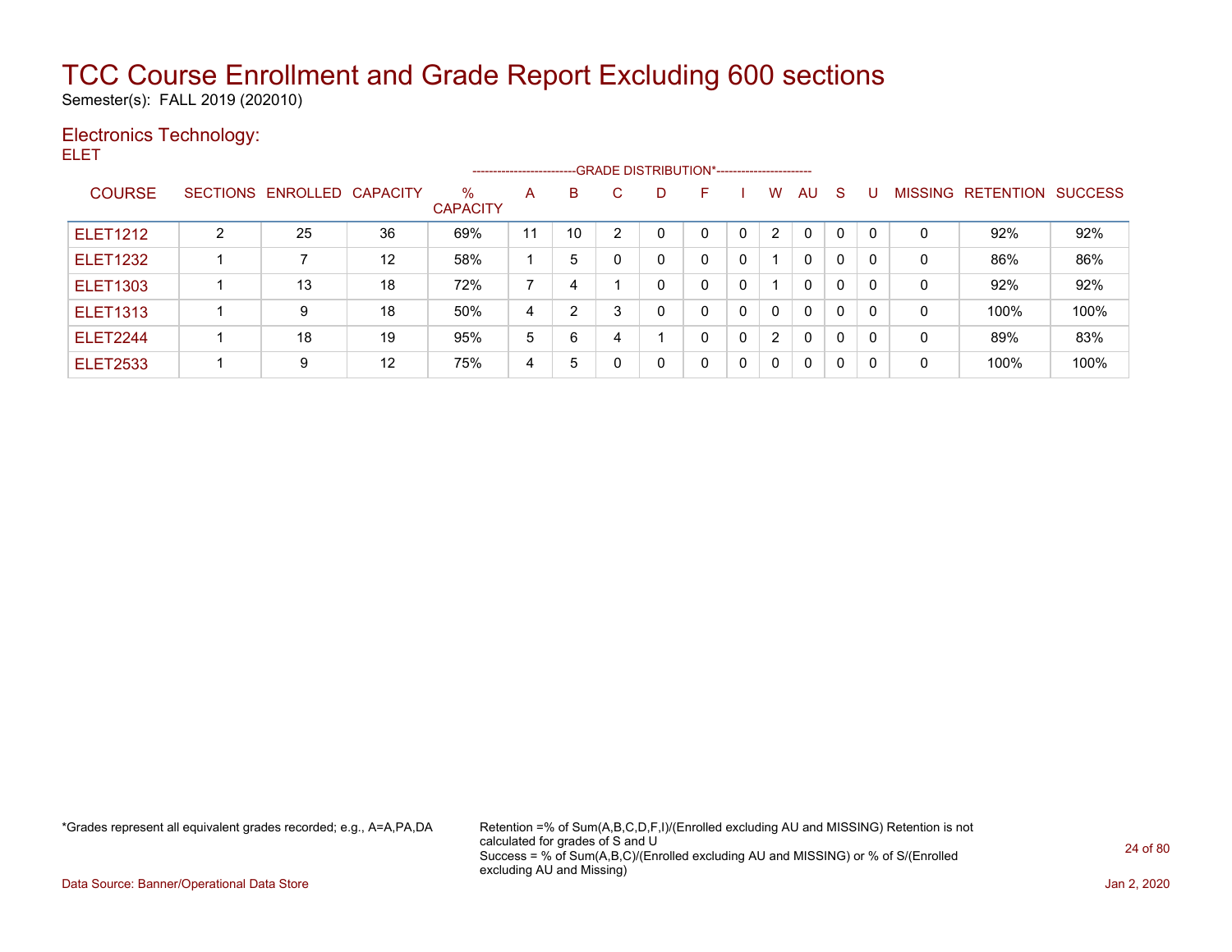# TCC Course Enrollment and Grade Report Excluding 600 sections

Semester(s): FALL 2019 (202010)

## Electronics Technology:

ELET

| COURSE | SECTIONS | ENROLLED | CAPACITY | % CAPACITY | A | B | C | D | F | I | W | AU | S | U | MISSING | RETENTION | SUCCESS |
|---|---|---|---|---|---|---|---|---|---|---|---|---|---|---|---|---|---|
| | | | | | GRADE DISTRIBUTION* | | | | | | | | | | | | |
| ELET1212 | 2 | 25 | 36 | 69% | 11 | 10 | 2 | 0 | 0 | 0 | 2 | 0 | 0 | 0 | 0 | 92% | 92% |
| ELET1232 | 1 | 7 | 12 | 58% | 1 | 5 | 0 | 0 | 0 | 0 | 1 | 0 | 0 | 0 | 0 | 86% | 86% |
| ELET1303 | 1 | 13 | 18 | 72% | 7 | 4 | 1 | 0 | 0 | 0 | 1 | 0 | 0 | 0 | 0 | 92% | 92% |
| ELET1313 | 1 | 9 | 18 | 50% | 4 | 2 | 3 | 0 | 0 | 0 | 0 | 0 | 0 | 0 | 0 | 100% | 100% |
| ELET2244 | 1 | 18 | 19 | 95% | 5 | 6 | 4 | 1 | 0 | 0 | 2 | 0 | 0 | 0 | 0 | 89% | 83% |
| ELET2533 | 1 | 9 | 12 | 75% | 4 | 5 | 0 | 0 | 0 | 0 | 0 | 0 | 0 | 0 | 0 | 100% | 100% |

*Grades represent all equivalent grades recorded; e.g., A=A,PA,DA

Retention =% of Sum(A,B,C,D,F,I)/(Enrolled excluding AU and MISSING) Retention is not calculated for grades of S and U
Success = % of Sum(A,B,C)/(Enrolled excluding AU and MISSING) or % of S/(Enrolled excluding AU and Missing)

Data Source: Banner/Operational Data Store

Jan 2, 2020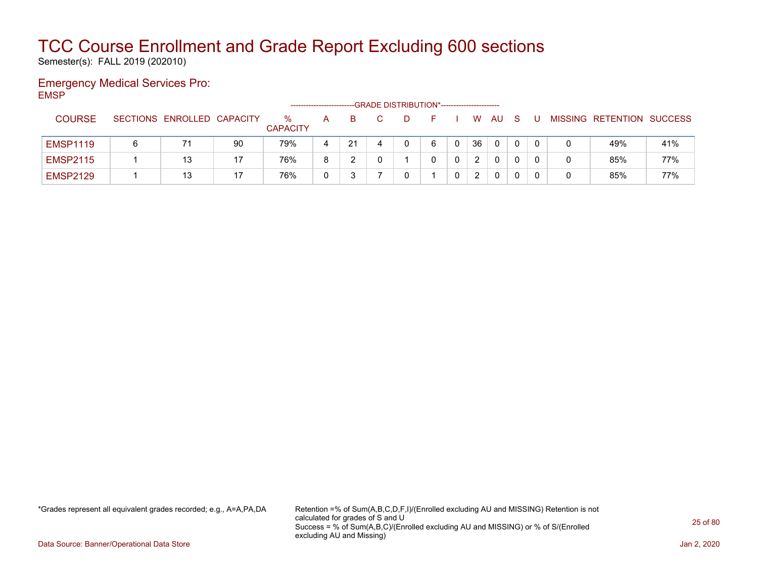# TCC Course Enrollment and Grade Report Excluding 600 sections

Semester(s): FALL 2019 (202010)

## Emergency Medical Services Pro:

EMSP

| COURSE | SECTIONS | ENROLLED | CAPACITY | % CAPACITY | GRADE DISTRIBUTION* A | B | C | D | F | I | W | AU | S | U | MISSING | RETENTION | SUCCESS |
|---|---|---|---|---|---|---|---|---|---|---|---|---|---|---|---|---|---|
| EMSP1119 | 6 | 71 | 90 | 79% | 4 | 21 | 4 | 0 | 6 | 0 | 36 | 0 | 0 | 0 | 0 | 49% | 41% |
| EMSP2115 | 1 | 13 | 17 | 76% | 8 | 2 | 0 | 1 | 0 | 0 | 2 | 0 | 0 | 0 | 0 | 85% | 77% |
| EMSP2129 | 1 | 13 | 17 | 76% | 0 | 3 | 7 | 0 | 1 | 0 | 2 | 0 | 0 | 0 | 0 | 85% | 77% |

*Grades represent all equivalent grades recorded; e.g., A=A,PA,DA

Retention =% of Sum(A,B,C,D,F,I)/(Enrolled excluding AU and MISSING) Retention is not calculated for grades of S and U
Success = % of Sum(A,B,C)/(Enrolled excluding AU and MISSING) or % of S/(Enrolled excluding AU and Missing)

Data Source: Banner/Operational Data Store

Jan 2, 2020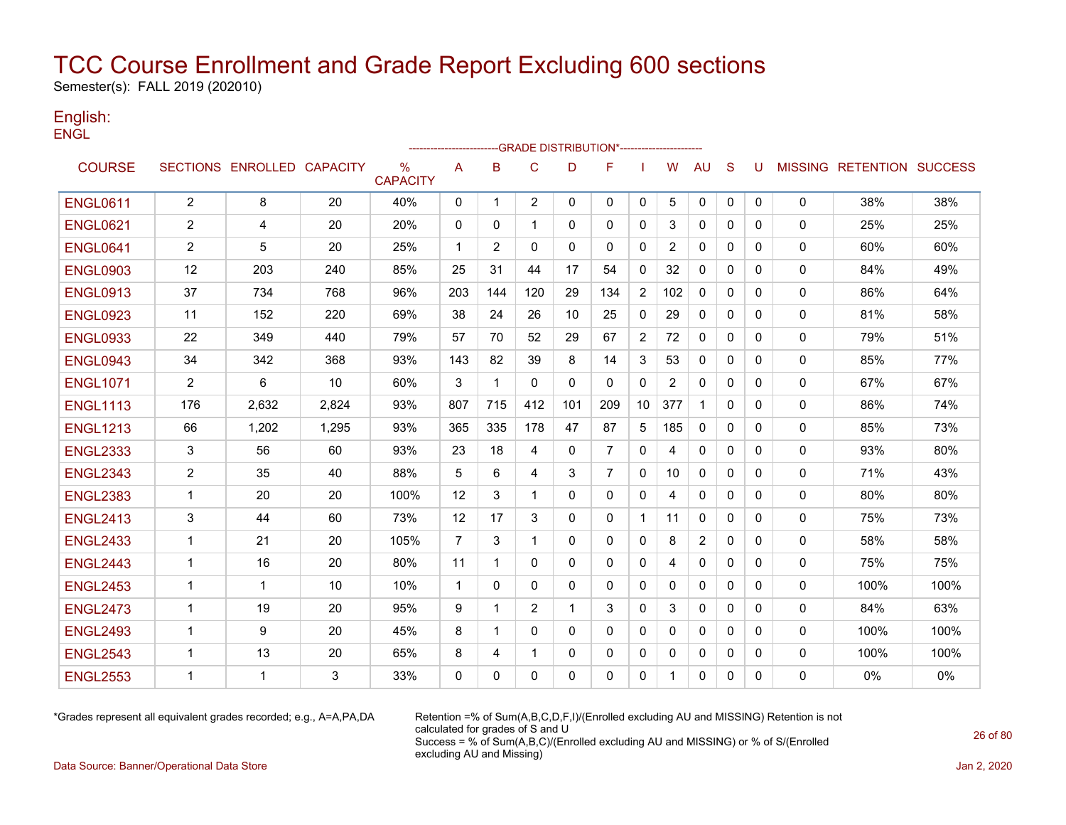# TCC Course Enrollment and Grade Report Excluding 600 sections

Semester(s): FALL 2019 (202010)

## English:

ENGL

| COURSE | SECTIONS | ENROLLED | CAPACITY | % CAPACITY | A | B | C | D | F | I | W | AU | S | U | MISSING | RETENTION | SUCCESS |
|---|---|---|---|---|---|---|---|---|---|---|---|---|---|---|---|---|---|
| | | | | | GRADE DISTRIBUTION* | | | | | | | | | | | | |
| ENGL0611 | 2 | 8 | 20 | 40% | 0 | 1 | 2 | 0 | 0 | 0 | 5 | 0 | 0 | 0 | 0 | 38% | 38% |
| ENGL0621 | 2 | 4 | 20 | 20% | 0 | 0 | 1 | 0 | 0 | 0 | 3 | 0 | 0 | 0 | 0 | 25% | 25% |
| ENGL0641 | 2 | 5 | 20 | 25% | 1 | 2 | 0 | 0 | 0 | 0 | 2 | 0 | 0 | 0 | 0 | 60% | 60% |
| ENGL0903 | 12 | 203 | 240 | 85% | 25 | 31 | 44 | 17 | 54 | 0 | 32 | 0 | 0 | 0 | 0 | 84% | 49% |
| ENGL0913 | 37 | 734 | 768 | 96% | 203 | 144 | 120 | 29 | 134 | 2 | 102 | 0 | 0 | 0 | 0 | 86% | 64% |
| ENGL0923 | 11 | 152 | 220 | 69% | 38 | 24 | 26 | 10 | 25 | 0 | 29 | 0 | 0 | 0 | 0 | 81% | 58% |
| ENGL0933 | 22 | 349 | 440 | 79% | 57 | 70 | 52 | 29 | 67 | 2 | 72 | 0 | 0 | 0 | 0 | 79% | 51% |
| ENGL0943 | 34 | 342 | 368 | 93% | 143 | 82 | 39 | 8 | 14 | 3 | 53 | 0 | 0 | 0 | 0 | 85% | 77% |
| ENGL1071 | 2 | 6 | 10 | 60% | 3 | 1 | 0 | 0 | 0 | 0 | 2 | 0 | 0 | 0 | 0 | 67% | 67% |
| ENGL1113 | 176 | 2,632 | 2,824 | 93% | 807 | 715 | 412 | 101 | 209 | 10 | 377 | 1 | 0 | 0 | 0 | 86% | 74% |
| ENGL1213 | 66 | 1,202 | 1,295 | 93% | 365 | 335 | 178 | 47 | 87 | 5 | 185 | 0 | 0 | 0 | 0 | 85% | 73% |
| ENGL2333 | 3 | 56 | 60 | 93% | 23 | 18 | 4 | 0 | 7 | 0 | 4 | 0 | 0 | 0 | 0 | 93% | 80% |
| ENGL2343 | 2 | 35 | 40 | 88% | 5 | 6 | 4 | 3 | 7 | 0 | 10 | 0 | 0 | 0 | 0 | 71% | 43% |
| ENGL2383 | 1 | 20 | 20 | 100% | 12 | 3 | 1 | 0 | 0 | 0 | 4 | 0 | 0 | 0 | 0 | 80% | 80% |
| ENGL2413 | 3 | 44 | 60 | 73% | 12 | 17 | 3 | 0 | 0 | 1 | 11 | 0 | 0 | 0 | 0 | 75% | 73% |
| ENGL2433 | 1 | 21 | 20 | 105% | 7 | 3 | 1 | 0 | 0 | 0 | 8 | 2 | 0 | 0 | 0 | 58% | 58% |
| ENGL2443 | 1 | 16 | 20 | 80% | 11 | 1 | 0 | 0 | 0 | 0 | 4 | 0 | 0 | 0 | 0 | 75% | 75% |
| ENGL2453 | 1 | 1 | 10 | 10% | 1 | 0 | 0 | 0 | 0 | 0 | 0 | 0 | 0 | 0 | 0 | 100% | 100% |
| ENGL2473 | 1 | 19 | 20 | 95% | 9 | 1 | 2 | 1 | 3 | 0 | 3 | 0 | 0 | 0 | 0 | 84% | 63% |
| ENGL2493 | 1 | 9 | 20 | 45% | 8 | 1 | 0 | 0 | 0 | 0 | 0 | 0 | 0 | 0 | 0 | 100% | 100% |
| ENGL2543 | 1 | 13 | 20 | 65% | 8 | 4 | 1 | 0 | 0 | 0 | 0 | 0 | 0 | 0 | 0 | 100% | 100% |
| ENGL2553 | 1 | 1 | 3 | 33% | 0 | 0 | 0 | 0 | 0 | 0 | 1 | 0 | 0 | 0 | 0 | 0% | 0% |

*Grades represent all equivalent grades recorded; e.g., A=A,PA,DA

Retention =% of Sum(A,B,C,D,F,I)/(Enrolled excluding AU and MISSING) Retention is not calculated for grades of S and U
Success = % of Sum(A,B,C)/(Enrolled excluding AU and MISSING) or % of S/(Enrolled excluding AU and Missing)

Data Source: Banner/Operational Data Store

Jan 2, 2020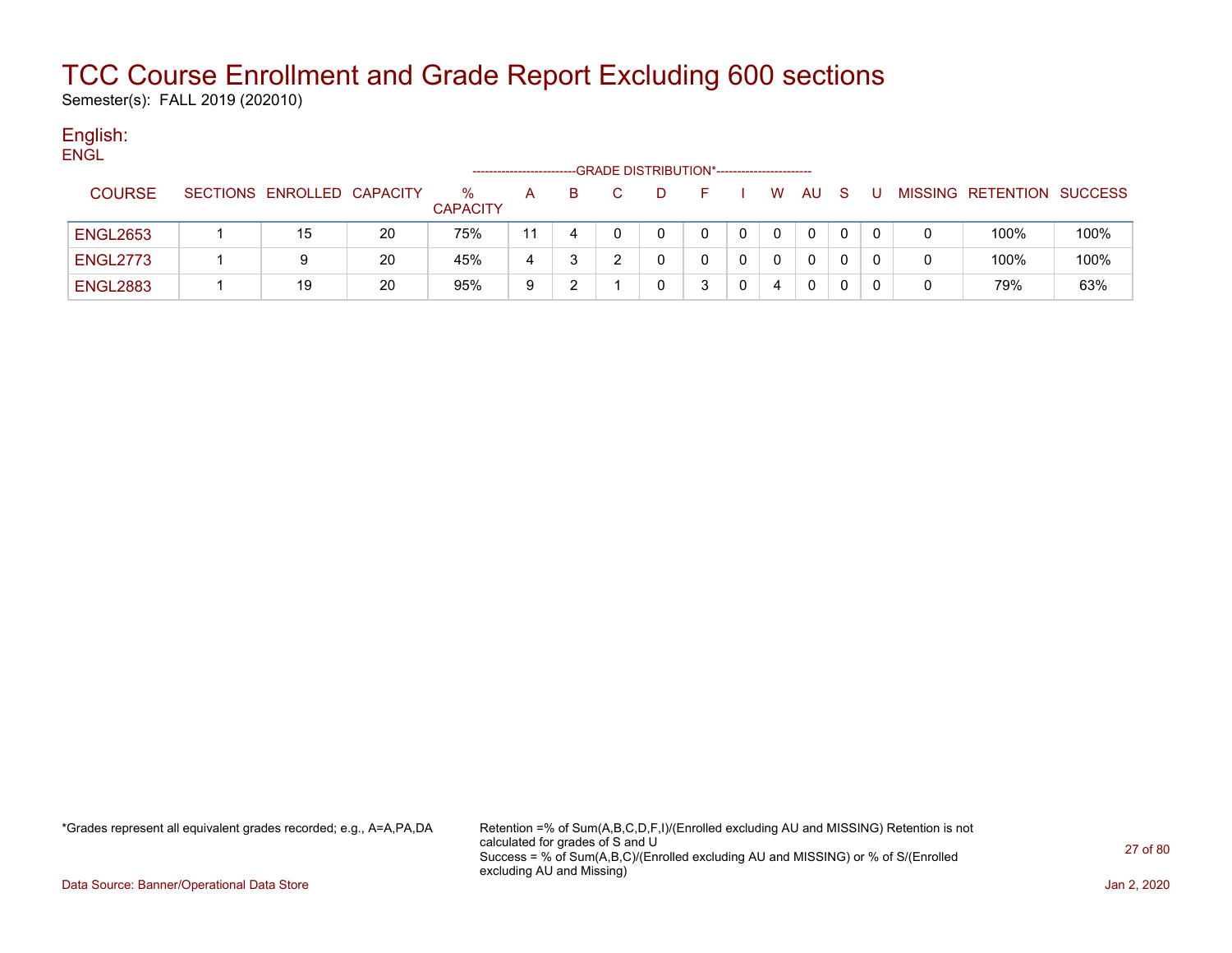# TCC Course Enrollment and Grade Report Excluding 600 sections

Semester(s): FALL 2019 (202010)

## English:

ENGL

| COURSE | SECTIONS | ENROLLED | CAPACITY | % CAPACITY | A | B | C | D | F | I | W | AU | S | U | MISSING | RETENTION | SUCCESS |
|---|---|---|---|---|---|---|---|---|---|---|---|---|---|---|---|---|---|
| | | | | | --------------------------GRADE DISTRIBUTION*----------------------- | | | | | | | | | | | | |
| ENGL2653 | 1 | 15 | 20 | 75% | 11 | 4 | 0 | 0 | 0 | 0 | 0 | 0 | 0 | 0 | 0 | 100% | 100% |
| ENGL2773 | 1 | 9 | 20 | 45% | 4 | 3 | 2 | 0 | 0 | 0 | 0 | 0 | 0 | 0 | 0 | 100% | 100% |
| ENGL2883 | 1 | 19 | 20 | 95% | 9 | 2 | 1 | 0 | 3 | 0 | 4 | 0 | 0 | 0 | 0 | 79% | 63% |

*Grades represent all equivalent grades recorded; e.g., A=A,PA,DA

Retention =% of Sum(A,B,C,D,F,I)/(Enrolled excluding AU and MISSING) Retention is not calculated for grades of S and U
Success = % of Sum(A,B,C)/(Enrolled excluding AU and MISSING) or % of S/(Enrolled excluding AU and Missing)

Data Source: Banner/Operational Data Store

Jan 2, 2020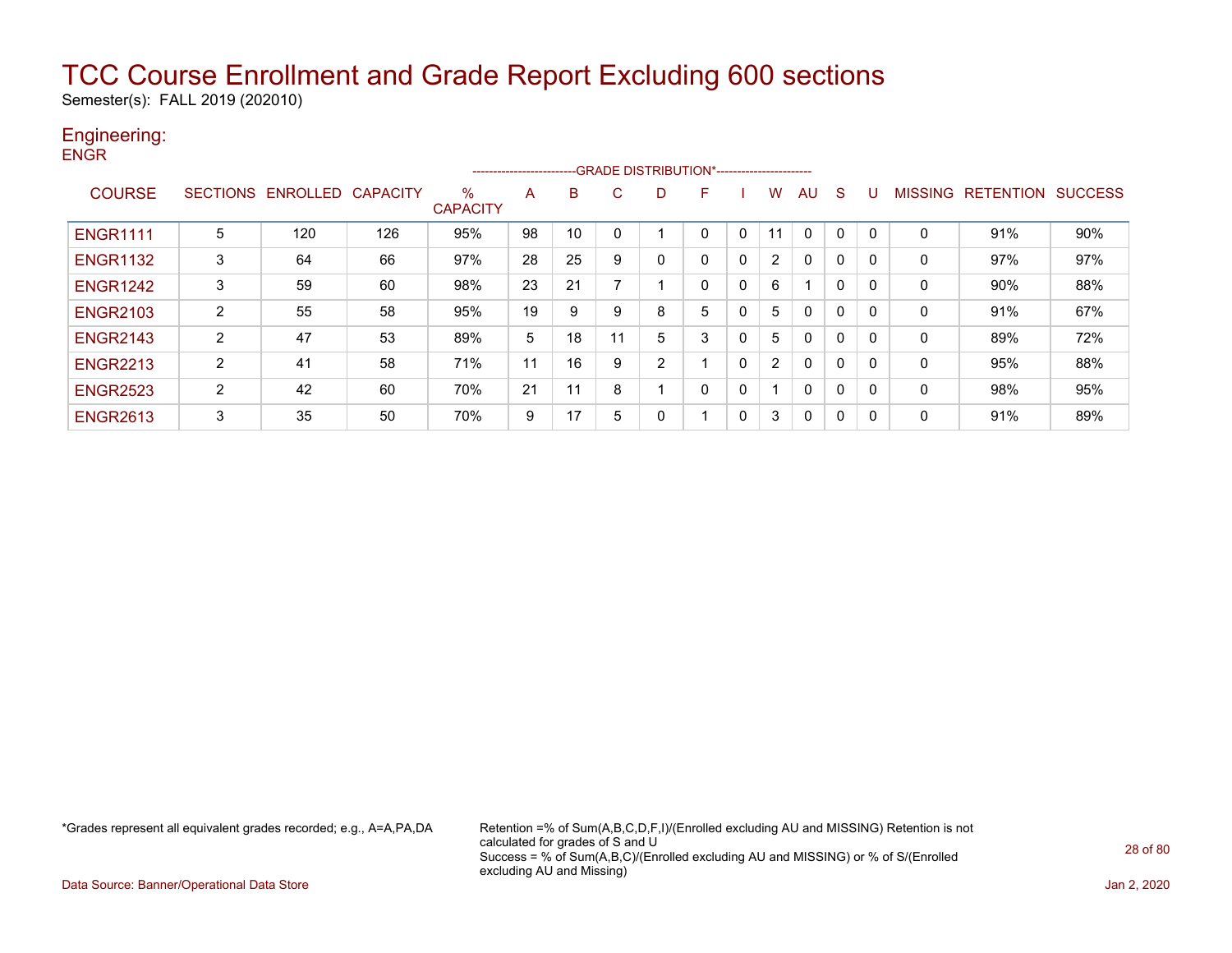# TCC Course Enrollment and Grade Report Excluding 600 sections

Semester(s): FALL 2019 (202010)

## Engineering:

ENGR

| COURSE | SECTIONS | ENROLLED | CAPACITY | % CAPACITY | A | B | C | D | F | I | W | AU | S | U | MISSING | RETENTION | SUCCESS |
|---|---|---|---|---|---|---|---|---|---|---|---|---|---|---|---|---|---|
| | | | | | GRADE DISTRIBUTION* | | | | | | | | | | | | |
| ENGR1111 | 5 | 120 | 126 | 95% | 98 | 10 | 0 | 1 | 0 | 0 | 11 | 0 | 0 | 0 | 0 | 91% | 90% |
| ENGR1132 | 3 | 64 | 66 | 97% | 28 | 25 | 9 | 0 | 0 | 0 | 2 | 0 | 0 | 0 | 0 | 97% | 97% |
| ENGR1242 | 3 | 59 | 60 | 98% | 23 | 21 | 7 | 1 | 0 | 0 | 6 | 1 | 0 | 0 | 0 | 90% | 88% |
| ENGR2103 | 2 | 55 | 58 | 95% | 19 | 9 | 9 | 8 | 5 | 0 | 5 | 0 | 0 | 0 | 0 | 91% | 67% |
| ENGR2143 | 2 | 47 | 53 | 89% | 5 | 18 | 11 | 5 | 3 | 0 | 5 | 0 | 0 | 0 | 0 | 89% | 72% |
| ENGR2213 | 2 | 41 | 58 | 71% | 11 | 16 | 9 | 2 | 1 | 0 | 2 | 0 | 0 | 0 | 0 | 95% | 88% |
| ENGR2523 | 2 | 42 | 60 | 70% | 21 | 11 | 8 | 1 | 0 | 0 | 1 | 0 | 0 | 0 | 0 | 98% | 95% |
| ENGR2613 | 3 | 35 | 50 | 70% | 9 | 17 | 5 | 0 | 1 | 0 | 3 | 0 | 0 | 0 | 0 | 91% | 89% |

*Grades represent all equivalent grades recorded; e.g., A=A,PA,DA

Retention =% of Sum(A,B,C,D,F,I)/(Enrolled excluding AU and MISSING) Retention is not calculated for grades of S and U
Success = % of Sum(A,B,C)/(Enrolled excluding AU and MISSING) or % of S/(Enrolled excluding AU and Missing)

Data Source: Banner/Operational Data Store

Jan 2, 2020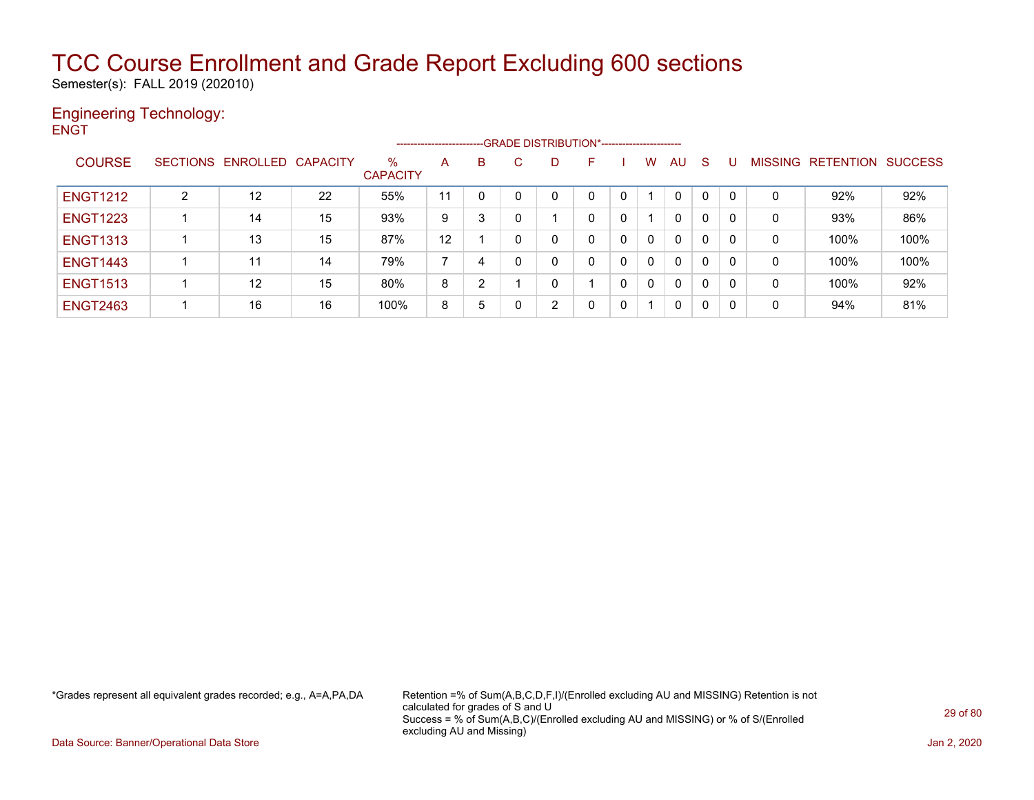# TCC Course Enrollment and Grade Report Excluding 600 sections

Semester(s): FALL 2019 (202010)

## Engineering Technology:

ENGT

| COURSE | SECTIONS | ENROLLED | CAPACITY | % CAPACITY | A | B | C | D | F | I | W | AU | S | U | MISSING | RETENTION | SUCCESS |
|---|---|---|---|---|---|---|---|---|---|---|---|---|---|---|---|---|---|
| | | | | | GRADE DISTRIBUTION* | | | | | | | | | | | | |
| ENGT1212 | 2 | 12 | 22 | 55% | 11 | 0 | 0 | 0 | 0 | 0 | 1 | 0 | 0 | 0 | 0 | 92% | 92% |
| ENGT1223 | 1 | 14 | 15 | 93% | 9 | 3 | 0 | 1 | 0 | 0 | 1 | 0 | 0 | 0 | 0 | 93% | 86% |
| ENGT1313 | 1 | 13 | 15 | 87% | 12 | 1 | 0 | 0 | 0 | 0 | 0 | 0 | 0 | 0 | 0 | 100% | 100% |
| ENGT1443 | 1 | 11 | 14 | 79% | 7 | 4 | 0 | 0 | 0 | 0 | 0 | 0 | 0 | 0 | 0 | 100% | 100% |
| ENGT1513 | 1 | 12 | 15 | 80% | 8 | 2 | 1 | 0 | 1 | 0 | 0 | 0 | 0 | 0 | 0 | 100% | 92% |
| ENGT2463 | 1 | 16 | 16 | 100% | 8 | 5 | 0 | 2 | 0 | 0 | 1 | 0 | 0 | 0 | 0 | 94% | 81% |

*Grades represent all equivalent grades recorded; e.g., A=A,PA,DA

Retention =% of Sum(A,B,C,D,F,I)/(Enrolled excluding AU and MISSING) Retention is not calculated for grades of S and U
Success = % of Sum(A,B,C)/(Enrolled excluding AU and MISSING) or % of S/(Enrolled excluding AU and Missing)

Data Source: Banner/Operational Data Store

Jan 2, 2020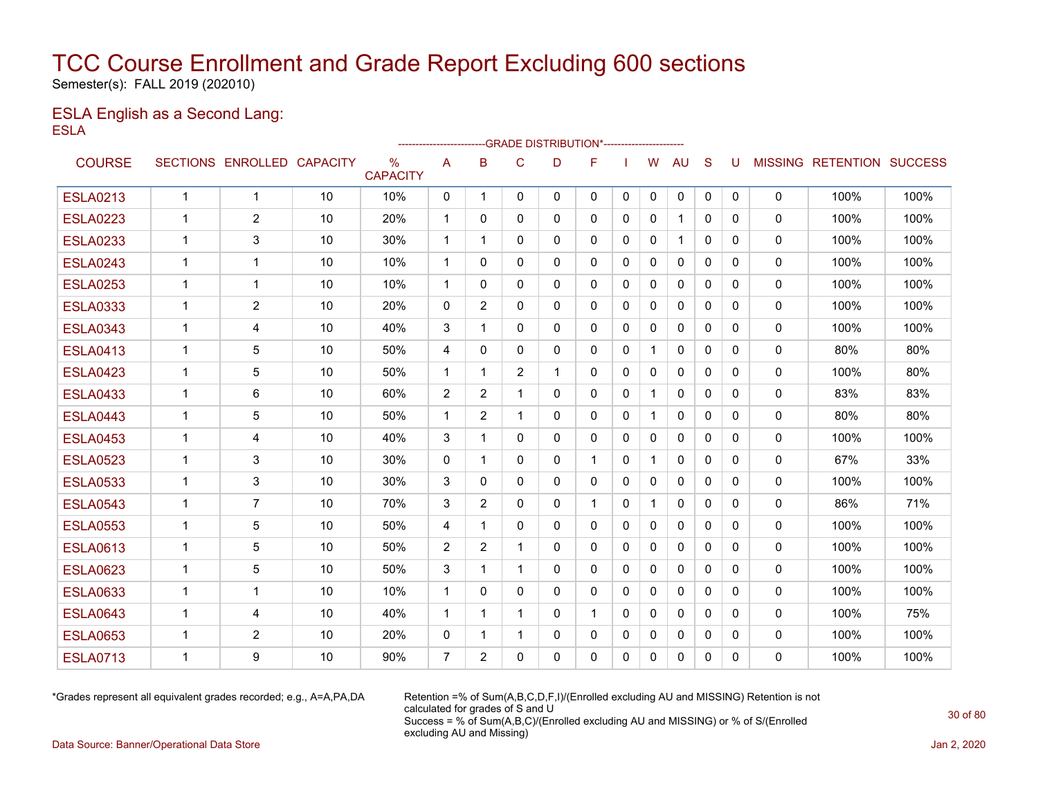# TCC Course Enrollment and Grade Report Excluding 600 sections

Semester(s): FALL 2019 (202010)

## ESLA English as a Second Lang:

ESLA

| COURSE | SECTIONS | ENROLLED | CAPACITY | % CAPACITY | A | B | C | D | F | I | W | AU | S | U | MISSING | RETENTION | SUCCESS |
|---|---|---|---|---|---|---|---|---|---|---|---|---|---|---|---|---|---|
| | | | | | GRADE DISTRIBUTION* | | | | | | | | | | | | |
| ESLA0213 | 1 | 1 | 10 | 10% | 0 | 1 | 0 | 0 | 0 | 0 | 0 | 0 | 0 | 0 | 0 | 100% | 100% |
| ESLA0223 | 1 | 2 | 10 | 20% | 1 | 0 | 0 | 0 | 0 | 0 | 0 | 1 | 0 | 0 | 0 | 100% | 100% |
| ESLA0233 | 1 | 3 | 10 | 30% | 1 | 1 | 0 | 0 | 0 | 0 | 0 | 1 | 0 | 0 | 0 | 100% | 100% |
| ESLA0243 | 1 | 1 | 10 | 10% | 1 | 0 | 0 | 0 | 0 | 0 | 0 | 0 | 0 | 0 | 0 | 100% | 100% |
| ESLA0253 | 1 | 1 | 10 | 10% | 1 | 0 | 0 | 0 | 0 | 0 | 0 | 0 | 0 | 0 | 0 | 100% | 100% |
| ESLA0333 | 1 | 2 | 10 | 20% | 0 | 2 | 0 | 0 | 0 | 0 | 0 | 0 | 0 | 0 | 0 | 100% | 100% |
| ESLA0343 | 1 | 4 | 10 | 40% | 3 | 1 | 0 | 0 | 0 | 0 | 0 | 0 | 0 | 0 | 0 | 100% | 100% |
| ESLA0413 | 1 | 5 | 10 | 50% | 4 | 0 | 0 | 0 | 0 | 0 | 1 | 0 | 0 | 0 | 0 | 80% | 80% |
| ESLA0423 | 1 | 5 | 10 | 50% | 1 | 1 | 2 | 1 | 0 | 0 | 0 | 0 | 0 | 0 | 0 | 100% | 80% |
| ESLA0433 | 1 | 6 | 10 | 60% | 2 | 2 | 1 | 0 | 0 | 0 | 1 | 0 | 0 | 0 | 0 | 83% | 83% |
| ESLA0443 | 1 | 5 | 10 | 50% | 1 | 2 | 1 | 0 | 0 | 0 | 1 | 0 | 0 | 0 | 0 | 80% | 80% |
| ESLA0453 | 1 | 4 | 10 | 40% | 3 | 1 | 0 | 0 | 0 | 0 | 0 | 0 | 0 | 0 | 0 | 100% | 100% |
| ESLA0523 | 1 | 3 | 10 | 30% | 0 | 1 | 0 | 0 | 1 | 0 | 1 | 0 | 0 | 0 | 0 | 67% | 33% |
| ESLA0533 | 1 | 3 | 10 | 30% | 3 | 0 | 0 | 0 | 0 | 0 | 0 | 0 | 0 | 0 | 0 | 100% | 100% |
| ESLA0543 | 1 | 7 | 10 | 70% | 3 | 2 | 0 | 0 | 1 | 0 | 1 | 0 | 0 | 0 | 0 | 86% | 71% |
| ESLA0553 | 1 | 5 | 10 | 50% | 4 | 1 | 0 | 0 | 0 | 0 | 0 | 0 | 0 | 0 | 0 | 100% | 100% |
| ESLA0613 | 1 | 5 | 10 | 50% | 2 | 2 | 1 | 0 | 0 | 0 | 0 | 0 | 0 | 0 | 0 | 100% | 100% |
| ESLA0623 | 1 | 5 | 10 | 50% | 3 | 1 | 1 | 0 | 0 | 0 | 0 | 0 | 0 | 0 | 0 | 100% | 100% |
| ESLA0633 | 1 | 1 | 10 | 10% | 1 | 0 | 0 | 0 | 0 | 0 | 0 | 0 | 0 | 0 | 0 | 100% | 100% |
| ESLA0643 | 1 | 4 | 10 | 40% | 1 | 1 | 1 | 0 | 1 | 0 | 0 | 0 | 0 | 0 | 0 | 100% | 75% |
| ESLA0653 | 1 | 2 | 10 | 20% | 0 | 1 | 1 | 0 | 0 | 0 | 0 | 0 | 0 | 0 | 0 | 100% | 100% |
| ESLA0713 | 1 | 9 | 10 | 90% | 7 | 2 | 0 | 0 | 0 | 0 | 0 | 0 | 0 | 0 | 0 | 100% | 100% |

*Grades represent all equivalent grades recorded; e.g., A=A,PA,DA

Retention =% of Sum(A,B,C,D,F,I)/(Enrolled excluding AU and MISSING) Retention is not calculated for grades of S and U
Success = % of Sum(A,B,C)/(Enrolled excluding AU and MISSING) or % of S/(Enrolled excluding AU and Missing)

Data Source: Banner/Operational Data Store

Jan 2, 2020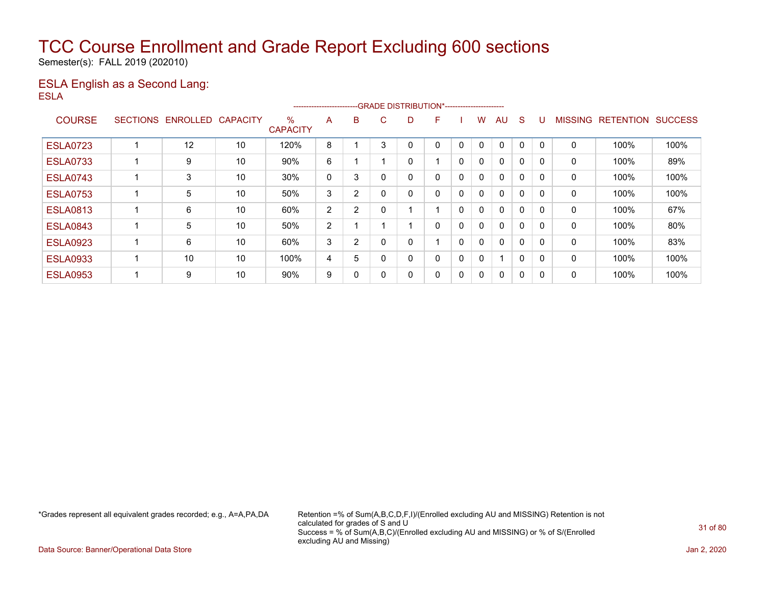# TCC Course Enrollment and Grade Report Excluding 600 sections

Semester(s): FALL 2019 (202010)

## ESLA English as a Second Lang:

ESLA

| COURSE | SECTIONS | ENROLLED | CAPACITY | % CAPACITY | A | B | C | D | F | I | W | AU | S | U | MISSING | RETENTION | SUCCESS |
|---|---|---|---|---|---|---|---|---|---|---|---|---|---|---|---|---|---|
| | | | | | GRADE DISTRIBUTION* | | | | | | | | | | | | |
| ESLA0723 | 1 | 12 | 10 | 120% | 8 | 1 | 3 | 0 | 0 | 0 | 0 | 0 | 0 | 0 | 0 | 100% | 100% |
| ESLA0733 | 1 | 9 | 10 | 90% | 6 | 1 | 1 | 0 | 1 | 0 | 0 | 0 | 0 | 0 | 0 | 100% | 89% |
| ESLA0743 | 1 | 3 | 10 | 30% | 0 | 3 | 0 | 0 | 0 | 0 | 0 | 0 | 0 | 0 | 0 | 100% | 100% |
| ESLA0753 | 1 | 5 | 10 | 50% | 3 | 2 | 0 | 0 | 0 | 0 | 0 | 0 | 0 | 0 | 0 | 100% | 100% |
| ESLA0813 | 1 | 6 | 10 | 60% | 2 | 2 | 0 | 1 | 1 | 0 | 0 | 0 | 0 | 0 | 0 | 100% | 67% |
| ESLA0843 | 1 | 5 | 10 | 50% | 2 | 1 | 1 | 1 | 0 | 0 | 0 | 0 | 0 | 0 | 0 | 100% | 80% |
| ESLA0923 | 1 | 6 | 10 | 60% | 3 | 2 | 0 | 0 | 1 | 0 | 0 | 0 | 0 | 0 | 0 | 100% | 83% |
| ESLA0933 | 1 | 10 | 10 | 100% | 4 | 5 | 0 | 0 | 0 | 0 | 0 | 1 | 0 | 0 | 0 | 100% | 100% |
| ESLA0953 | 1 | 9 | 10 | 90% | 9 | 0 | 0 | 0 | 0 | 0 | 0 | 0 | 0 | 0 | 0 | 100% | 100% |

*Grades represent all equivalent grades recorded; e.g., A=A,PA,DA

Retention =% of Sum(A,B,C,D,F,I)/(Enrolled excluding AU and MISSING) Retention is not calculated for grades of S and U
Success = % of Sum(A,B,C)/(Enrolled excluding AU and MISSING) or % of S/(Enrolled excluding AU and Missing)

Data Source: Banner/Operational Data Store

Jan 2, 2020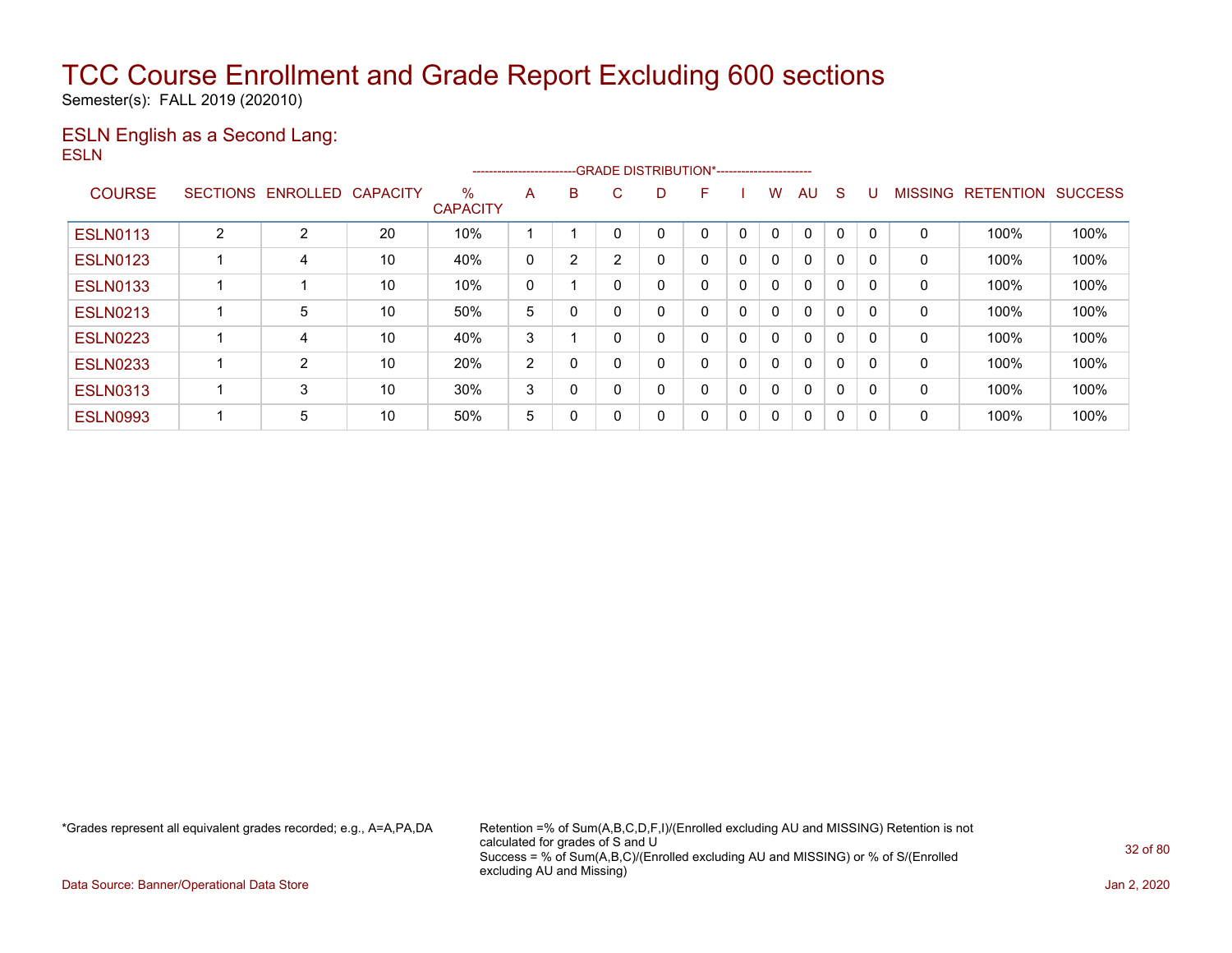# TCC Course Enrollment and Grade Report Excluding 600 sections

Semester(s): FALL 2019 (202010)

## ESLN English as a Second Lang:

ESLN

| COURSE | SECTIONS | ENROLLED | CAPACITY | % CAPACITY | A | B | C | D | F | I | W | AU | S | U | MISSING | RETENTION | SUCCESS |
|---|---|---|---|---|---|---|---|---|---|---|---|---|---|---|---|---|---|
| | | | | | GRADE DISTRIBUTION* | | | | | | | | | | | | |
| ESLN0113 | 2 | 2 | 20 | 10% | 1 | 1 | 0 | 0 | 0 | 0 | 0 | 0 | 0 | 0 | 0 | 100% | 100% |
| ESLN0123 | 1 | 4 | 10 | 40% | 0 | 2 | 2 | 0 | 0 | 0 | 0 | 0 | 0 | 0 | 0 | 100% | 100% |
| ESLN0133 | 1 | 1 | 10 | 10% | 0 | 1 | 0 | 0 | 0 | 0 | 0 | 0 | 0 | 0 | 0 | 100% | 100% |
| ESLN0213 | 1 | 5 | 10 | 50% | 5 | 0 | 0 | 0 | 0 | 0 | 0 | 0 | 0 | 0 | 0 | 100% | 100% |
| ESLN0223 | 1 | 4 | 10 | 40% | 3 | 1 | 0 | 0 | 0 | 0 | 0 | 0 | 0 | 0 | 0 | 100% | 100% |
| ESLN0233 | 1 | 2 | 10 | 20% | 2 | 0 | 0 | 0 | 0 | 0 | 0 | 0 | 0 | 0 | 0 | 100% | 100% |
| ESLN0313 | 1 | 3 | 10 | 30% | 3 | 0 | 0 | 0 | 0 | 0 | 0 | 0 | 0 | 0 | 0 | 100% | 100% |
| ESLN0993 | 1 | 5 | 10 | 50% | 5 | 0 | 0 | 0 | 0 | 0 | 0 | 0 | 0 | 0 | 0 | 100% | 100% |

*Grades represent all equivalent grades recorded; e.g., A=A,PA,DA

Retention =% of Sum(A,B,C,D,F,I)/(Enrolled excluding AU and MISSING) Retention is not calculated for grades of S and U
Success = % of Sum(A,B,C)/(Enrolled excluding AU and MISSING) or % of S/(Enrolled excluding AU and Missing)

Data Source: Banner/Operational Data Store

Jan 2, 2020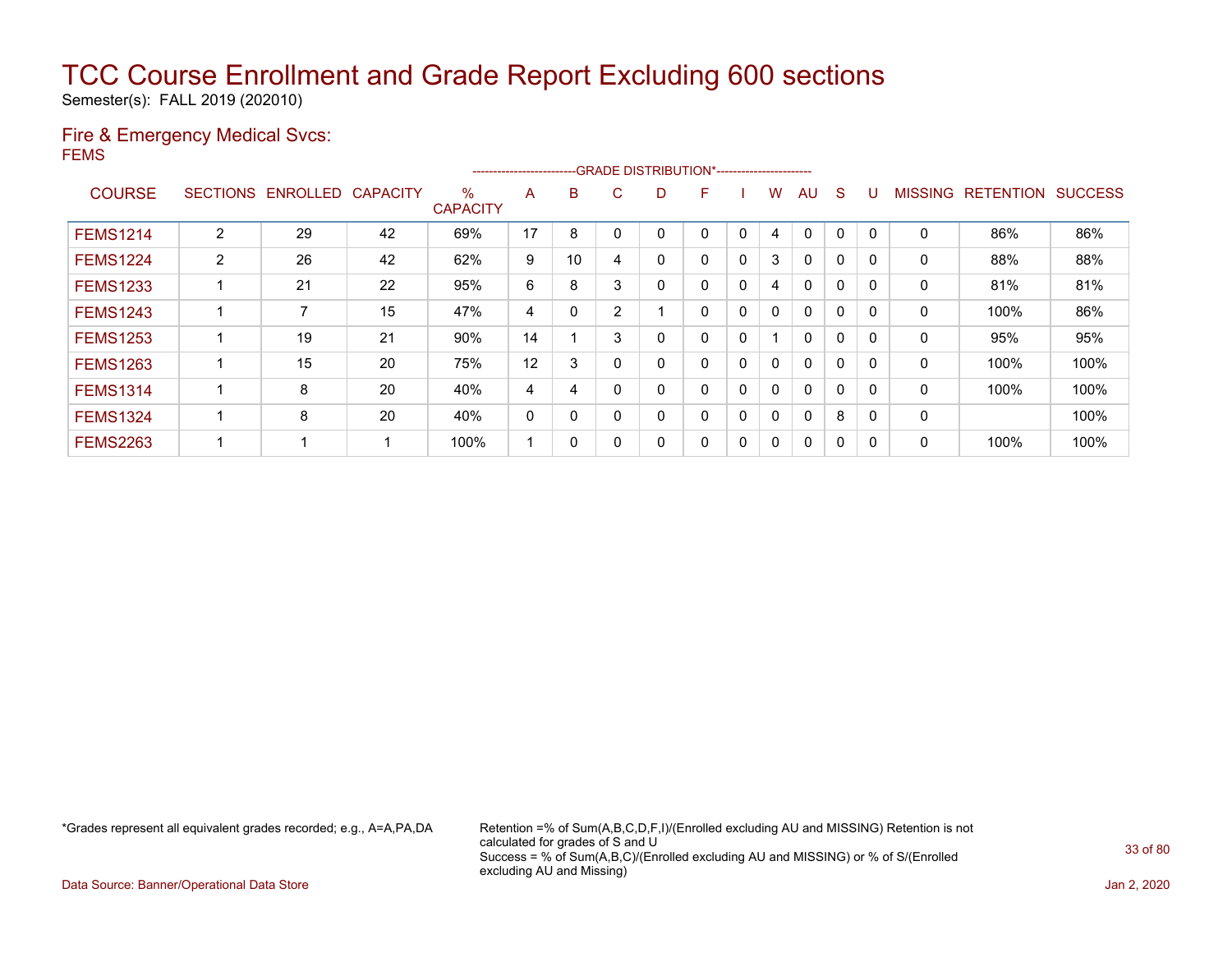# TCC Course Enrollment and Grade Report Excluding 600 sections

Semester(s): FALL 2019 (202010)

## Fire & Emergency Medical Svcs:

FEMS

| COURSE | SECTIONS | ENROLLED | CAPACITY | % CAPACITY | A | B | C | D | F | I | W | AU | S | U | MISSING | RETENTION | SUCCESS |
|---|---|---|---|---|---|---|---|---|---|---|---|---|---|---|---|---|---|
| FEMS1214 | 2 | 29 | 42 | 69% | 17 | 8 | 0 | 0 | 0 | 0 | 4 | 0 | 0 | 0 | 0 | 86% | 86% |
| FEMS1224 | 2 | 26 | 42 | 62% | 9 | 10 | 4 | 0 | 0 | 0 | 3 | 0 | 0 | 0 | 0 | 88% | 88% |
| FEMS1233 | 1 | 21 | 22 | 95% | 6 | 8 | 3 | 0 | 0 | 0 | 4 | 0 | 0 | 0 | 0 | 81% | 81% |
| FEMS1243 | 1 | 7 | 15 | 47% | 4 | 0 | 2 | 1 | 0 | 0 | 0 | 0 | 0 | 0 | 0 | 100% | 86% |
| FEMS1253 | 1 | 19 | 21 | 90% | 14 | 1 | 3 | 0 | 0 | 0 | 1 | 0 | 0 | 0 | 0 | 95% | 95% |
| FEMS1263 | 1 | 15 | 20 | 75% | 12 | 3 | 0 | 0 | 0 | 0 | 0 | 0 | 0 | 0 | 0 | 100% | 100% |
| FEMS1314 | 1 | 8 | 20 | 40% | 4 | 4 | 0 | 0 | 0 | 0 | 0 | 0 | 0 | 0 | 0 | 100% | 100% |
| FEMS1324 | 1 | 8 | 20 | 40% | 0 | 0 | 0 | 0 | 0 | 0 | 0 | 0 | 8 | 0 | 0 | | 100% |
| FEMS2263 | 1 | 1 | 1 | 100% | 1 | 0 | 0 | 0 | 0 | 0 | 0 | 0 | 0 | 0 | 0 | 100% | 100% |

*Grades represent all equivalent grades recorded; e.g., A=A,PA,DA

Retention =% of Sum(A,B,C,D,F,I)/(Enrolled excluding AU and MISSING) Retention is not calculated for grades of S and U
Success = % of Sum(A,B,C)/(Enrolled excluding AU and MISSING) or % of S/(Enrolled excluding AU and Missing)

Data Source: Banner/Operational Data Store

Jan 2, 2020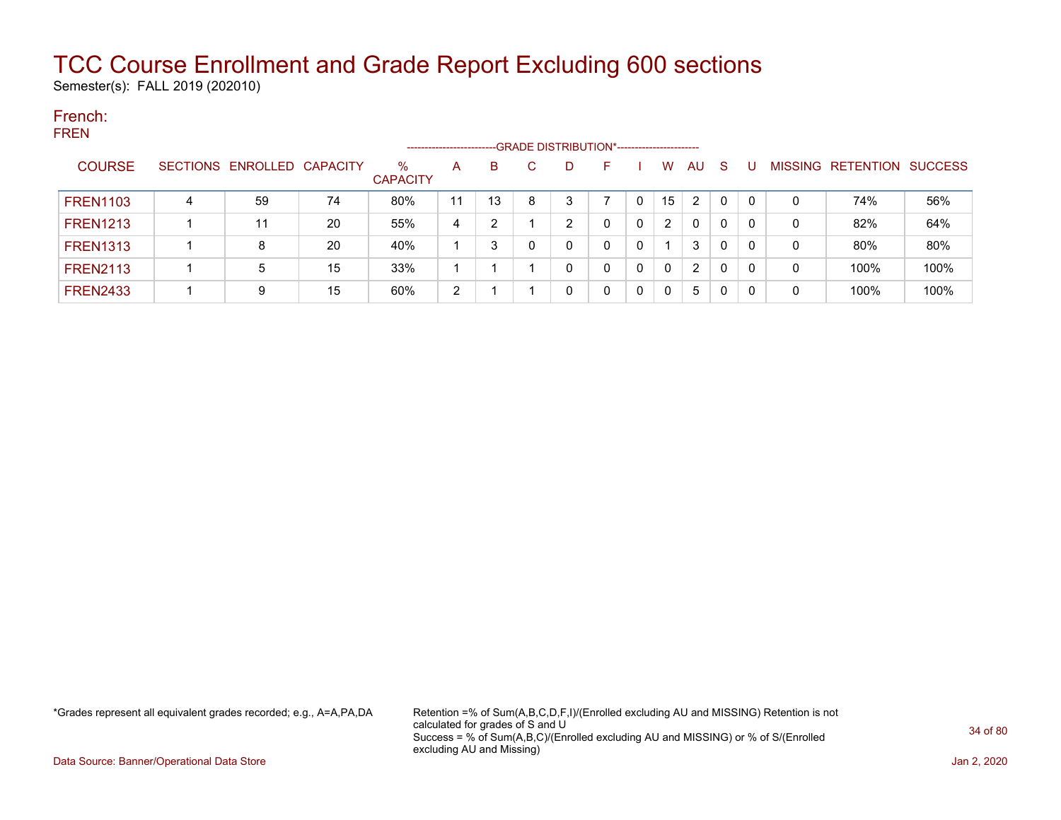# TCC Course Enrollment and Grade Report Excluding 600 sections

Semester(s): FALL 2019 (202010)

## French:

FREN

| COURSE | SECTIONS | ENROLLED | CAPACITY | % CAPACITY | A | B | C | D | F | I | W | AU | S | U | MISSING | RETENTION | SUCCESS |
|---|---|---|---|---|---|---|---|---|---|---|---|---|---|---|---|---|---|
| FREN1103 | 4 | 59 | 74 | 80% | 11 | 13 | 8 | 3 | 7 | 0 | 15 | 2 | 0 | 0 | 0 | 74% | 56% |
| FREN1213 | 1 | 11 | 20 | 55% | 4 | 2 | 1 | 2 | 0 | 0 | 2 | 0 | 0 | 0 | 0 | 82% | 64% |
| FREN1313 | 1 | 8 | 20 | 40% | 1 | 3 | 0 | 0 | 0 | 0 | 1 | 3 | 0 | 0 | 0 | 80% | 80% |
| FREN2113 | 1 | 5 | 15 | 33% | 1 | 1 | 1 | 0 | 0 | 0 | 0 | 2 | 0 | 0 | 0 | 100% | 100% |
| FREN2433 | 1 | 9 | 15 | 60% | 2 | 1 | 1 | 0 | 0 | 0 | 0 | 5 | 0 | 0 | 0 | 100% | 100% |

(Columns A through U fall under the GRADE DISTRIBUTION* heading.)

*Grades represent all equivalent grades recorded; e.g., A=A,PA,DA

Retention =% of Sum(A,B,C,D,F,I)/(Enrolled excluding AU and MISSING) Retention is not calculated for grades of S and U
Success = % of Sum(A,B,C)/(Enrolled excluding AU and MISSING) or % of S/(Enrolled excluding AU and Missing)

Data Source: Banner/Operational Data Store

Jan 2, 2020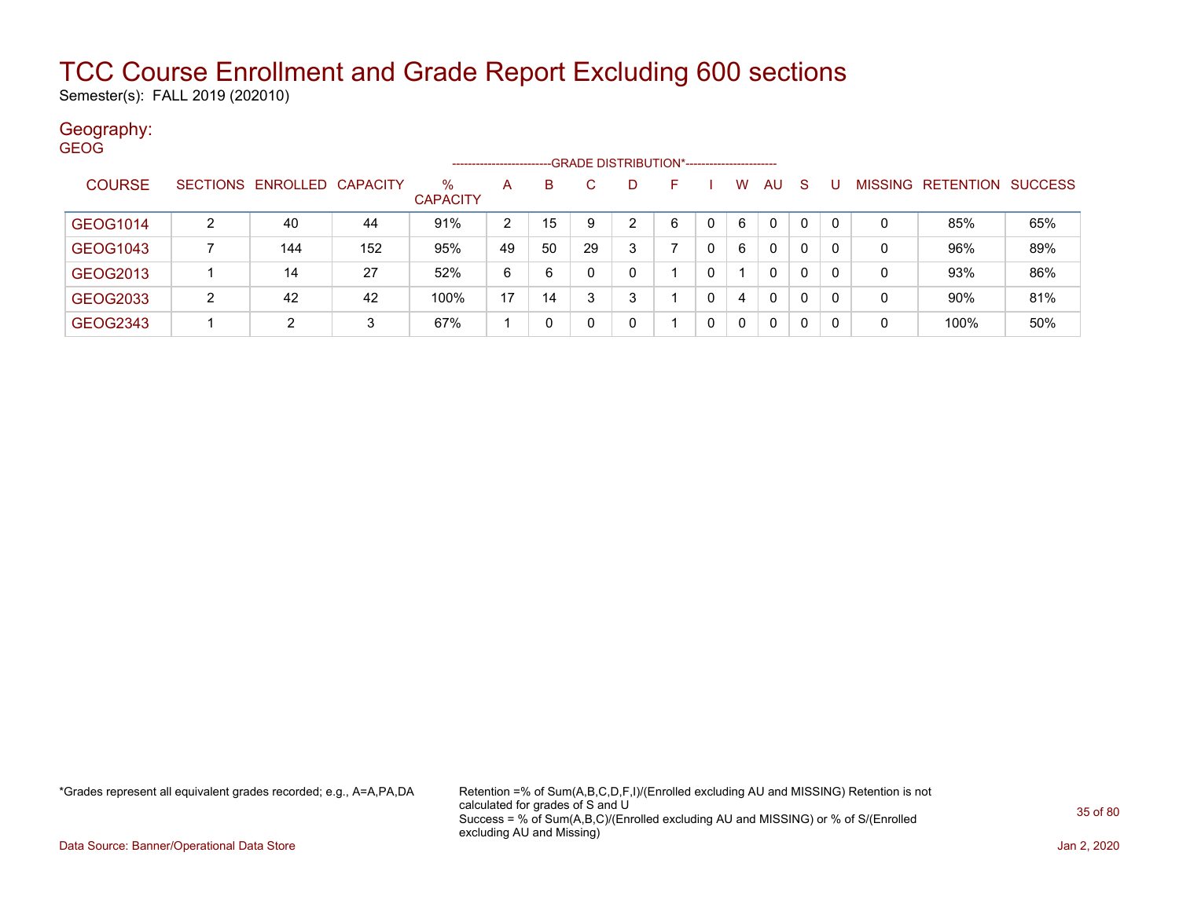# TCC Course Enrollment and Grade Report Excluding 600 sections

Semester(s): FALL 2019 (202010)

## Geography:

GEOG

| COURSE | SECTIONS | ENROLLED | CAPACITY | % CAPACITY | A | B | C | D | F | I | W | AU | S | U | MISSING | RETENTION | SUCCESS |
|---|---|---|---|---|---|---|---|---|---|---|---|---|---|---|---|---|---|
| | | | | | GRADE DISTRIBUTION* | | | | | | | | | | | | |
| GEOG1014 | 2 | 40 | 44 | 91% | 2 | 15 | 9 | 2 | 6 | 0 | 6 | 0 | 0 | 0 | 0 | 85% | 65% |
| GEOG1043 | 7 | 144 | 152 | 95% | 49 | 50 | 29 | 3 | 7 | 0 | 6 | 0 | 0 | 0 | 0 | 96% | 89% |
| GEOG2013 | 1 | 14 | 27 | 52% | 6 | 6 | 0 | 0 | 1 | 0 | 1 | 0 | 0 | 0 | 0 | 93% | 86% |
| GEOG2033 | 2 | 42 | 42 | 100% | 17 | 14 | 3 | 3 | 1 | 0 | 4 | 0 | 0 | 0 | 0 | 90% | 81% |
| GEOG2343 | 1 | 2 | 3 | 67% | 1 | 0 | 0 | 0 | 1 | 0 | 0 | 0 | 0 | 0 | 0 | 100% | 50% |

*Grades represent all equivalent grades recorded; e.g., A=A,PA,DA

Retention =% of Sum(A,B,C,D,F,I)/(Enrolled excluding AU and MISSING) Retention is not calculated for grades of S and U
Success = % of Sum(A,B,C)/(Enrolled excluding AU and MISSING) or % of S/(Enrolled excluding AU and Missing)

Data Source: Banner/Operational Data Store

Jan 2, 2020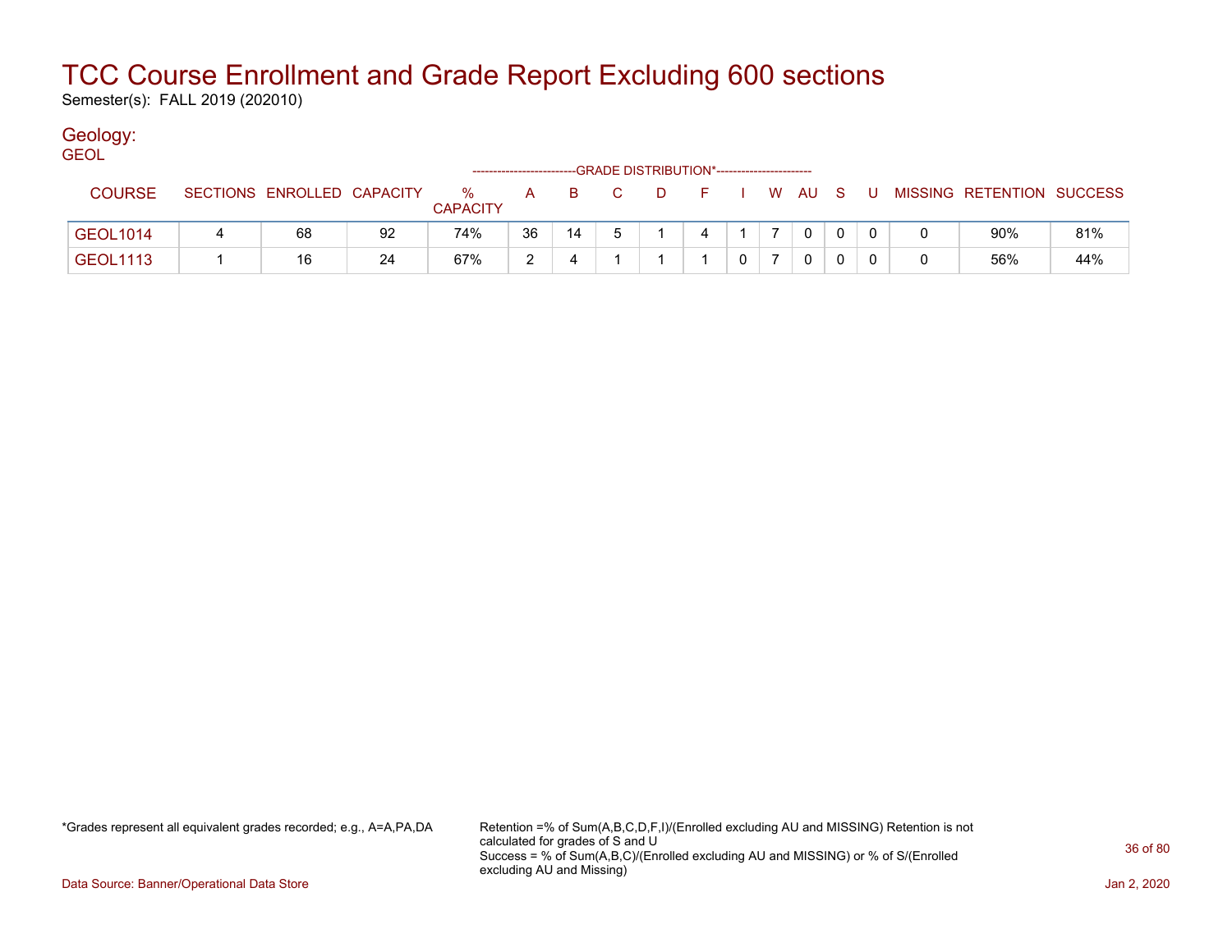# TCC Course Enrollment and Grade Report Excluding 600 sections

Semester(s): FALL 2019 (202010)

## Geology:

GEOL

| COURSE | SECTIONS | ENROLLED | CAPACITY | % CAPACITY | A | B | C | D | F | I | W | AU | S | U | MISSING | RETENTION | SUCCESS |
|---|---|---|---|---|---|---|---|---|---|---|---|---|---|---|---|---|---|
| | | | | | GRADE DISTRIBUTION* | | | | | | | | | | | | |
| GEOL1014 | 4 | 68 | 92 | 74% | 36 | 14 | 5 | 1 | 4 | 1 | 7 | 0 | 0 | 0 | 0 | 90% | 81% |
| GEOL1113 | 1 | 16 | 24 | 67% | 2 | 4 | 1 | 1 | 1 | 0 | 7 | 0 | 0 | 0 | 0 | 56% | 44% |

*Grades represent all equivalent grades recorded; e.g., A=A,PA,DA

Retention =% of Sum(A,B,C,D,F,I)/(Enrolled excluding AU and MISSING) Retention is not calculated for grades of S and U
Success = % of Sum(A,B,C)/(Enrolled excluding AU and MISSING) or % of S/(Enrolled excluding AU and Missing)

Data Source: Banner/Operational Data Store

Jan 2, 2020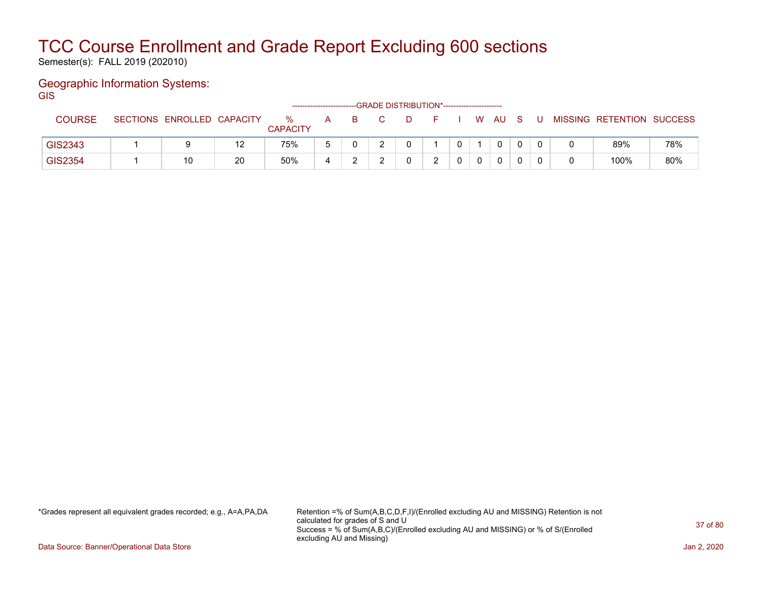# TCC Course Enrollment and Grade Report Excluding 600 sections

Semester(s): FALL 2019 (202010)

## Geographic Information Systems:

GIS

| COURSE | SECTIONS | ENROLLED | CAPACITY | % CAPACITY | A | B | C | D | F | I | W | AU | S | U | MISSING | RETENTION | SUCCESS |
|---|---|---|---|---|---|---|---|---|---|---|---|---|---|---|---|---|---|
| | | | | | GRADE DISTRIBUTION* | | | | | | | | | | | | |
| GIS2343 | 1 | 9 | 12 | 75% | 5 | 0 | 2 | 0 | 1 | 0 | 1 | 0 | 0 | 0 | 0 | 89% | 78% |
| GIS2354 | 1 | 10 | 20 | 50% | 4 | 2 | 2 | 0 | 2 | 0 | 0 | 0 | 0 | 0 | 0 | 100% | 80% |

*Grades represent all equivalent grades recorded; e.g., A=A,PA,DA

Retention =% of Sum(A,B,C,D,F,I)/(Enrolled excluding AU and MISSING) Retention is not calculated for grades of S and U
Success = % of Sum(A,B,C)/(Enrolled excluding AU and MISSING) or % of S/(Enrolled excluding AU and Missing)

Data Source: Banner/Operational Data Store

Jan 2, 2020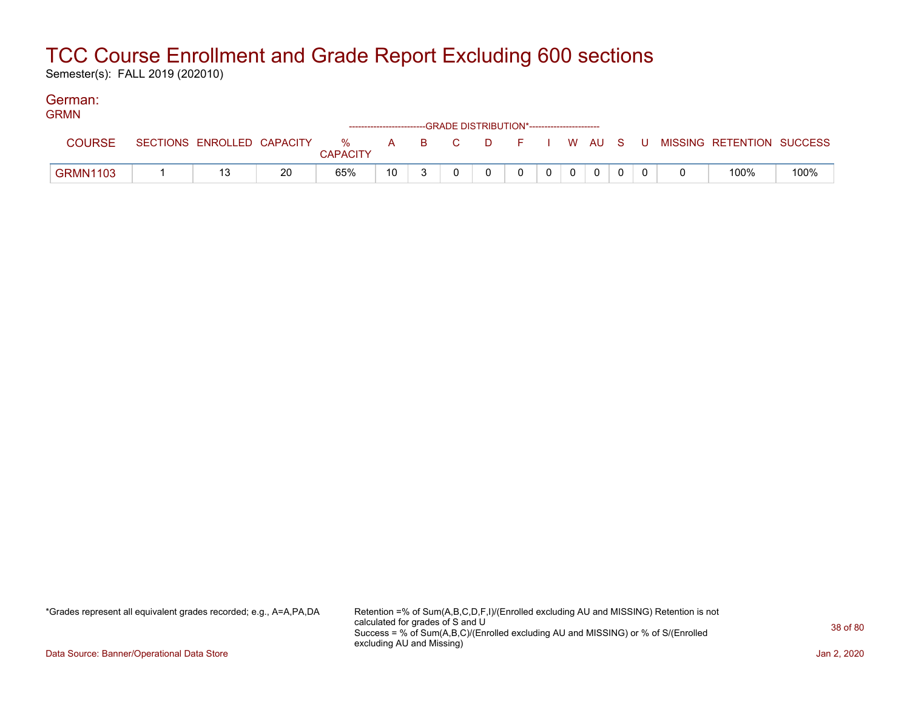# TCC Course Enrollment and Grade Report Excluding 600 sections

Semester(s): FALL 2019 (202010)

## German:

GRMN

| COURSE | SECTIONS | ENROLLED | CAPACITY | % CAPACITY | A | B | C | D | F | I | W | AU | S | U | MISSING | RETENTION | SUCCESS |
|---|---|---|---|---|---|---|---|---|---|---|---|---|---|---|---|---|---|
| | | | | | GRADE DISTRIBUTION* | | | | | | | | | | | | |
| GRMN1103 | 1 | 13 | 20 | 65% | 10 | 3 | 0 | 0 | 0 | 0 | 0 | 0 | 0 | 0 | 0 | 100% | 100% |

*Grades represent all equivalent grades recorded; e.g., A=A,PA,DA

Retention =% of Sum(A,B,C,D,F,I)/(Enrolled excluding AU and MISSING) Retention is not calculated for grades of S and U
Success = % of Sum(A,B,C)/(Enrolled excluding AU and MISSING) or % of S/(Enrolled excluding AU and Missing)

Data Source: Banner/Operational Data Store

Jan 2, 2020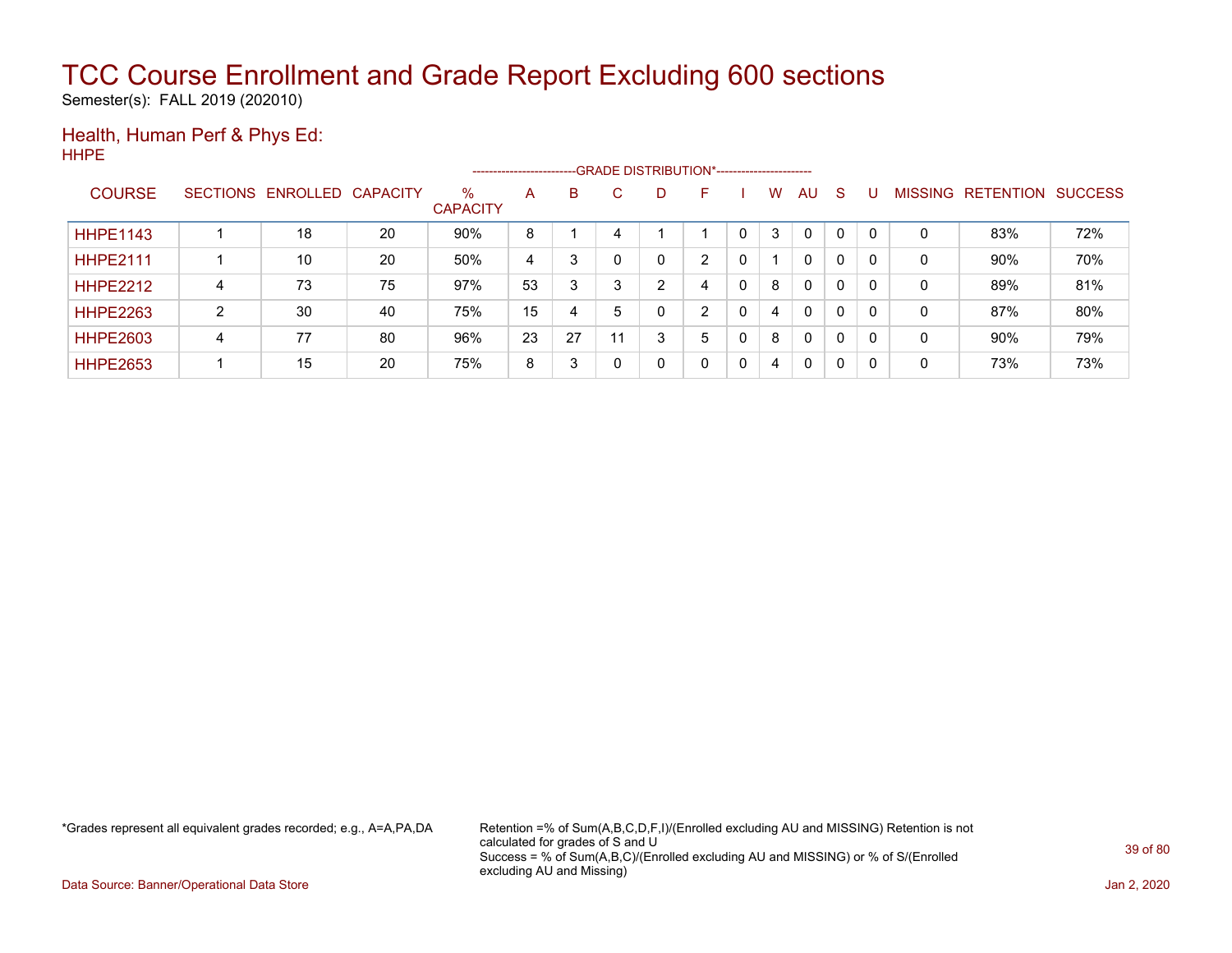# TCC Course Enrollment and Grade Report Excluding 600 sections

Semester(s): FALL 2019 (202010)

## Health, Human Perf & Phys Ed:

HHPE

| COURSE | SECTIONS | ENROLLED | CAPACITY | % CAPACITY | A | B | C | D | F | I | W | AU | S | U | MISSING | RETENTION | SUCCESS |
|---|---|---|---|---|---|---|---|---|---|---|---|---|---|---|---|---|---|
| | | | | | GRADE DISTRIBUTION* | | | | | | | | | | | | |
| HHPE1143 | 1 | 18 | 20 | 90% | 8 | 1 | 4 | 1 | 1 | 0 | 3 | 0 | 0 | 0 | 0 | 83% | 72% |
| HHPE2111 | 1 | 10 | 20 | 50% | 4 | 3 | 0 | 0 | 2 | 0 | 1 | 0 | 0 | 0 | 0 | 90% | 70% |
| HHPE2212 | 4 | 73 | 75 | 97% | 53 | 3 | 3 | 2 | 4 | 0 | 8 | 0 | 0 | 0 | 0 | 89% | 81% |
| HHPE2263 | 2 | 30 | 40 | 75% | 15 | 4 | 5 | 0 | 2 | 0 | 4 | 0 | 0 | 0 | 0 | 87% | 80% |
| HHPE2603 | 4 | 77 | 80 | 96% | 23 | 27 | 11 | 3 | 5 | 0 | 8 | 0 | 0 | 0 | 0 | 90% | 79% |
| HHPE2653 | 1 | 15 | 20 | 75% | 8 | 3 | 0 | 0 | 0 | 0 | 4 | 0 | 0 | 0 | 0 | 73% | 73% |

*Grades represent all equivalent grades recorded; e.g., A=A,PA,DA

Retention =% of Sum(A,B,C,D,F,I)/(Enrolled excluding AU and MISSING) Retention is not calculated for grades of S and U
Success = % of Sum(A,B,C)/(Enrolled excluding AU and MISSING) or % of S/(Enrolled excluding AU and Missing)

Data Source: Banner/Operational Data Store

Jan 2, 2020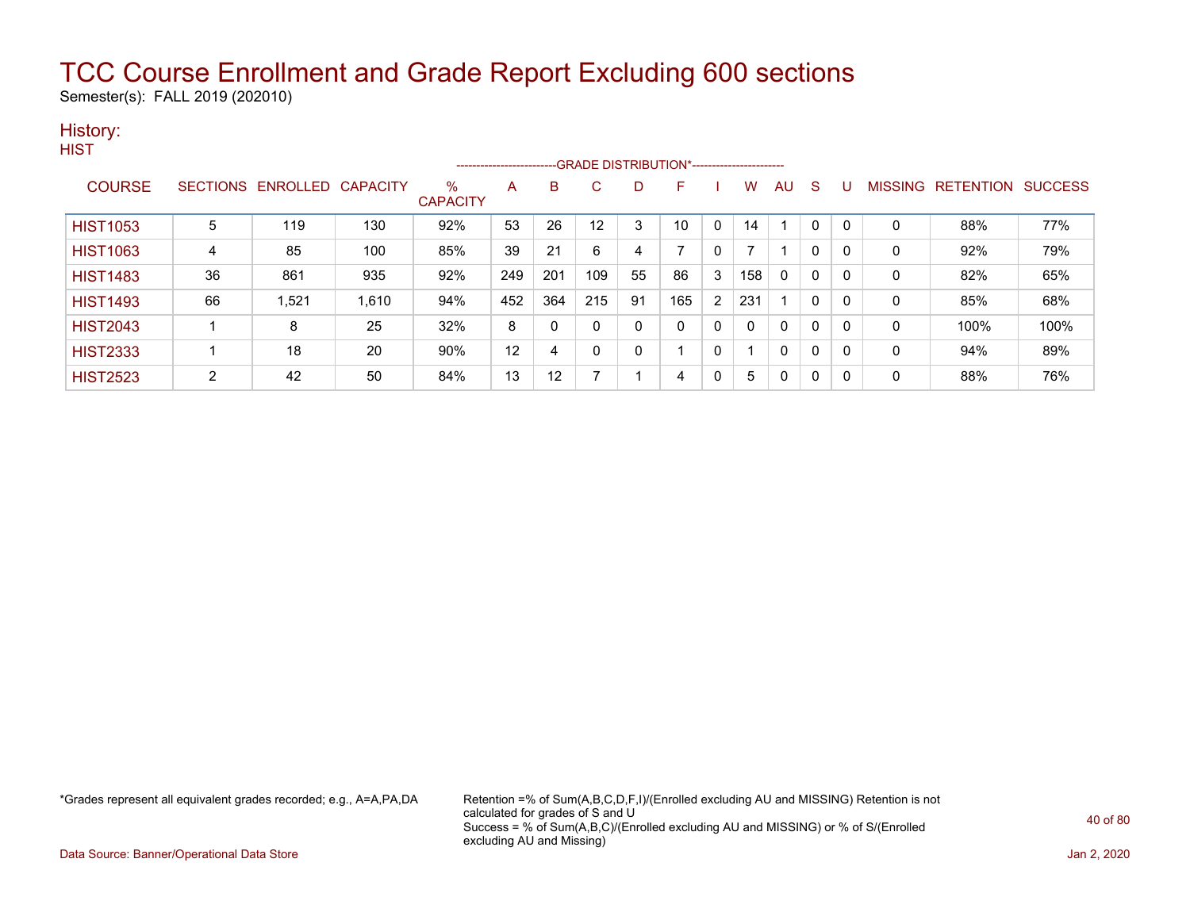# TCC Course Enrollment and Grade Report Excluding 600 sections

Semester(s): FALL 2019 (202010)

## History:

HIST

| COURSE | SECTIONS | ENROLLED | CAPACITY | % CAPACITY | A | B | C | D | F | I | W | AU | S | U | MISSING | RETENTION | SUCCESS |
|---|---|---|---|---|---|---|---|---|---|---|---|---|---|---|---|---|---|
| | | | | | GRADE DISTRIBUTION* | | | | | | | | | | | | |
| HIST1053 | 5 | 119 | 130 | 92% | 53 | 26 | 12 | 3 | 10 | 0 | 14 | 1 | 0 | 0 | 0 | 88% | 77% |
| HIST1063 | 4 | 85 | 100 | 85% | 39 | 21 | 6 | 4 | 7 | 0 | 7 | 1 | 0 | 0 | 0 | 92% | 79% |
| HIST1483 | 36 | 861 | 935 | 92% | 249 | 201 | 109 | 55 | 86 | 3 | 158 | 0 | 0 | 0 | 0 | 82% | 65% |
| HIST1493 | 66 | 1,521 | 1,610 | 94% | 452 | 364 | 215 | 91 | 165 | 2 | 231 | 1 | 0 | 0 | 0 | 85% | 68% |
| HIST2043 | 1 | 8 | 25 | 32% | 8 | 0 | 0 | 0 | 0 | 0 | 0 | 0 | 0 | 0 | 0 | 100% | 100% |
| HIST2333 | 1 | 18 | 20 | 90% | 12 | 4 | 0 | 0 | 1 | 0 | 1 | 0 | 0 | 0 | 0 | 94% | 89% |
| HIST2523 | 2 | 42 | 50 | 84% | 13 | 12 | 7 | 1 | 4 | 0 | 5 | 0 | 0 | 0 | 0 | 88% | 76% |

*Grades represent all equivalent grades recorded; e.g., A=A,PA,DA

Retention =% of Sum(A,B,C,D,F,I)/(Enrolled excluding AU and MISSING) Retention is not calculated for grades of S and U
Success = % of Sum(A,B,C)/(Enrolled excluding AU and MISSING) or % of S/(Enrolled excluding AU and Missing)

Data Source: Banner/Operational Data Store

Jan 2, 2020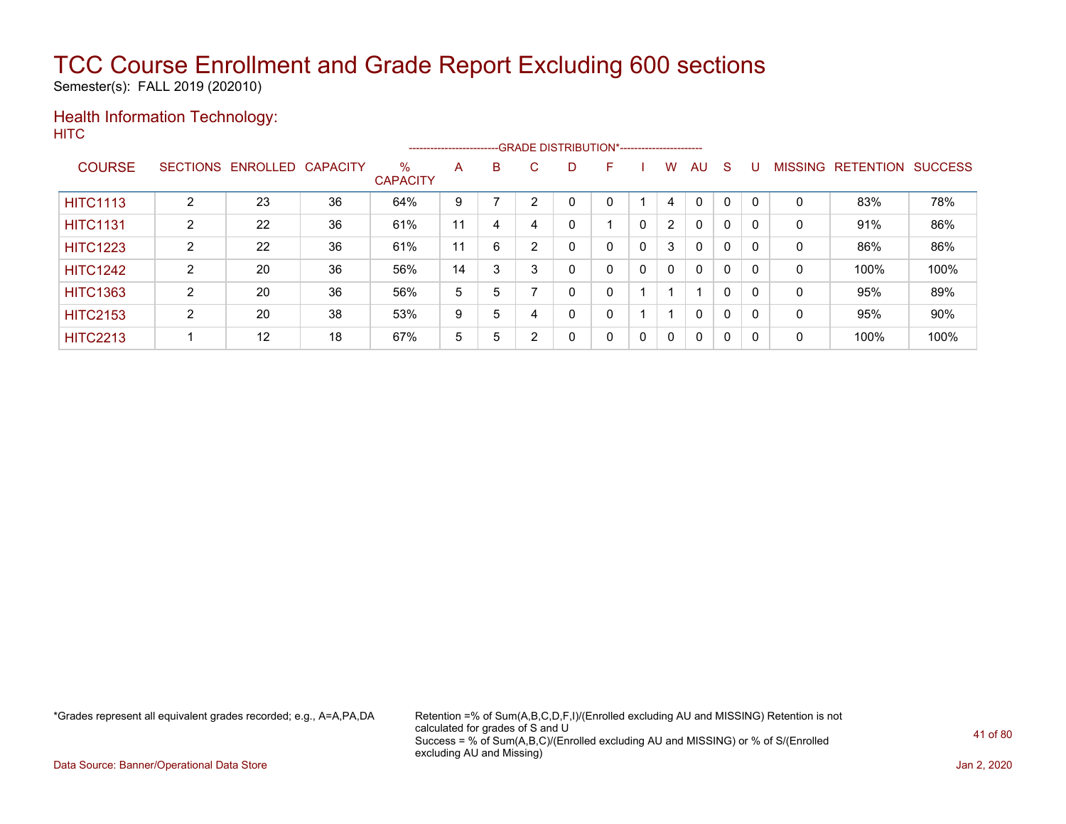# TCC Course Enrollment and Grade Report Excluding 600 sections

Semester(s): FALL 2019 (202010)

## Health Information Technology:

HITC

| COURSE | SECTIONS | ENROLLED | CAPACITY | % CAPACITY | A | B | C | D | F | I | W | AU | S | U | MISSING | RETENTION | SUCCESS |
|---|---|---|---|---|---|---|---|---|---|---|---|---|---|---|---|---|---|
| | | | | | GRADE DISTRIBUTION* | | | | | | | | | | | | |
| HITC1113 | 2 | 23 | 36 | 64% | 9 | 7 | 2 | 0 | 0 | 1 | 4 | 0 | 0 | 0 | 0 | 83% | 78% |
| HITC1131 | 2 | 22 | 36 | 61% | 11 | 4 | 4 | 0 | 1 | 0 | 2 | 0 | 0 | 0 | 0 | 91% | 86% |
| HITC1223 | 2 | 22 | 36 | 61% | 11 | 6 | 2 | 0 | 0 | 0 | 3 | 0 | 0 | 0 | 0 | 86% | 86% |
| HITC1242 | 2 | 20 | 36 | 56% | 14 | 3 | 3 | 0 | 0 | 0 | 0 | 0 | 0 | 0 | 0 | 100% | 100% |
| HITC1363 | 2 | 20 | 36 | 56% | 5 | 5 | 7 | 0 | 0 | 1 | 1 | 1 | 0 | 0 | 0 | 95% | 89% |
| HITC2153 | 2 | 20 | 38 | 53% | 9 | 5 | 4 | 0 | 0 | 1 | 1 | 0 | 0 | 0 | 0 | 95% | 90% |
| HITC2213 | 1 | 12 | 18 | 67% | 5 | 5 | 2 | 0 | 0 | 0 | 0 | 0 | 0 | 0 | 0 | 100% | 100% |

*Grades represent all equivalent grades recorded; e.g., A=A,PA,DA

Retention =% of Sum(A,B,C,D,F,I)/(Enrolled excluding AU and MISSING) Retention is not calculated for grades of S and U
Success = % of Sum(A,B,C)/(Enrolled excluding AU and MISSING) or % of S/(Enrolled excluding AU and Missing)

Data Source: Banner/Operational Data Store

Jan 2, 2020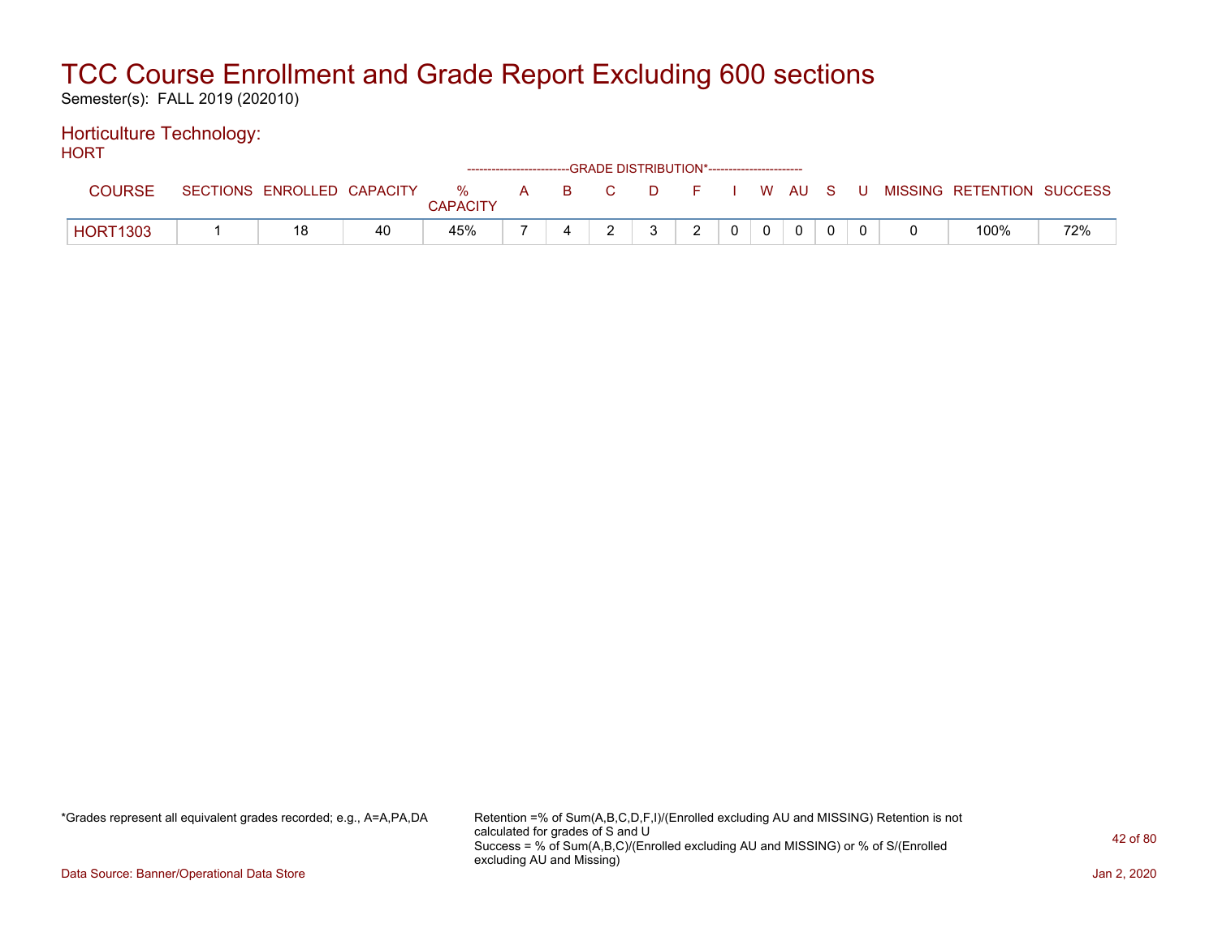# TCC Course Enrollment and Grade Report Excluding 600 sections

Semester(s): FALL 2019 (202010)

## Horticulture Technology:

HORT

| COURSE | SECTIONS | ENROLLED | CAPACITY | % CAPACITY | A | B | C | D | F | I | W | AU | S | U | MISSING | RETENTION | SUCCESS |
|---|---|---|---|---|---|---|---|---|---|---|---|---|---|---|---|---|---|
| | | | | | GRADE DISTRIBUTION* | | | | | | | | | | | | |
| HORT1303 | 1 | 18 | 40 | 45% | 7 | 4 | 2 | 3 | 2 | 0 | 0 | 0 | 0 | 0 | 0 | 100% | 72% |

*Grades represent all equivalent grades recorded; e.g., A=A,PA,DA

Retention =% of Sum(A,B,C,D,F,I)/(Enrolled excluding AU and MISSING) Retention is not calculated for grades of S and U
Success = % of Sum(A,B,C)/(Enrolled excluding AU and MISSING) or % of S/(Enrolled excluding AU and Missing)

Data Source: Banner/Operational Data Store

Jan 2, 2020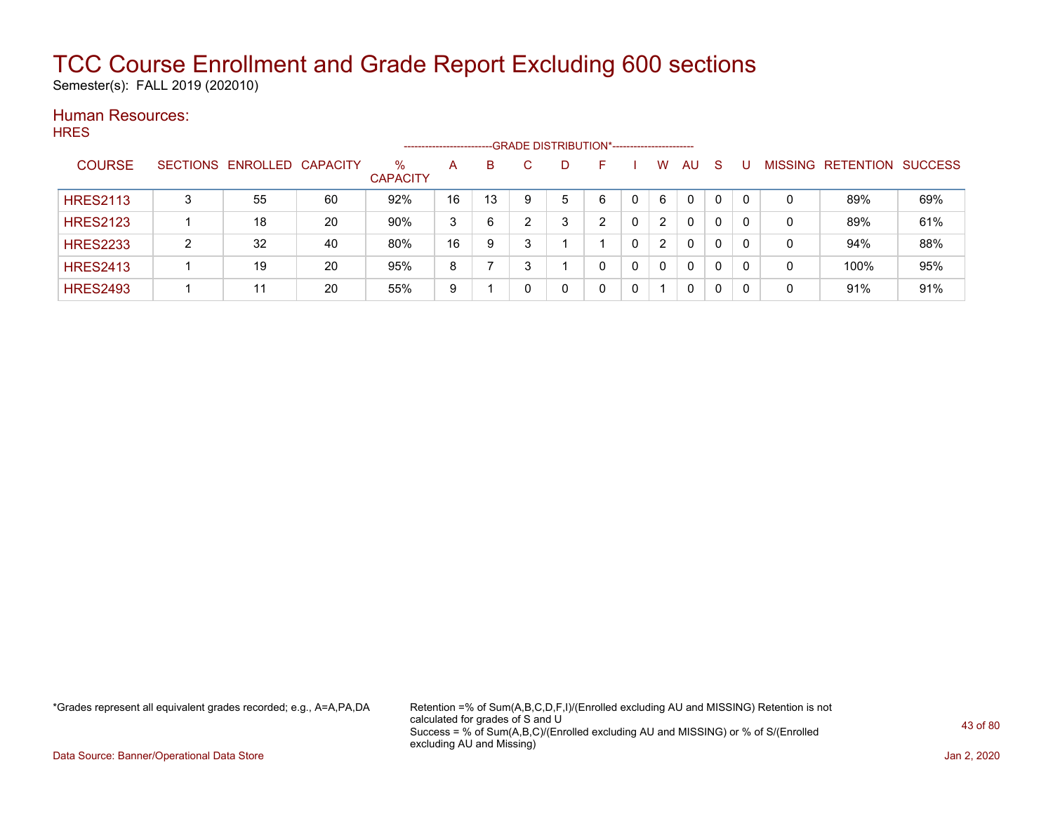# TCC Course Enrollment and Grade Report Excluding 600 sections

Semester(s): FALL 2019 (202010)

## Human Resources:

HRES

| COURSE | SECTIONS | ENROLLED | CAPACITY | % CAPACITY | A | B | C | D | F | I | W | AU | S | U | MISSING | RETENTION | SUCCESS |
|---|---|---|---|---|---|---|---|---|---|---|---|---|---|---|---|---|---|
| | | | | | GRADE DISTRIBUTION* | | | | | | | | | | | | |
| HRES2113 | 3 | 55 | 60 | 92% | 16 | 13 | 9 | 5 | 6 | 0 | 6 | 0 | 0 | 0 | 0 | 89% | 69% |
| HRES2123 | 1 | 18 | 20 | 90% | 3 | 6 | 2 | 3 | 2 | 0 | 2 | 0 | 0 | 0 | 0 | 89% | 61% |
| HRES2233 | 2 | 32 | 40 | 80% | 16 | 9 | 3 | 1 | 1 | 0 | 2 | 0 | 0 | 0 | 0 | 94% | 88% |
| HRES2413 | 1 | 19 | 20 | 95% | 8 | 7 | 3 | 1 | 0 | 0 | 0 | 0 | 0 | 0 | 0 | 100% | 95% |
| HRES2493 | 1 | 11 | 20 | 55% | 9 | 1 | 0 | 0 | 0 | 0 | 1 | 0 | 0 | 0 | 0 | 91% | 91% |

*Grades represent all equivalent grades recorded; e.g., A=A,PA,DA

Retention =% of Sum(A,B,C,D,F,I)/(Enrolled excluding AU and MISSING) Retention is not calculated for grades of S and U
Success = % of Sum(A,B,C)/(Enrolled excluding AU and MISSING) or % of S/(Enrolled excluding AU and Missing)

Data Source: Banner/Operational Data Store

Jan 2, 2020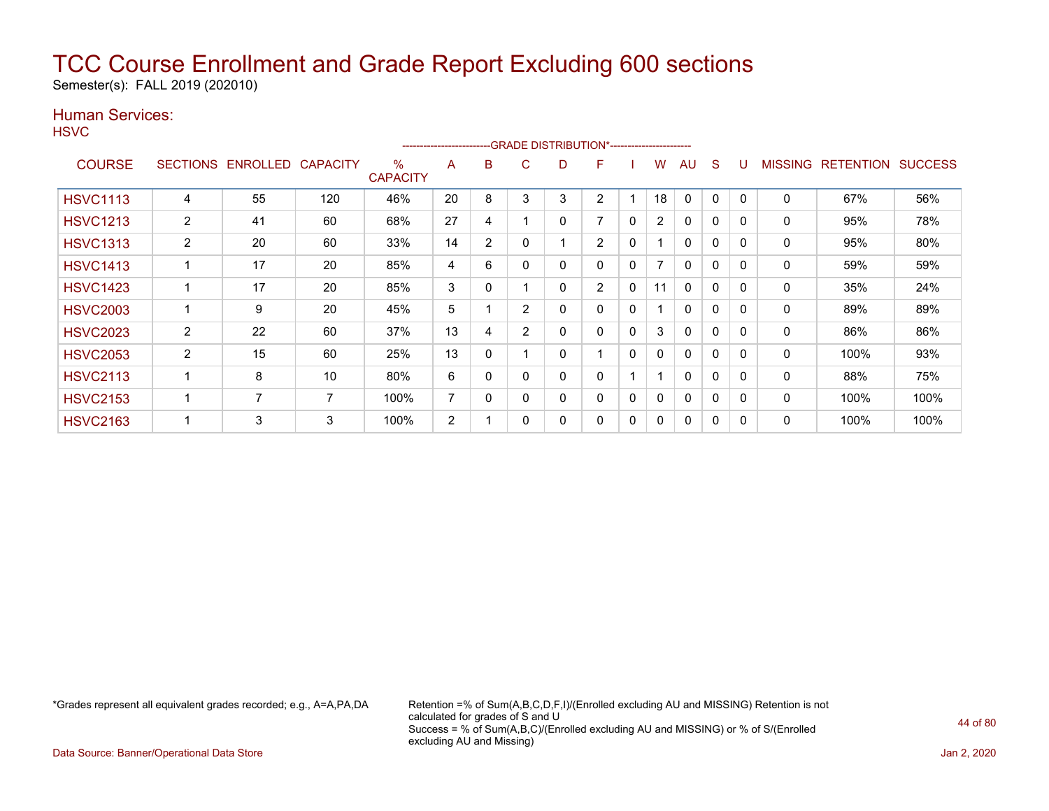# TCC Course Enrollment and Grade Report Excluding 600 sections

Semester(s): FALL 2019 (202010)

## Human Services:

HSVC

| COURSE | SECTIONS | ENROLLED | CAPACITY | % CAPACITY | A | B | C | D | F | I | W | AU | S | U | MISSING | RETENTION | SUCCESS |
|---|---|---|---|---|---|---|---|---|---|---|---|---|---|---|---|---|---|
| HSVC1113 | 4 | 55 | 120 | 46% | 20 | 8 | 3 | 3 | 2 | 1 | 18 | 0 | 0 | 0 | 0 | 67% | 56% |
| HSVC1213 | 2 | 41 | 60 | 68% | 27 | 4 | 1 | 0 | 7 | 0 | 2 | 0 | 0 | 0 | 0 | 95% | 78% |
| HSVC1313 | 2 | 20 | 60 | 33% | 14 | 2 | 0 | 1 | 2 | 0 | 1 | 0 | 0 | 0 | 0 | 95% | 80% |
| HSVC1413 | 1 | 17 | 20 | 85% | 4 | 6 | 0 | 0 | 0 | 0 | 7 | 0 | 0 | 0 | 0 | 59% | 59% |
| HSVC1423 | 1 | 17 | 20 | 85% | 3 | 0 | 1 | 0 | 2 | 0 | 11 | 0 | 0 | 0 | 0 | 35% | 24% |
| HSVC2003 | 1 | 9 | 20 | 45% | 5 | 1 | 2 | 0 | 0 | 0 | 1 | 0 | 0 | 0 | 0 | 89% | 89% |
| HSVC2023 | 2 | 22 | 60 | 37% | 13 | 4 | 2 | 0 | 0 | 0 | 3 | 0 | 0 | 0 | 0 | 86% | 86% |
| HSVC2053 | 2 | 15 | 60 | 25% | 13 | 0 | 1 | 0 | 1 | 0 | 0 | 0 | 0 | 0 | 0 | 100% | 93% |
| HSVC2113 | 1 | 8 | 10 | 80% | 6 | 0 | 0 | 0 | 0 | 1 | 1 | 0 | 0 | 0 | 0 | 88% | 75% |
| HSVC2153 | 1 | 7 | 7 | 100% | 7 | 0 | 0 | 0 | 0 | 0 | 0 | 0 | 0 | 0 | 0 | 100% | 100% |
| HSVC2163 | 1 | 3 | 3 | 100% | 2 | 1 | 0 | 0 | 0 | 0 | 0 | 0 | 0 | 0 | 0 | 100% | 100% |

*Grades represent all equivalent grades recorded; e.g., A=A,PA,DA

Retention =% of Sum(A,B,C,D,F,I)/(Enrolled excluding AU and MISSING) Retention is not calculated for grades of S and U
Success = % of Sum(A,B,C)/(Enrolled excluding AU and MISSING) or % of S/(Enrolled excluding AU and Missing)

Data Source: Banner/Operational Data Store

Jan 2, 2020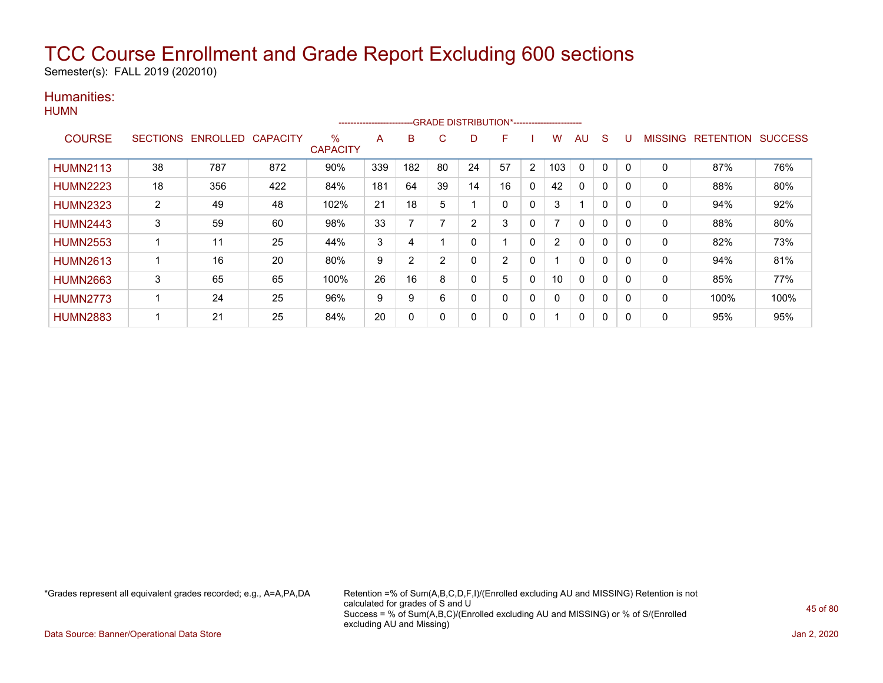# TCC Course Enrollment and Grade Report Excluding 600 sections

Semester(s): FALL 2019 (202010)

## Humanities:

### HUMN

| COURSE | SECTIONS | ENROLLED | CAPACITY | % CAPACITY | A | B | C | D | F | I | W | AU | S | U | MISSING | RETENTION | SUCCESS |
|---|---|---|---|---|---|---|---|---|---|---|---|---|---|---|---|---|---|
| | | | | | GRADE DISTRIBUTION* | | | | | | | | | | | | |
| HUMN2113 | 38 | 787 | 872 | 90% | 339 | 182 | 80 | 24 | 57 | 2 | 103 | 0 | 0 | 0 | 0 | 87% | 76% |
| HUMN2223 | 18 | 356 | 422 | 84% | 181 | 64 | 39 | 14 | 16 | 0 | 42 | 0 | 0 | 0 | 0 | 88% | 80% |
| HUMN2323 | 2 | 49 | 48 | 102% | 21 | 18 | 5 | 1 | 0 | 0 | 3 | 1 | 0 | 0 | 0 | 94% | 92% |
| HUMN2443 | 3 | 59 | 60 | 98% | 33 | 7 | 7 | 2 | 3 | 0 | 7 | 0 | 0 | 0 | 0 | 88% | 80% |
| HUMN2553 | 1 | 11 | 25 | 44% | 3 | 4 | 1 | 0 | 1 | 0 | 2 | 0 | 0 | 0 | 0 | 82% | 73% |
| HUMN2613 | 1 | 16 | 20 | 80% | 9 | 2 | 2 | 0 | 2 | 0 | 1 | 0 | 0 | 0 | 0 | 94% | 81% |
| HUMN2663 | 3 | 65 | 65 | 100% | 26 | 16 | 8 | 0 | 5 | 0 | 10 | 0 | 0 | 0 | 0 | 85% | 77% |
| HUMN2773 | 1 | 24 | 25 | 96% | 9 | 9 | 6 | 0 | 0 | 0 | 0 | 0 | 0 | 0 | 0 | 100% | 100% |
| HUMN2883 | 1 | 21 | 25 | 84% | 20 | 0 | 0 | 0 | 0 | 0 | 1 | 0 | 0 | 0 | 0 | 95% | 95% |

*Grades represent all equivalent grades recorded; e.g., A=A,PA,DA

Retention =% of Sum(A,B,C,D,F,I)/(Enrolled excluding AU and MISSING) Retention is not calculated for grades of S and U
Success = % of Sum(A,B,C)/(Enrolled excluding AU and MISSING) or % of S/(Enrolled excluding AU and Missing)

Data Source: Banner/Operational Data Store

Jan 2, 2020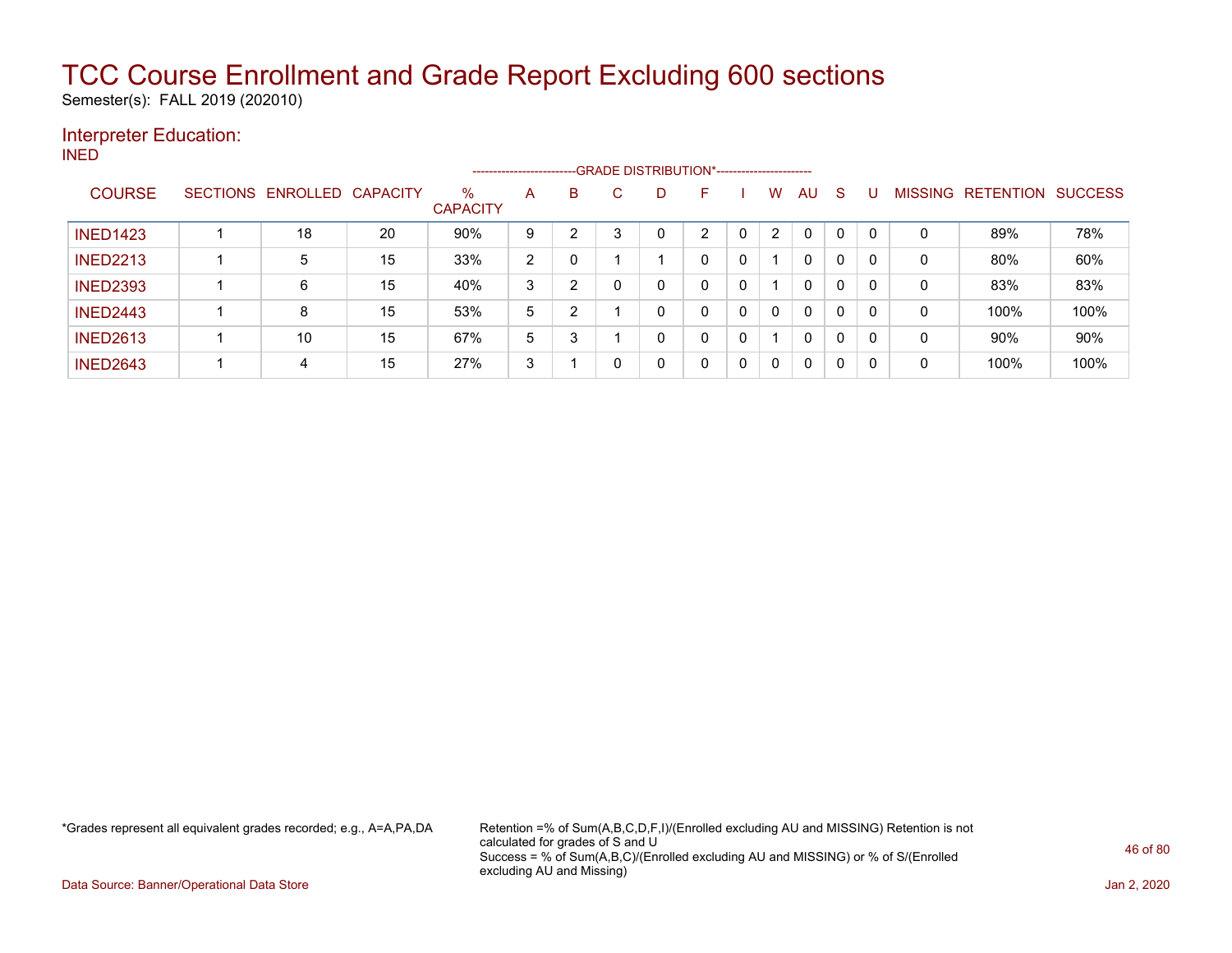# TCC Course Enrollment and Grade Report Excluding 600 sections

Semester(s): FALL 2019 (202010)

## Interpreter Education:

INED

| COURSE | SECTIONS | ENROLLED | CAPACITY | % CAPACITY | A | B | C | D | F | I | W | AU | S | U | MISSING | RETENTION | SUCCESS |
|---|---|---|---|---|---|---|---|---|---|---|---|---|---|---|---|---|---|
| | | | | | -------------------------GRADE DISTRIBUTION*----------------------- | | | | | | | | | | | | |
| INED1423 | 1 | 18 | 20 | 90% | 9 | 2 | 3 | 0 | 2 | 0 | 2 | 0 | 0 | 0 | 0 | 89% | 78% |
| INED2213 | 1 | 5 | 15 | 33% | 2 | 0 | 1 | 1 | 0 | 0 | 1 | 0 | 0 | 0 | 0 | 80% | 60% |
| INED2393 | 1 | 6 | 15 | 40% | 3 | 2 | 0 | 0 | 0 | 0 | 1 | 0 | 0 | 0 | 0 | 83% | 83% |
| INED2443 | 1 | 8 | 15 | 53% | 5 | 2 | 1 | 0 | 0 | 0 | 0 | 0 | 0 | 0 | 0 | 100% | 100% |
| INED2613 | 1 | 10 | 15 | 67% | 5 | 3 | 1 | 0 | 0 | 0 | 1 | 0 | 0 | 0 | 0 | 90% | 90% |
| INED2643 | 1 | 4 | 15 | 27% | 3 | 1 | 0 | 0 | 0 | 0 | 0 | 0 | 0 | 0 | 0 | 100% | 100% |

*Grades represent all equivalent grades recorded; e.g., A=A,PA,DA

Retention =% of Sum(A,B,C,D,F,I)/(Enrolled excluding AU and MISSING) Retention is not calculated for grades of S and U
Success = % of Sum(A,B,C)/(Enrolled excluding AU and MISSING) or % of S/(Enrolled excluding AU and Missing)

Data Source: Banner/Operational Data Store

Jan 2, 2020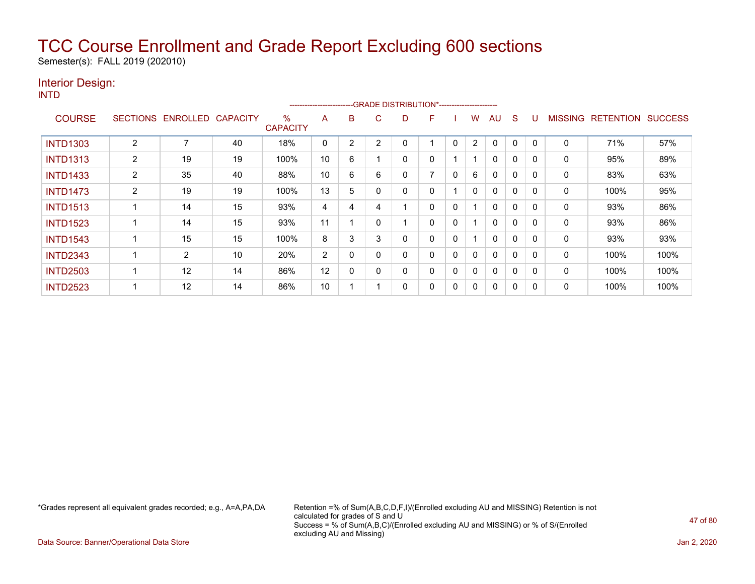# TCC Course Enrollment and Grade Report Excluding 600 sections

Semester(s): FALL 2019 (202010)

## Interior Design:

INTD

| COURSE | SECTIONS | ENROLLED | CAPACITY | % CAPACITY | A | B | C | D | F | I | W | AU | S | U | MISSING | RETENTION | SUCCESS |
|---|---|---|---|---|---|---|---|---|---|---|---|---|---|---|---|---|---|
| | | | | | GRADE DISTRIBUTION* | | | | | | | | | | | | |
| INTD1303 | 2 | 7 | 40 | 18% | 0 | 2 | 2 | 0 | 1 | 0 | 2 | 0 | 0 | 0 | 0 | 71% | 57% |
| INTD1313 | 2 | 19 | 19 | 100% | 10 | 6 | 1 | 0 | 0 | 1 | 1 | 0 | 0 | 0 | 0 | 95% | 89% |
| INTD1433 | 2 | 35 | 40 | 88% | 10 | 6 | 6 | 0 | 7 | 0 | 6 | 0 | 0 | 0 | 0 | 83% | 63% |
| INTD1473 | 2 | 19 | 19 | 100% | 13 | 5 | 0 | 0 | 0 | 1 | 0 | 0 | 0 | 0 | 0 | 100% | 95% |
| INTD1513 | 1 | 14 | 15 | 93% | 4 | 4 | 4 | 1 | 0 | 0 | 1 | 0 | 0 | 0 | 0 | 93% | 86% |
| INTD1523 | 1 | 14 | 15 | 93% | 11 | 1 | 0 | 1 | 0 | 0 | 1 | 0 | 0 | 0 | 0 | 93% | 86% |
| INTD1543 | 1 | 15 | 15 | 100% | 8 | 3 | 3 | 0 | 0 | 0 | 1 | 0 | 0 | 0 | 0 | 93% | 93% |
| INTD2343 | 1 | 2 | 10 | 20% | 2 | 0 | 0 | 0 | 0 | 0 | 0 | 0 | 0 | 0 | 0 | 100% | 100% |
| INTD2503 | 1 | 12 | 14 | 86% | 12 | 0 | 0 | 0 | 0 | 0 | 0 | 0 | 0 | 0 | 0 | 100% | 100% |
| INTD2523 | 1 | 12 | 14 | 86% | 10 | 1 | 1 | 0 | 0 | 0 | 0 | 0 | 0 | 0 | 0 | 100% | 100% |

*Grades represent all equivalent grades recorded; e.g., A=A,PA,DA

Retention =% of Sum(A,B,C,D,F,I)/(Enrolled excluding AU and MISSING) Retention is not calculated for grades of S and U
Success = % of Sum(A,B,C)/(Enrolled excluding AU and MISSING) or % of S/(Enrolled excluding AU and Missing)

Data Source: Banner/Operational Data Store

Jan 2, 2020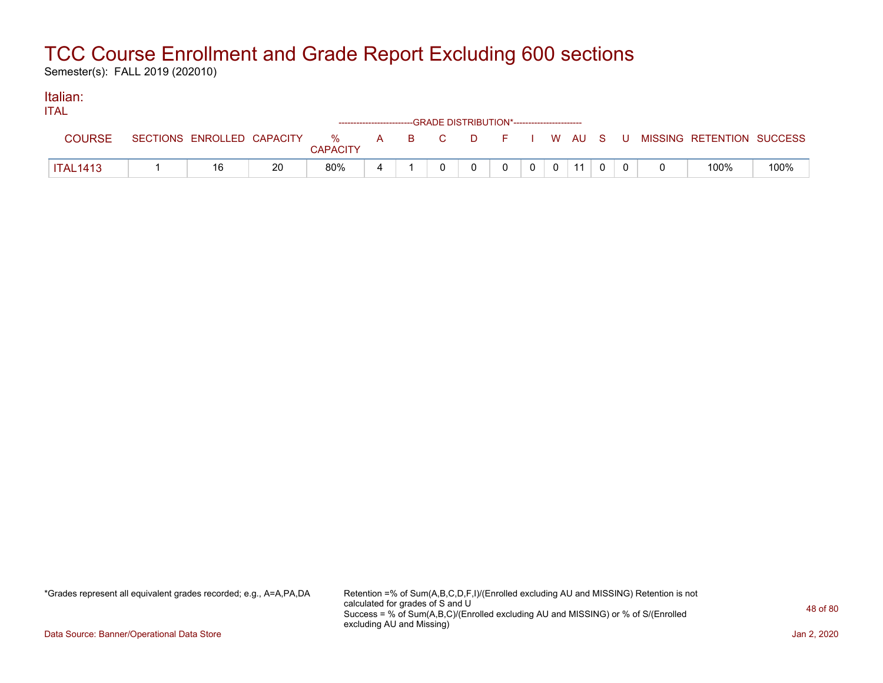# TCC Course Enrollment and Grade Report Excluding 600 sections

Semester(s): FALL 2019 (202010)

## Italian:

ITAL

| COURSE | SECTIONS | ENROLLED | CAPACITY | % CAPACITY | GRADE DISTRIBUTION* A | B | C | D | F | I | W | AU | S | U | MISSING | RETENTION | SUCCESS |
|---|---|---|---|---|---|---|---|---|---|---|---|---|---|---|---|---|---|
| ITAL1413 | 1 | 16 | 20 | 80% | 4 | 1 | 0 | 0 | 0 | 0 | 0 | 11 | 0 | 0 | 0 | 100% | 100% |

*Grades represent all equivalent grades recorded; e.g., A=A,PA,DA

Retention =% of Sum(A,B,C,D,F,I)/(Enrolled excluding AU and MISSING) Retention is not calculated for grades of S and U
Success = % of Sum(A,B,C)/(Enrolled excluding AU and MISSING) or % of S/(Enrolled excluding AU and Missing)

Data Source: Banner/Operational Data Store

Jan 2, 2020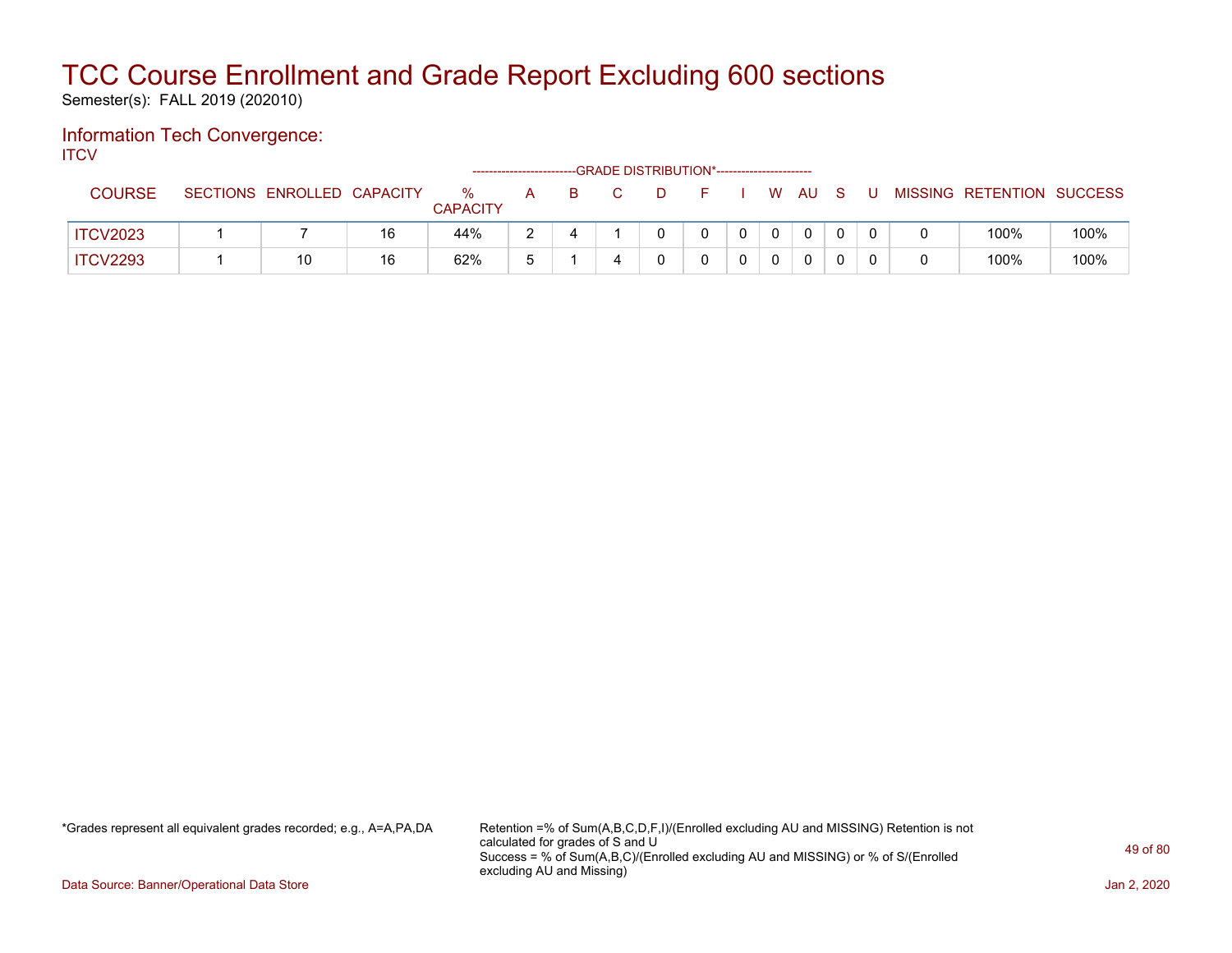# TCC Course Enrollment and Grade Report Excluding 600 sections

Semester(s): FALL 2019 (202010)

## Information Tech Convergence:

ITCV

| COURSE | SECTIONS | ENROLLED | CAPACITY | % CAPACITY | A | B | C | D | F | I | W | AU | S | U | MISSING | RETENTION | SUCCESS |
|---|---|---|---|---|---|---|---|---|---|---|---|---|---|---|---|---|---|
| | | | | | GRADE DISTRIBUTION* | | | | | | | | | | | | |
| ITCV2023 | 1 | 7 | 16 | 44% | 2 | 4 | 1 | 0 | 0 | 0 | 0 | 0 | 0 | 0 | 0 | 100% | 100% |
| ITCV2293 | 1 | 10 | 16 | 62% | 5 | 1 | 4 | 0 | 0 | 0 | 0 | 0 | 0 | 0 | 0 | 100% | 100% |

*Grades represent all equivalent grades recorded; e.g., A=A,PA,DA

Retention =% of Sum(A,B,C,D,F,I)/(Enrolled excluding AU and MISSING) Retention is not calculated for grades of S and U
Success = % of Sum(A,B,C)/(Enrolled excluding AU and MISSING) or % of S/(Enrolled excluding AU and Missing)

Data Source: Banner/Operational Data Store

Jan 2, 2020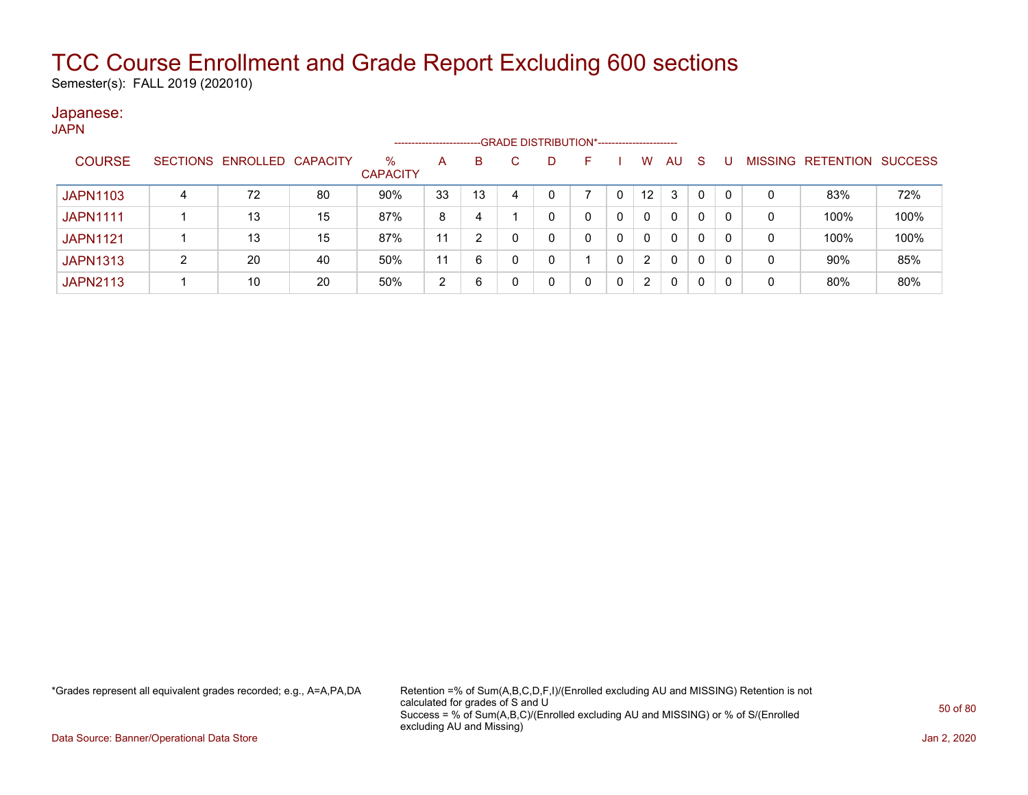# TCC Course Enrollment and Grade Report Excluding 600 sections

Semester(s): FALL 2019 (202010)

## Japanese:

JAPN

| COURSE | SECTIONS | ENROLLED | CAPACITY | % CAPACITY | A | B | C | D | F | I | W | AU | S | U | MISSING | RETENTION | SUCCESS |
|---|---|---|---|---|---|---|---|---|---|---|---|---|---|---|---|---|---|
| | | | | | GRADE DISTRIBUTION* | | | | | | | | | | | | |
| JAPN1103 | 4 | 72 | 80 | 90% | 33 | 13 | 4 | 0 | 7 | 0 | 12 | 3 | 0 | 0 | 0 | 83% | 72% |
| JAPN1111 | 1 | 13 | 15 | 87% | 8 | 4 | 1 | 0 | 0 | 0 | 0 | 0 | 0 | 0 | 0 | 100% | 100% |
| JAPN1121 | 1 | 13 | 15 | 87% | 11 | 2 | 0 | 0 | 0 | 0 | 0 | 0 | 0 | 0 | 0 | 100% | 100% |
| JAPN1313 | 2 | 20 | 40 | 50% | 11 | 6 | 0 | 0 | 1 | 0 | 2 | 0 | 0 | 0 | 0 | 90% | 85% |
| JAPN2113 | 1 | 10 | 20 | 50% | 2 | 6 | 0 | 0 | 0 | 0 | 2 | 0 | 0 | 0 | 0 | 80% | 80% |

*Grades represent all equivalent grades recorded; e.g., A=A,PA,DA

Retention =% of Sum(A,B,C,D,F,I)/(Enrolled excluding AU and MISSING) Retention is not calculated for grades of S and U
Success = % of Sum(A,B,C)/(Enrolled excluding AU and MISSING) or % of S/(Enrolled excluding AU and Missing)

Data Source: Banner/Operational Data Store

Jan 2, 2020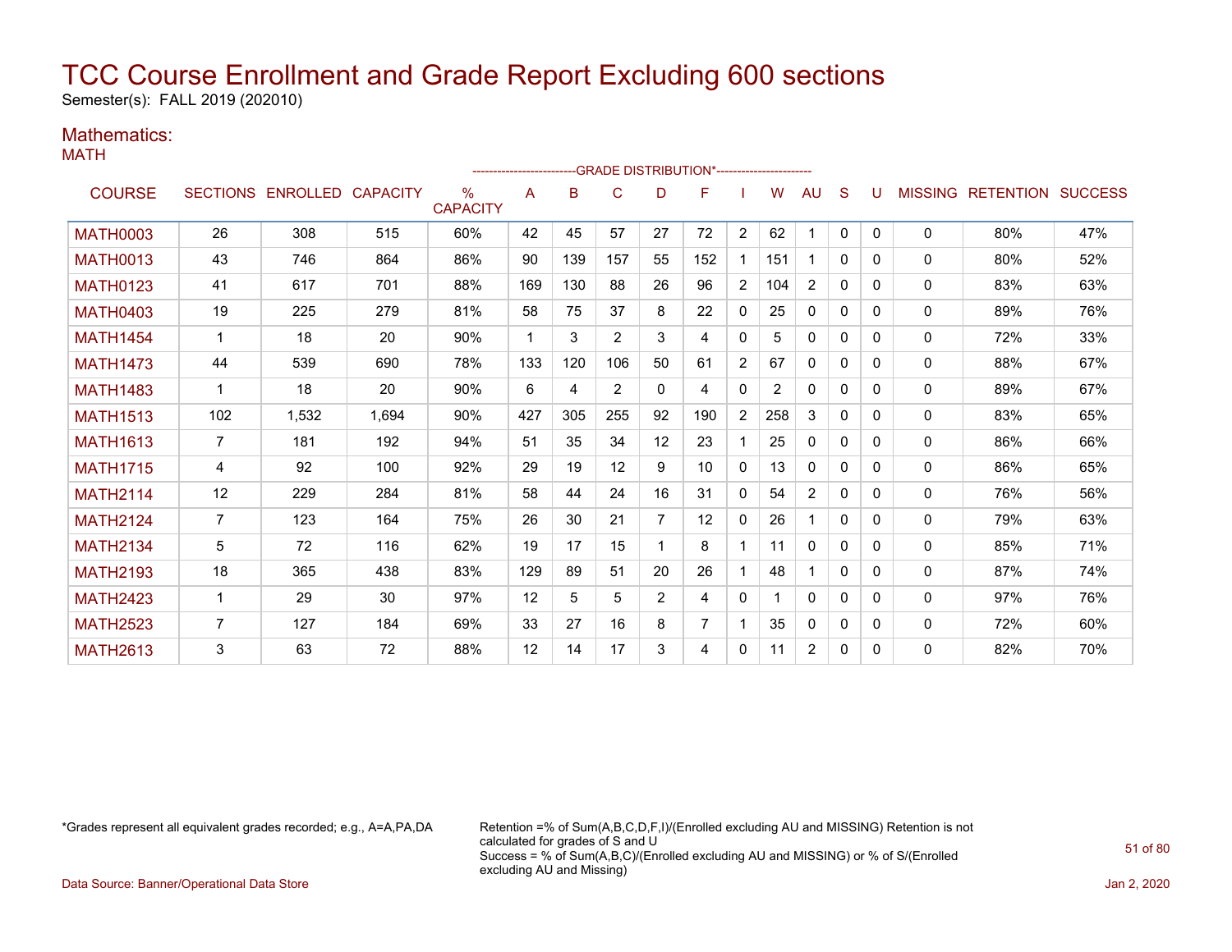# TCC Course Enrollment and Grade Report Excluding 600 sections

Semester(s): FALL 2019 (202010)

## Mathematics:

MATH

| COURSE | SECTIONS | ENROLLED | CAPACITY | % CAPACITY | GRADE DISTRIBUTION* | | | | | | | | | | MISSING | RETENTION | SUCCESS |
|---|---|---|---|---|---|---|---|---|---|---|---|---|---|---|---|---|---|
| | | | | | A | B | C | D | F | I | W | AU | S | U | | | |
| MATH0003 | 26 | 308 | 515 | 60% | 42 | 45 | 57 | 27 | 72 | 2 | 62 | 1 | 0 | 0 | 0 | 80% | 47% |
| MATH0013 | 43 | 746 | 864 | 86% | 90 | 139 | 157 | 55 | 152 | 1 | 151 | 1 | 0 | 0 | 0 | 80% | 52% |
| MATH0123 | 41 | 617 | 701 | 88% | 169 | 130 | 88 | 26 | 96 | 2 | 104 | 2 | 0 | 0 | 0 | 83% | 63% |
| MATH0403 | 19 | 225 | 279 | 81% | 58 | 75 | 37 | 8 | 22 | 0 | 25 | 0 | 0 | 0 | 0 | 89% | 76% |
| MATH1454 | 1 | 18 | 20 | 90% | 1 | 3 | 2 | 3 | 4 | 0 | 5 | 0 | 0 | 0 | 0 | 72% | 33% |
| MATH1473 | 44 | 539 | 690 | 78% | 133 | 120 | 106 | 50 | 61 | 2 | 67 | 0 | 0 | 0 | 0 | 88% | 67% |
| MATH1483 | 1 | 18 | 20 | 90% | 6 | 4 | 2 | 0 | 4 | 0 | 2 | 0 | 0 | 0 | 0 | 89% | 67% |
| MATH1513 | 102 | 1,532 | 1,694 | 90% | 427 | 305 | 255 | 92 | 190 | 2 | 258 | 3 | 0 | 0 | 0 | 83% | 65% |
| MATH1613 | 7 | 181 | 192 | 94% | 51 | 35 | 34 | 12 | 23 | 1 | 25 | 0 | 0 | 0 | 0 | 86% | 66% |
| MATH1715 | 4 | 92 | 100 | 92% | 29 | 19 | 12 | 9 | 10 | 0 | 13 | 0 | 0 | 0 | 0 | 86% | 65% |
| MATH2114 | 12 | 229 | 284 | 81% | 58 | 44 | 24 | 16 | 31 | 0 | 54 | 2 | 0 | 0 | 0 | 76% | 56% |
| MATH2124 | 7 | 123 | 164 | 75% | 26 | 30 | 21 | 7 | 12 | 0 | 26 | 1 | 0 | 0 | 0 | 79% | 63% |
| MATH2134 | 5 | 72 | 116 | 62% | 19 | 17 | 15 | 1 | 8 | 1 | 11 | 0 | 0 | 0 | 0 | 85% | 71% |
| MATH2193 | 18 | 365 | 438 | 83% | 129 | 89 | 51 | 20 | 26 | 1 | 48 | 1 | 0 | 0 | 0 | 87% | 74% |
| MATH2423 | 1 | 29 | 30 | 97% | 12 | 5 | 5 | 2 | 4 | 0 | 1 | 0 | 0 | 0 | 0 | 97% | 76% |
| MATH2523 | 7 | 127 | 184 | 69% | 33 | 27 | 16 | 8 | 7 | 1 | 35 | 0 | 0 | 0 | 0 | 72% | 60% |
| MATH2613 | 3 | 63 | 72 | 88% | 12 | 14 | 17 | 3 | 4 | 0 | 11 | 2 | 0 | 0 | 0 | 82% | 70% |

*Grades represent all equivalent grades recorded; e.g., A=A,PA,DA

Retention =% of Sum(A,B,C,D,F,I)/(Enrolled excluding AU and MISSING) Retention is not calculated for grades of S and U
Success = % of Sum(A,B,C)/(Enrolled excluding AU and MISSING) or % of S/(Enrolled excluding AU and Missing)

Data Source: Banner/Operational Data Store

Jan 2, 2020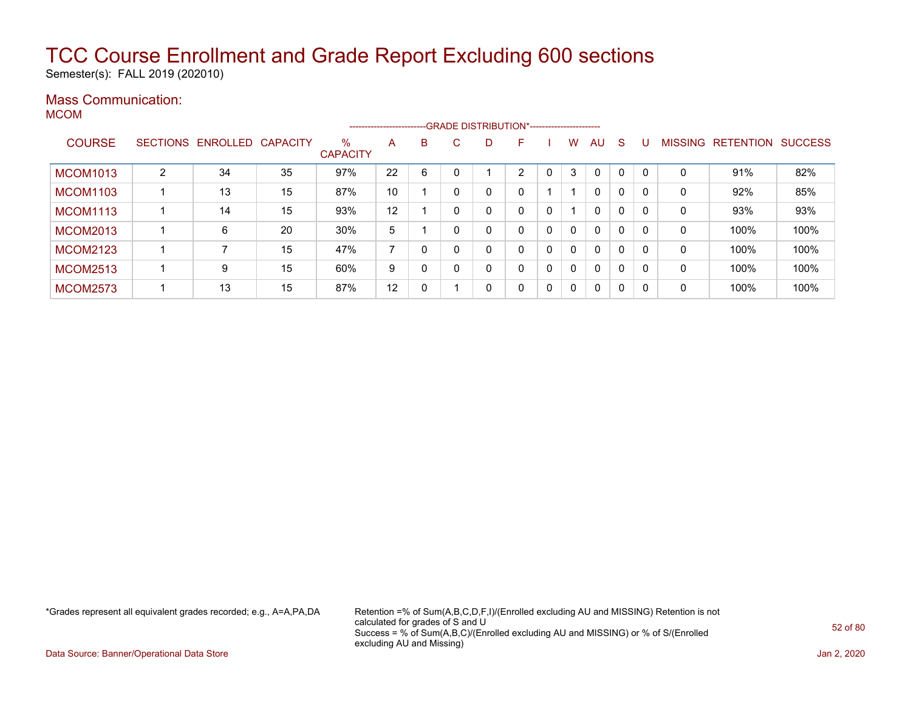# TCC Course Enrollment and Grade Report Excluding 600 sections

Semester(s): FALL 2019 (202010)

## Mass Communication:

MCOM

| | | | | | GRADE DISTRIBUTION* | | | | | | | | | | | | | |
|---|---|---|---|---|---|---|---|---|---|---|---|---|---|---|---|---|---|---|
| COURSE | SECTIONS | ENROLLED | CAPACITY | % CAPACITY | A | B | C | D | F | I | W | AU | S | U | MISSING | RETENTION | SUCCESS |
| MCOM1013 | 2 | 34 | 35 | 97% | 22 | 6 | 0 | 1 | 2 | 0 | 3 | 0 | 0 | 0 | 0 | 91% | 82% |
| MCOM1103 | 1 | 13 | 15 | 87% | 10 | 1 | 0 | 0 | 0 | 1 | 1 | 0 | 0 | 0 | 0 | 92% | 85% |
| MCOM1113 | 1 | 14 | 15 | 93% | 12 | 1 | 0 | 0 | 0 | 0 | 1 | 0 | 0 | 0 | 0 | 93% | 93% |
| MCOM2013 | 1 | 6 | 20 | 30% | 5 | 1 | 0 | 0 | 0 | 0 | 0 | 0 | 0 | 0 | 0 | 100% | 100% |
| MCOM2123 | 1 | 7 | 15 | 47% | 7 | 0 | 0 | 0 | 0 | 0 | 0 | 0 | 0 | 0 | 0 | 100% | 100% |
| MCOM2513 | 1 | 9 | 15 | 60% | 9 | 0 | 0 | 0 | 0 | 0 | 0 | 0 | 0 | 0 | 0 | 100% | 100% |
| MCOM2573 | 1 | 13 | 15 | 87% | 12 | 0 | 1 | 0 | 0 | 0 | 0 | 0 | 0 | 0 | 0 | 100% | 100% |

*Grades represent all equivalent grades recorded; e.g., A=A,PA,DA

Retention =% of Sum(A,B,C,D,F,I)/(Enrolled excluding AU and MISSING) Retention is not calculated for grades of S and U
Success = % of Sum(A,B,C)/(Enrolled excluding AU and MISSING) or % of S/(Enrolled excluding AU and Missing)

Data Source: Banner/Operational Data Store

Jan 2, 2020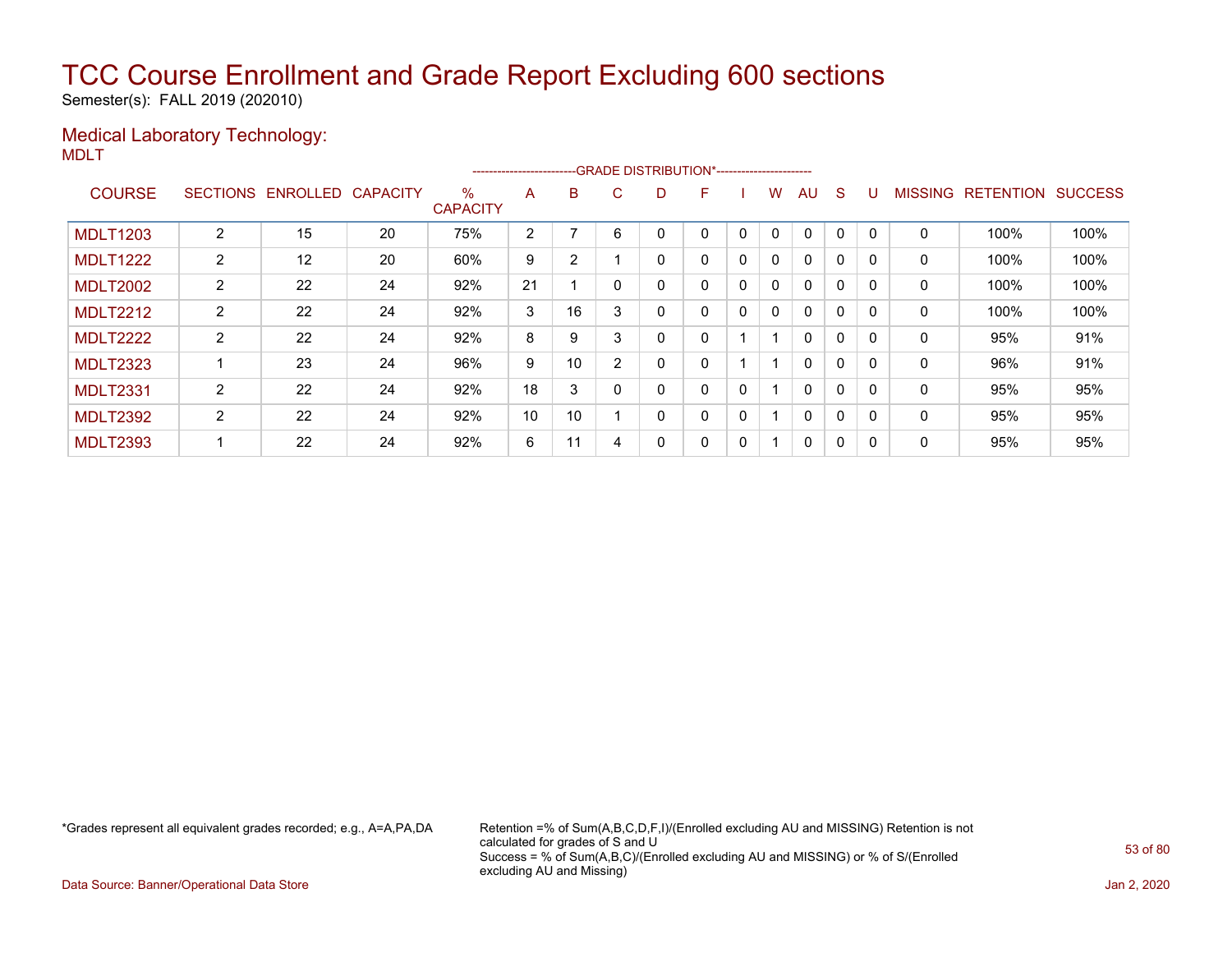# TCC Course Enrollment and Grade Report Excluding 600 sections

Semester(s): FALL 2019 (202010)

## Medical Laboratory Technology:

MDLT

| COURSE | SECTIONS | ENROLLED | CAPACITY | % CAPACITY | A | B | C | D | F | I | W | AU | S | U | MISSING | RETENTION | SUCCESS |
|---|---|---|---|---|---|---|---|---|---|---|---|---|---|---|---|---|---|
| | | | | | -------------------------GRADE DISTRIBUTION*----------------------- | | | | | | | | | | | | |
| MDLT1203 | 2 | 15 | 20 | 75% | 2 | 7 | 6 | 0 | 0 | 0 | 0 | 0 | 0 | 0 | 0 | 100% | 100% |
| MDLT1222 | 2 | 12 | 20 | 60% | 9 | 2 | 1 | 0 | 0 | 0 | 0 | 0 | 0 | 0 | 0 | 100% | 100% |
| MDLT2002 | 2 | 22 | 24 | 92% | 21 | 1 | 0 | 0 | 0 | 0 | 0 | 0 | 0 | 0 | 0 | 100% | 100% |
| MDLT2212 | 2 | 22 | 24 | 92% | 3 | 16 | 3 | 0 | 0 | 0 | 0 | 0 | 0 | 0 | 0 | 100% | 100% |
| MDLT2222 | 2 | 22 | 24 | 92% | 8 | 9 | 3 | 0 | 0 | 1 | 1 | 0 | 0 | 0 | 0 | 95% | 91% |
| MDLT2323 | 1 | 23 | 24 | 96% | 9 | 10 | 2 | 0 | 0 | 1 | 1 | 0 | 0 | 0 | 0 | 96% | 91% |
| MDLT2331 | 2 | 22 | 24 | 92% | 18 | 3 | 0 | 0 | 0 | 0 | 1 | 0 | 0 | 0 | 0 | 95% | 95% |
| MDLT2392 | 2 | 22 | 24 | 92% | 10 | 10 | 1 | 0 | 0 | 0 | 1 | 0 | 0 | 0 | 0 | 95% | 95% |
| MDLT2393 | 1 | 22 | 24 | 92% | 6 | 11 | 4 | 0 | 0 | 0 | 1 | 0 | 0 | 0 | 0 | 95% | 95% |

*Grades represent all equivalent grades recorded; e.g., A=A,PA,DA

Retention =% of Sum(A,B,C,D,F,I)/(Enrolled excluding AU and MISSING) Retention is not calculated for grades of S and U
Success = % of Sum(A,B,C)/(Enrolled excluding AU and MISSING) or % of S/(Enrolled excluding AU and Missing)

Data Source: Banner/Operational Data Store

Jan 2, 2020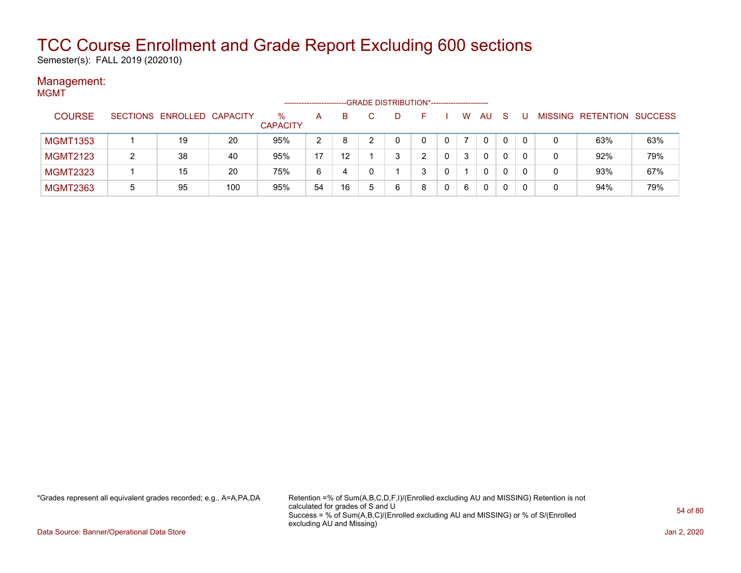# TCC Course Enrollment and Grade Report Excluding 600 sections

Semester(s): FALL 2019 (202010)

## Management:

MGMT

| COURSE | SECTIONS | ENROLLED | CAPACITY | % CAPACITY | GRADE DISTRIBUTION* A | B | C | D | F | I | W | AU | S | U | MISSING | RETENTION | SUCCESS |
|---|---|---|---|---|---|---|---|---|---|---|---|---|---|---|---|---|---|
| MGMT1353 | 1 | 19 | 20 | 95% | 2 | 8 | 2 | 0 | 0 | 0 | 7 | 0 | 0 | 0 | 0 | 63% | 63% |
| MGMT2123 | 2 | 38 | 40 | 95% | 17 | 12 | 1 | 3 | 2 | 0 | 3 | 0 | 0 | 0 | 0 | 92% | 79% |
| MGMT2323 | 1 | 15 | 20 | 75% | 6 | 4 | 0 | 1 | 3 | 0 | 1 | 0 | 0 | 0 | 0 | 93% | 67% |
| MGMT2363 | 5 | 95 | 100 | 95% | 54 | 16 | 5 | 6 | 8 | 0 | 6 | 0 | 0 | 0 | 0 | 94% | 79% |

*Grades represent all equivalent grades recorded; e.g., A=A,PA,DA

Retention =% of Sum(A,B,C,D,F,I)/(Enrolled excluding AU and MISSING) Retention is not calculated for grades of S and U
Success = % of Sum(A,B,C)/(Enrolled excluding AU and MISSING) or % of S/(Enrolled excluding AU and Missing)

Data Source: Banner/Operational Data Store

Jan 2, 2020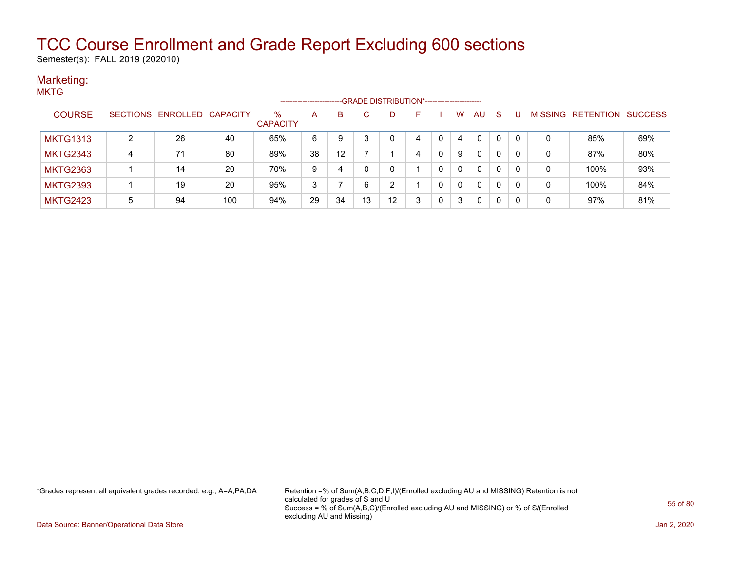# TCC Course Enrollment and Grade Report Excluding 600 sections

Semester(s): FALL 2019 (202010)

## Marketing:

MKTG

| COURSE | SECTIONS | ENROLLED | CAPACITY | % CAPACITY | A | B | C | D | F | I | W | AU | S | U | MISSING | RETENTION | SUCCESS |
|---|---|---|---|---|---|---|---|---|---|---|---|---|---|---|---|---|---|
| MKTG1313 | 2 | 26 | 40 | 65% | 6 | 9 | 3 | 0 | 4 | 0 | 4 | 0 | 0 | 0 | 0 | 85% | 69% |
| MKTG2343 | 4 | 71 | 80 | 89% | 38 | 12 | 7 | 1 | 4 | 0 | 9 | 0 | 0 | 0 | 0 | 87% | 80% |
| MKTG2363 | 1 | 14 | 20 | 70% | 9 | 4 | 0 | 0 | 1 | 0 | 0 | 0 | 0 | 0 | 0 | 100% | 93% |
| MKTG2393 | 1 | 19 | 20 | 95% | 3 | 7 | 6 | 2 | 1 | 0 | 0 | 0 | 0 | 0 | 0 | 100% | 84% |
| MKTG2423 | 5 | 94 | 100 | 94% | 29 | 34 | 13 | 12 | 3 | 0 | 3 | 0 | 0 | 0 | 0 | 97% | 81% |

*Grades represent all equivalent grades recorded; e.g., A=A,PA,DA

Retention =% of Sum(A,B,C,D,F,I)/(Enrolled excluding AU and MISSING) Retention is not calculated for grades of S and U
Success = % of Sum(A,B,C)/(Enrolled excluding AU and MISSING) or % of S/(Enrolled excluding AU and Missing)

Data Source: Banner/Operational Data Store

Jan 2, 2020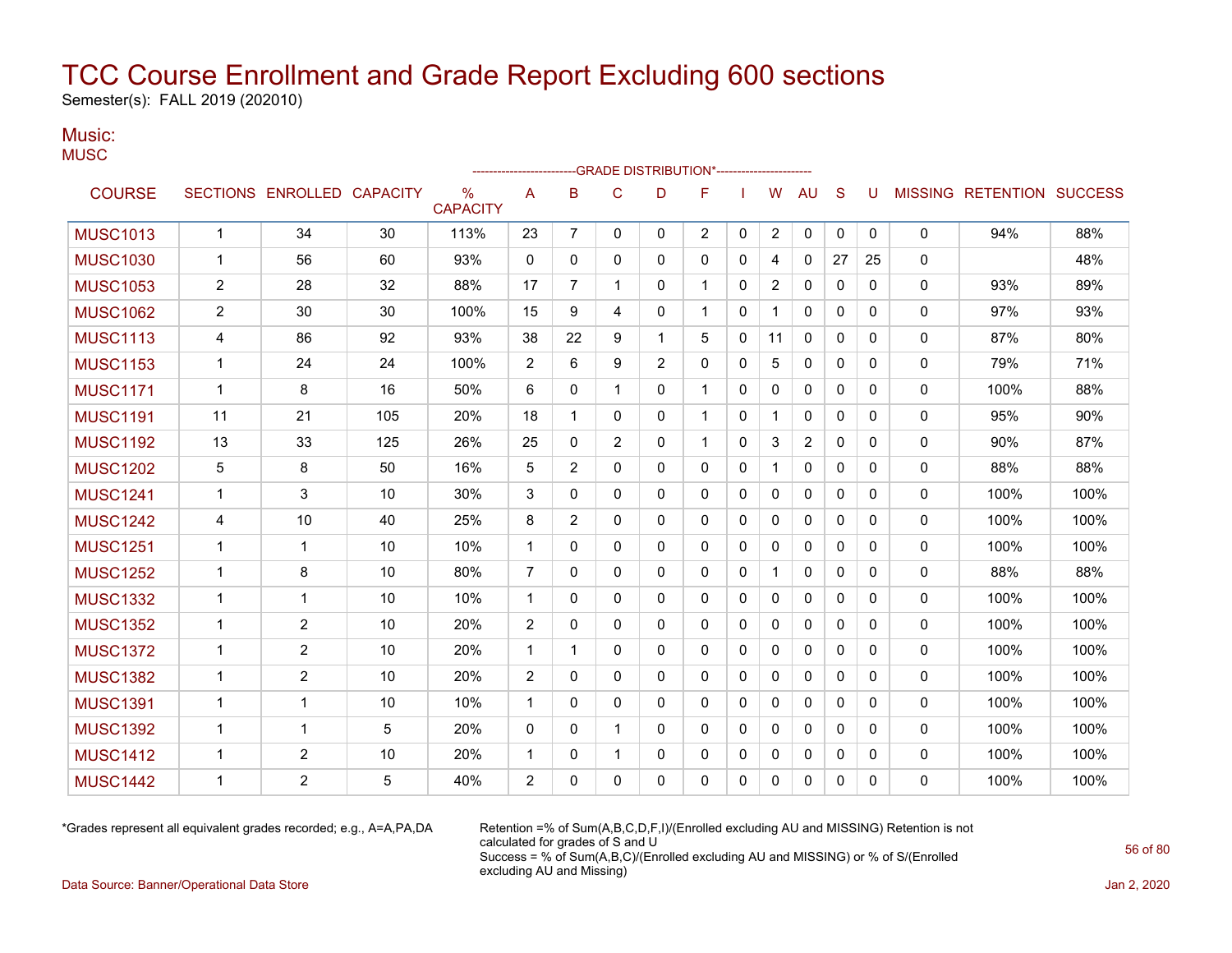# TCC Course Enrollment and Grade Report Excluding 600 sections

Semester(s): FALL 2019 (202010)

## Music:

MUSC

| COURSE | SECTIONS | ENROLLED | CAPACITY | % CAPACITY | A | B | C | D | F | I | W | AU | S | U | MISSING | RETENTION | SUCCESS |
|---|---|---|---|---|---|---|---|---|---|---|---|---|---|---|---|---|---|
| | | | | | GRADE DISTRIBUTION* | | | | | | | | | | | | |
| MUSC1013 | 1 | 34 | 30 | 113% | 23 | 7 | 0 | 0 | 2 | 0 | 2 | 0 | 0 | 0 | 0 | 94% | 88% |
| MUSC1030 | 1 | 56 | 60 | 93% | 0 | 0 | 0 | 0 | 0 | 0 | 4 | 0 | 27 | 25 | 0 | | 48% |
| MUSC1053 | 2 | 28 | 32 | 88% | 17 | 7 | 1 | 0 | 1 | 0 | 2 | 0 | 0 | 0 | 0 | 93% | 89% |
| MUSC1062 | 2 | 30 | 30 | 100% | 15 | 9 | 4 | 0 | 1 | 0 | 1 | 0 | 0 | 0 | 0 | 97% | 93% |
| MUSC1113 | 4 | 86 | 92 | 93% | 38 | 22 | 9 | 1 | 5 | 0 | 11 | 0 | 0 | 0 | 0 | 87% | 80% |
| MUSC1153 | 1 | 24 | 24 | 100% | 2 | 6 | 9 | 2 | 0 | 0 | 5 | 0 | 0 | 0 | 0 | 79% | 71% |
| MUSC1171 | 1 | 8 | 16 | 50% | 6 | 0 | 1 | 0 | 1 | 0 | 0 | 0 | 0 | 0 | 0 | 100% | 88% |
| MUSC1191 | 11 | 21 | 105 | 20% | 18 | 1 | 0 | 0 | 1 | 0 | 1 | 0 | 0 | 0 | 0 | 95% | 90% |
| MUSC1192 | 13 | 33 | 125 | 26% | 25 | 0 | 2 | 0 | 1 | 0 | 3 | 2 | 0 | 0 | 0 | 90% | 87% |
| MUSC1202 | 5 | 8 | 50 | 16% | 5 | 2 | 0 | 0 | 0 | 0 | 1 | 0 | 0 | 0 | 0 | 88% | 88% |
| MUSC1241 | 1 | 3 | 10 | 30% | 3 | 0 | 0 | 0 | 0 | 0 | 0 | 0 | 0 | 0 | 0 | 100% | 100% |
| MUSC1242 | 4 | 10 | 40 | 25% | 8 | 2 | 0 | 0 | 0 | 0 | 0 | 0 | 0 | 0 | 0 | 100% | 100% |
| MUSC1251 | 1 | 1 | 10 | 10% | 1 | 0 | 0 | 0 | 0 | 0 | 0 | 0 | 0 | 0 | 0 | 100% | 100% |
| MUSC1252 | 1 | 8 | 10 | 80% | 7 | 0 | 0 | 0 | 0 | 0 | 1 | 0 | 0 | 0 | 0 | 88% | 88% |
| MUSC1332 | 1 | 1 | 10 | 10% | 1 | 0 | 0 | 0 | 0 | 0 | 0 | 0 | 0 | 0 | 0 | 100% | 100% |
| MUSC1352 | 1 | 2 | 10 | 20% | 2 | 0 | 0 | 0 | 0 | 0 | 0 | 0 | 0 | 0 | 0 | 100% | 100% |
| MUSC1372 | 1 | 2 | 10 | 20% | 1 | 1 | 0 | 0 | 0 | 0 | 0 | 0 | 0 | 0 | 0 | 100% | 100% |
| MUSC1382 | 1 | 2 | 10 | 20% | 2 | 0 | 0 | 0 | 0 | 0 | 0 | 0 | 0 | 0 | 0 | 100% | 100% |
| MUSC1391 | 1 | 1 | 10 | 10% | 1 | 0 | 0 | 0 | 0 | 0 | 0 | 0 | 0 | 0 | 0 | 100% | 100% |
| MUSC1392 | 1 | 1 | 5 | 20% | 0 | 0 | 1 | 0 | 0 | 0 | 0 | 0 | 0 | 0 | 0 | 100% | 100% |
| MUSC1412 | 1 | 2 | 10 | 20% | 1 | 0 | 1 | 0 | 0 | 0 | 0 | 0 | 0 | 0 | 0 | 100% | 100% |
| MUSC1442 | 1 | 2 | 5 | 40% | 2 | 0 | 0 | 0 | 0 | 0 | 0 | 0 | 0 | 0 | 0 | 100% | 100% |

*Grades represent all equivalent grades recorded; e.g., A=A,PA,DA

Retention =% of Sum(A,B,C,D,F,I)/(Enrolled excluding AU and MISSING) Retention is not calculated for grades of S and U
Success = % of Sum(A,B,C)/(Enrolled excluding AU and MISSING) or % of S/(Enrolled excluding AU and Missing)

Data Source: Banner/Operational Data Store

Jan 2, 2020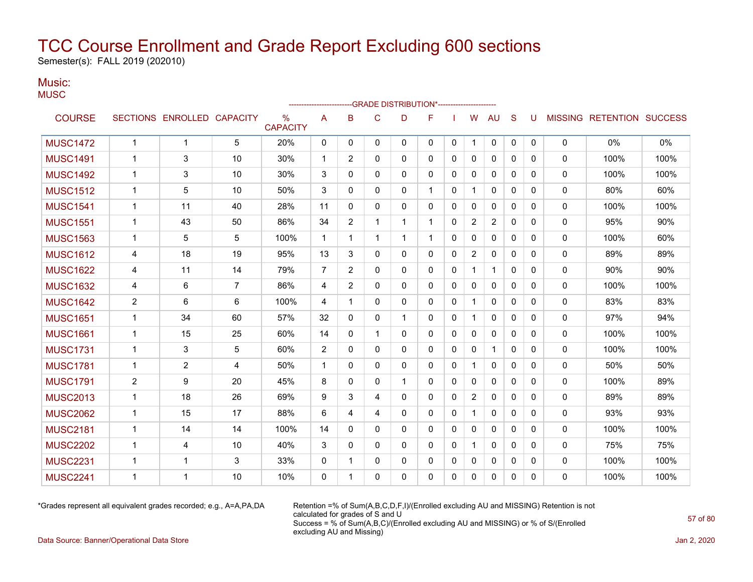# TCC Course Enrollment and Grade Report Excluding 600 sections

Semester(s): FALL 2019 (202010)

## Music:

MUSC

| COURSE | SECTIONS | ENROLLED | CAPACITY | % CAPACITY | A | B | C | D | F | I | W | AU | S | U | MISSING | RETENTION | SUCCESS |
|---|---|---|---|---|---|---|---|---|---|---|---|---|---|---|---|---|---|
| | | | | | GRADE DISTRIBUTION* | | | | | | | | | | | | |
| MUSC1472 | 1 | 1 | 5 | 20% | 0 | 0 | 0 | 0 | 0 | 0 | 1 | 0 | 0 | 0 | 0 | 0% | 0% |
| MUSC1491 | 1 | 3 | 10 | 30% | 1 | 2 | 0 | 0 | 0 | 0 | 0 | 0 | 0 | 0 | 0 | 100% | 100% |
| MUSC1492 | 1 | 3 | 10 | 30% | 3 | 0 | 0 | 0 | 0 | 0 | 0 | 0 | 0 | 0 | 0 | 100% | 100% |
| MUSC1512 | 1 | 5 | 10 | 50% | 3 | 0 | 0 | 0 | 1 | 0 | 1 | 0 | 0 | 0 | 0 | 80% | 60% |
| MUSC1541 | 1 | 11 | 40 | 28% | 11 | 0 | 0 | 0 | 0 | 0 | 0 | 0 | 0 | 0 | 0 | 100% | 100% |
| MUSC1551 | 1 | 43 | 50 | 86% | 34 | 2 | 1 | 1 | 1 | 0 | 2 | 2 | 0 | 0 | 0 | 95% | 90% |
| MUSC1563 | 1 | 5 | 5 | 100% | 1 | 1 | 1 | 1 | 1 | 0 | 0 | 0 | 0 | 0 | 0 | 100% | 60% |
| MUSC1612 | 4 | 18 | 19 | 95% | 13 | 3 | 0 | 0 | 0 | 0 | 2 | 0 | 0 | 0 | 0 | 89% | 89% |
| MUSC1622 | 4 | 11 | 14 | 79% | 7 | 2 | 0 | 0 | 0 | 0 | 1 | 1 | 0 | 0 | 0 | 90% | 90% |
| MUSC1632 | 4 | 6 | 7 | 86% | 4 | 2 | 0 | 0 | 0 | 0 | 0 | 0 | 0 | 0 | 0 | 100% | 100% |
| MUSC1642 | 2 | 6 | 6 | 100% | 4 | 1 | 0 | 0 | 0 | 0 | 1 | 0 | 0 | 0 | 0 | 83% | 83% |
| MUSC1651 | 1 | 34 | 60 | 57% | 32 | 0 | 0 | 1 | 0 | 0 | 1 | 0 | 0 | 0 | 0 | 97% | 94% |
| MUSC1661 | 1 | 15 | 25 | 60% | 14 | 0 | 1 | 0 | 0 | 0 | 0 | 0 | 0 | 0 | 0 | 100% | 100% |
| MUSC1731 | 1 | 3 | 5 | 60% | 2 | 0 | 0 | 0 | 0 | 0 | 0 | 1 | 0 | 0 | 0 | 100% | 100% |
| MUSC1781 | 1 | 2 | 4 | 50% | 1 | 0 | 0 | 0 | 0 | 0 | 1 | 0 | 0 | 0 | 0 | 50% | 50% |
| MUSC1791 | 2 | 9 | 20 | 45% | 8 | 0 | 0 | 1 | 0 | 0 | 0 | 0 | 0 | 0 | 0 | 100% | 89% |
| MUSC2013 | 1 | 18 | 26 | 69% | 9 | 3 | 4 | 0 | 0 | 0 | 2 | 0 | 0 | 0 | 0 | 89% | 89% |
| MUSC2062 | 1 | 15 | 17 | 88% | 6 | 4 | 4 | 0 | 0 | 0 | 1 | 0 | 0 | 0 | 0 | 93% | 93% |
| MUSC2181 | 1 | 14 | 14 | 100% | 14 | 0 | 0 | 0 | 0 | 0 | 0 | 0 | 0 | 0 | 0 | 100% | 100% |
| MUSC2202 | 1 | 4 | 10 | 40% | 3 | 0 | 0 | 0 | 0 | 0 | 1 | 0 | 0 | 0 | 0 | 75% | 75% |
| MUSC2231 | 1 | 1 | 3 | 33% | 0 | 1 | 0 | 0 | 0 | 0 | 0 | 0 | 0 | 0 | 0 | 100% | 100% |
| MUSC2241 | 1 | 1 | 10 | 10% | 0 | 1 | 0 | 0 | 0 | 0 | 0 | 0 | 0 | 0 | 0 | 100% | 100% |

*Grades represent all equivalent grades recorded; e.g., A=A,PA,DA

Retention =% of Sum(A,B,C,D,F,I)/(Enrolled excluding AU and MISSING) Retention is not calculated for grades of S and U
Success = % of Sum(A,B,C)/(Enrolled excluding AU and MISSING) or % of S/(Enrolled excluding AU and Missing)

Data Source: Banner/Operational Data Store

Jan 2, 2020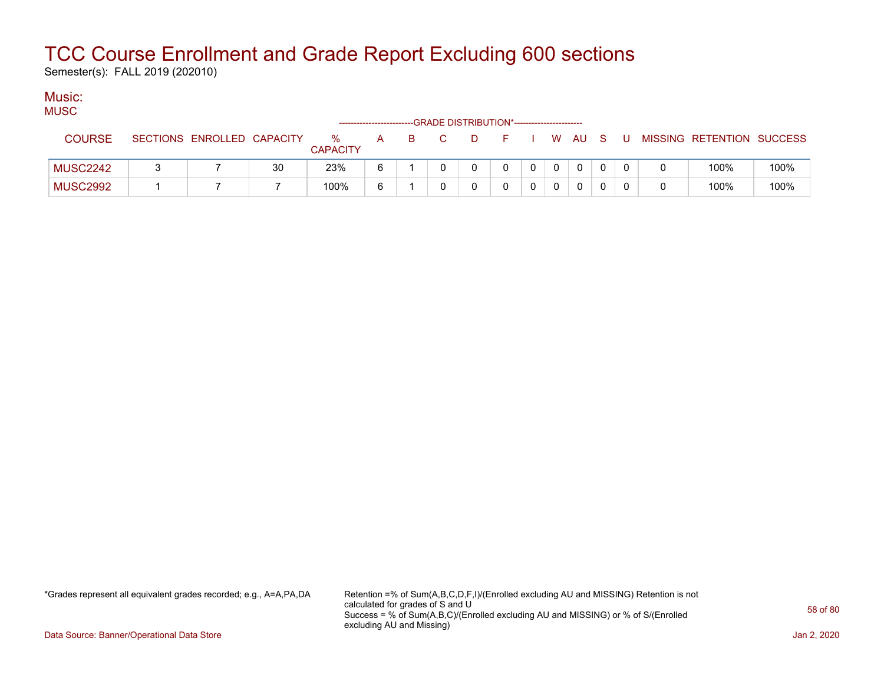# TCC Course Enrollment and Grade Report Excluding 600 sections

Semester(s): FALL 2019 (202010)

## Music:

MUSC

| COURSE | SECTIONS | ENROLLED | CAPACITY | % CAPACITY | A | B | C | D | F | I | W | AU | S | U | MISSING | RETENTION | SUCCESS |
|---|---|---|---|---|---|---|---|---|---|---|---|---|---|---|---|---|---|
| | | | | | GRADE DISTRIBUTION* | | | | | | | | | | | | |
| MUSC2242 | 3 | 7 | 30 | 23% | 6 | 1 | 0 | 0 | 0 | 0 | 0 | 0 | 0 | 0 | 0 | 100% | 100% |
| MUSC2992 | 1 | 7 | 7 | 100% | 6 | 1 | 0 | 0 | 0 | 0 | 0 | 0 | 0 | 0 | 0 | 100% | 100% |

*Grades represent all equivalent grades recorded; e.g., A=A,PA,DA

Retention =% of Sum(A,B,C,D,F,I)/(Enrolled excluding AU and MISSING) Retention is not calculated for grades of S and U
Success = % of Sum(A,B,C)/(Enrolled excluding AU and MISSING) or % of S/(Enrolled excluding AU and Missing)

Data Source: Banner/Operational Data Store

Jan 2, 2020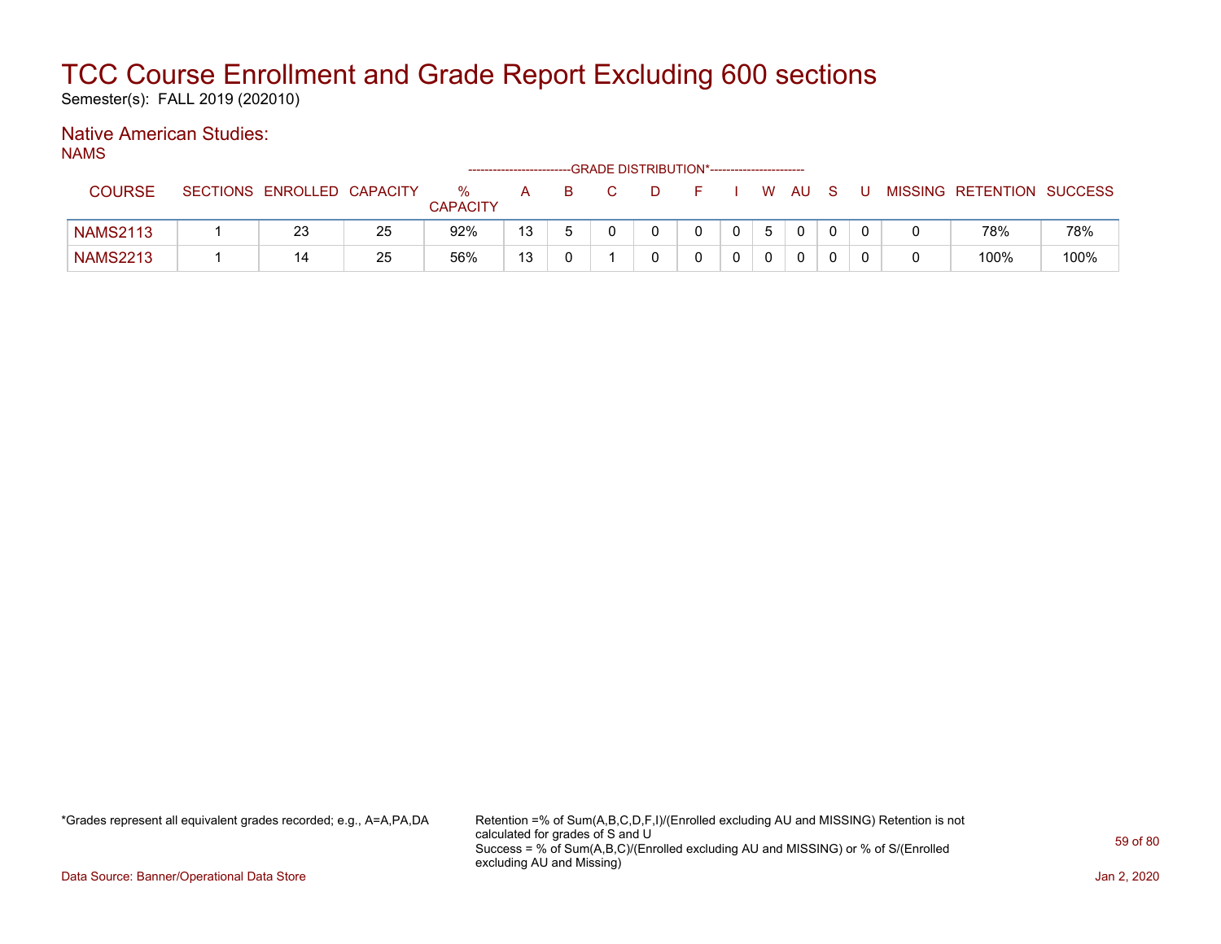# TCC Course Enrollment and Grade Report Excluding 600 sections

Semester(s): FALL 2019 (202010)

## Native American Studies:

NAMS

| COURSE | SECTIONS | ENROLLED | CAPACITY | % CAPACITY | A | B | C | D | F | I | W | AU | S | U | MISSING | RETENTION | SUCCESS |
|---|---|---|---|---|---|---|---|---|---|---|---|---|---|---|---|---|---|
| | | | | | GRADE DISTRIBUTION* | | | | | | | | | | | | |
| NAMS2113 | 1 | 23 | 25 | 92% | 13 | 5 | 0 | 0 | 0 | 0 | 5 | 0 | 0 | 0 | 0 | 78% | 78% |
| NAMS2213 | 1 | 14 | 25 | 56% | 13 | 0 | 1 | 0 | 0 | 0 | 0 | 0 | 0 | 0 | 0 | 100% | 100% |

*Grades represent all equivalent grades recorded; e.g., A=A,PA,DA

Retention =% of Sum(A,B,C,D,F,I)/(Enrolled excluding AU and MISSING) Retention is not calculated for grades of S and U
Success = % of Sum(A,B,C)/(Enrolled excluding AU and MISSING) or % of S/(Enrolled excluding AU and Missing)

Data Source: Banner/Operational Data Store

Jan 2, 2020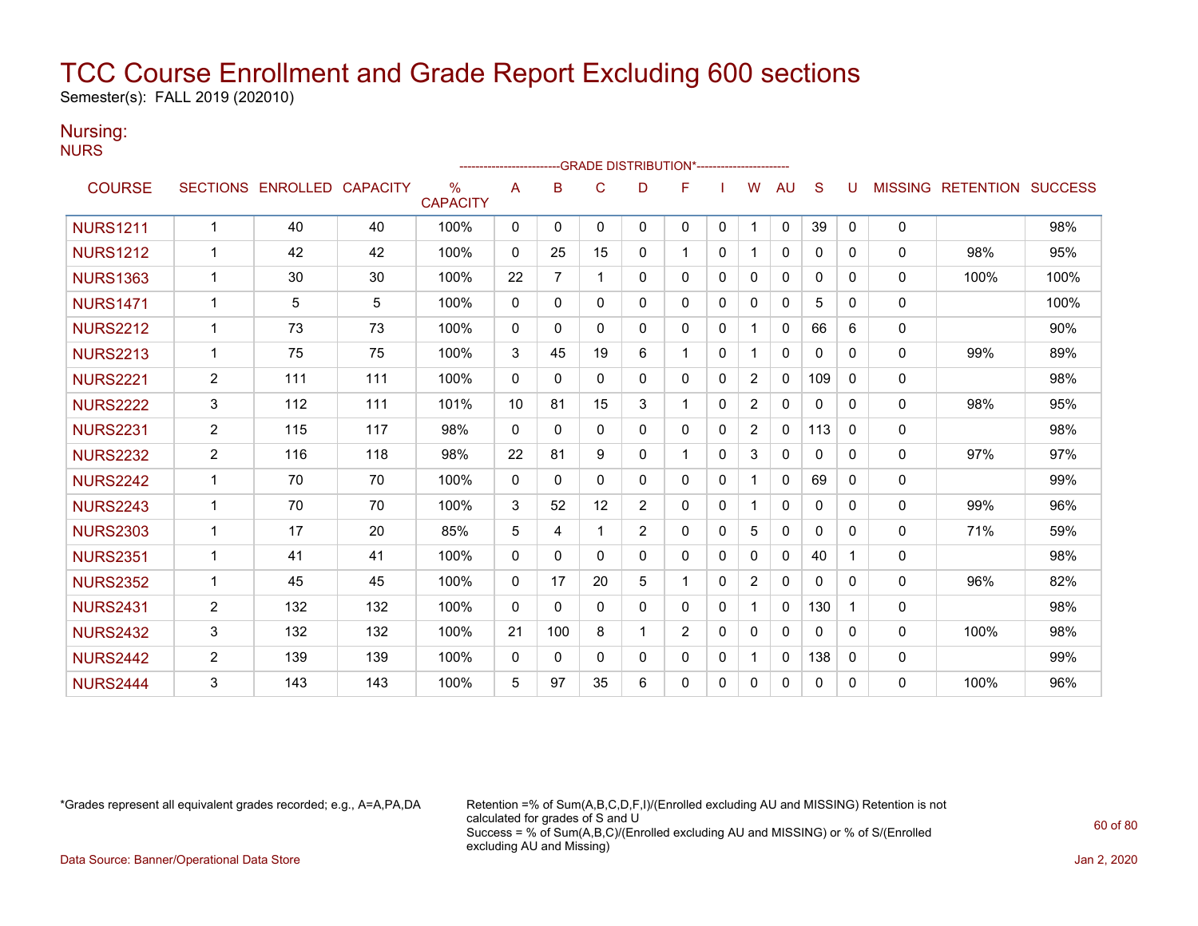# TCC Course Enrollment and Grade Report Excluding 600 sections

Semester(s): FALL 2019 (202010)

## Nursing:

NURS

| COURSE | SECTIONS | ENROLLED | CAPACITY | % CAPACITY | A | B | C | D | F | I | W | AU | S | U | MISSING | RETENTION | SUCCESS |
|---|---|---|---|---|---|---|---|---|---|---|---|---|---|---|---|---|---|
| | | | | | GRADE DISTRIBUTION* | | | | | | | | | | | | |
| NURS1211 | 1 | 40 | 40 | 100% | 0 | 0 | 0 | 0 | 0 | 0 | 1 | 0 | 39 | 0 | 0 | | 98% |
| NURS1212 | 1 | 42 | 42 | 100% | 0 | 25 | 15 | 0 | 1 | 0 | 1 | 0 | 0 | 0 | 0 | 98% | 95% |
| NURS1363 | 1 | 30 | 30 | 100% | 22 | 7 | 1 | 0 | 0 | 0 | 0 | 0 | 0 | 0 | 0 | 100% | 100% |
| NURS1471 | 1 | 5 | 5 | 100% | 0 | 0 | 0 | 0 | 0 | 0 | 0 | 0 | 5 | 0 | 0 | | 100% |
| NURS2212 | 1 | 73 | 73 | 100% | 0 | 0 | 0 | 0 | 0 | 0 | 1 | 0 | 66 | 6 | 0 | | 90% |
| NURS2213 | 1 | 75 | 75 | 100% | 3 | 45 | 19 | 6 | 1 | 0 | 1 | 0 | 0 | 0 | 0 | 99% | 89% |
| NURS2221 | 2 | 111 | 111 | 100% | 0 | 0 | 0 | 0 | 0 | 0 | 2 | 0 | 109 | 0 | 0 | | 98% |
| NURS2222 | 3 | 112 | 111 | 101% | 10 | 81 | 15 | 3 | 1 | 0 | 2 | 0 | 0 | 0 | 0 | 98% | 95% |
| NURS2231 | 2 | 115 | 117 | 98% | 0 | 0 | 0 | 0 | 0 | 0 | 2 | 0 | 113 | 0 | 0 | | 98% |
| NURS2232 | 2 | 116 | 118 | 98% | 22 | 81 | 9 | 0 | 1 | 0 | 3 | 0 | 0 | 0 | 0 | 97% | 97% |
| NURS2242 | 1 | 70 | 70 | 100% | 0 | 0 | 0 | 0 | 0 | 0 | 1 | 0 | 69 | 0 | 0 | | 99% |
| NURS2243 | 1 | 70 | 70 | 100% | 3 | 52 | 12 | 2 | 0 | 0 | 1 | 0 | 0 | 0 | 0 | 99% | 96% |
| NURS2303 | 1 | 17 | 20 | 85% | 5 | 4 | 1 | 2 | 0 | 0 | 5 | 0 | 0 | 0 | 0 | 71% | 59% |
| NURS2351 | 1 | 41 | 41 | 100% | 0 | 0 | 0 | 0 | 0 | 0 | 0 | 0 | 40 | 1 | 0 | | 98% |
| NURS2352 | 1 | 45 | 45 | 100% | 0 | 17 | 20 | 5 | 1 | 0 | 2 | 0 | 0 | 0 | 0 | 96% | 82% |
| NURS2431 | 2 | 132 | 132 | 100% | 0 | 0 | 0 | 0 | 0 | 0 | 1 | 0 | 130 | 1 | 0 | | 98% |
| NURS2432 | 3 | 132 | 132 | 100% | 21 | 100 | 8 | 1 | 2 | 0 | 0 | 0 | 0 | 0 | 0 | 100% | 98% |
| NURS2442 | 2 | 139 | 139 | 100% | 0 | 0 | 0 | 0 | 0 | 0 | 1 | 0 | 138 | 0 | 0 | | 99% |
| NURS2444 | 3 | 143 | 143 | 100% | 5 | 97 | 35 | 6 | 0 | 0 | 0 | 0 | 0 | 0 | 0 | 100% | 96% |

*Grades represent all equivalent grades recorded; e.g., A=A,PA,DA

Retention =% of Sum(A,B,C,D,F,I)/(Enrolled excluding AU and MISSING) Retention is not calculated for grades of S and U
Success = % of Sum(A,B,C)/(Enrolled excluding AU and MISSING) or % of S/(Enrolled excluding AU and Missing)

Data Source: Banner/Operational Data Store

Jan 2, 2020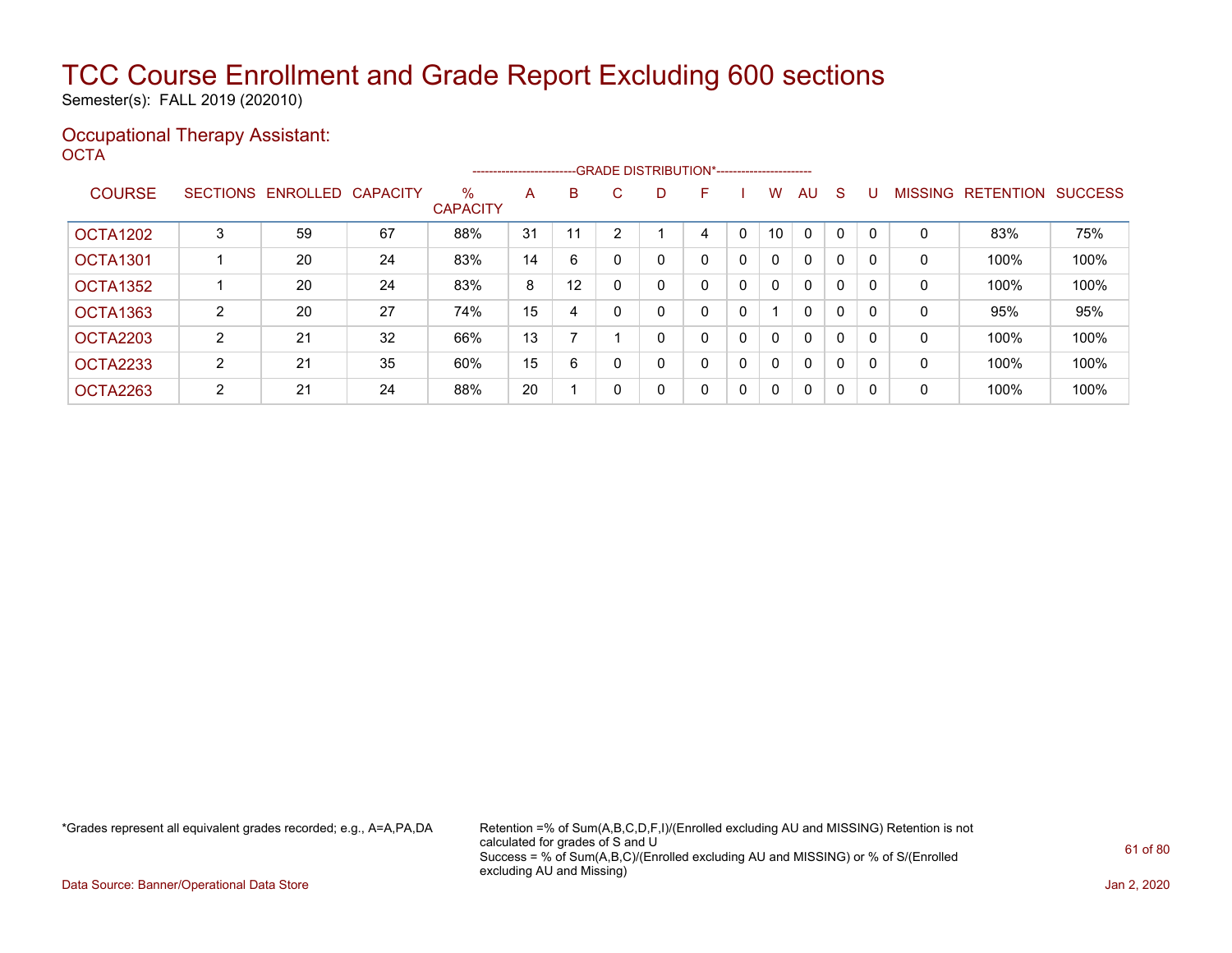# TCC Course Enrollment and Grade Report Excluding 600 sections

Semester(s): FALL 2019 (202010)

## Occupational Therapy Assistant:

OCTA

| COURSE | SECTIONS | ENROLLED | CAPACITY | % CAPACITY | A | B | C | D | F | I | W | AU | S | U | MISSING | RETENTION | SUCCESS |
|---|---|---|---|---|---|---|---|---|---|---|---|---|---|---|---|---|---|
| | | | | | GRADE DISTRIBUTION* | | | | | | | | | | | | |
| OCTA1202 | 3 | 59 | 67 | 88% | 31 | 11 | 2 | 1 | 4 | 0 | 10 | 0 | 0 | 0 | 0 | 83% | 75% |
| OCTA1301 | 1 | 20 | 24 | 83% | 14 | 6 | 0 | 0 | 0 | 0 | 0 | 0 | 0 | 0 | 0 | 100% | 100% |
| OCTA1352 | 1 | 20 | 24 | 83% | 8 | 12 | 0 | 0 | 0 | 0 | 0 | 0 | 0 | 0 | 0 | 100% | 100% |
| OCTA1363 | 2 | 20 | 27 | 74% | 15 | 4 | 0 | 0 | 0 | 0 | 1 | 0 | 0 | 0 | 0 | 95% | 95% |
| OCTA2203 | 2 | 21 | 32 | 66% | 13 | 7 | 1 | 0 | 0 | 0 | 0 | 0 | 0 | 0 | 0 | 100% | 100% |
| OCTA2233 | 2 | 21 | 35 | 60% | 15 | 6 | 0 | 0 | 0 | 0 | 0 | 0 | 0 | 0 | 0 | 100% | 100% |
| OCTA2263 | 2 | 21 | 24 | 88% | 20 | 1 | 0 | 0 | 0 | 0 | 0 | 0 | 0 | 0 | 0 | 100% | 100% |

*Grades represent all equivalent grades recorded; e.g., A=A,PA,DA

Retention =% of Sum(A,B,C,D,F,I)/(Enrolled excluding AU and MISSING) Retention is not calculated for grades of S and U
Success = % of Sum(A,B,C)/(Enrolled excluding AU and MISSING) or % of S/(Enrolled excluding AU and Missing)

Data Source: Banner/Operational Data Store

Jan 2, 2020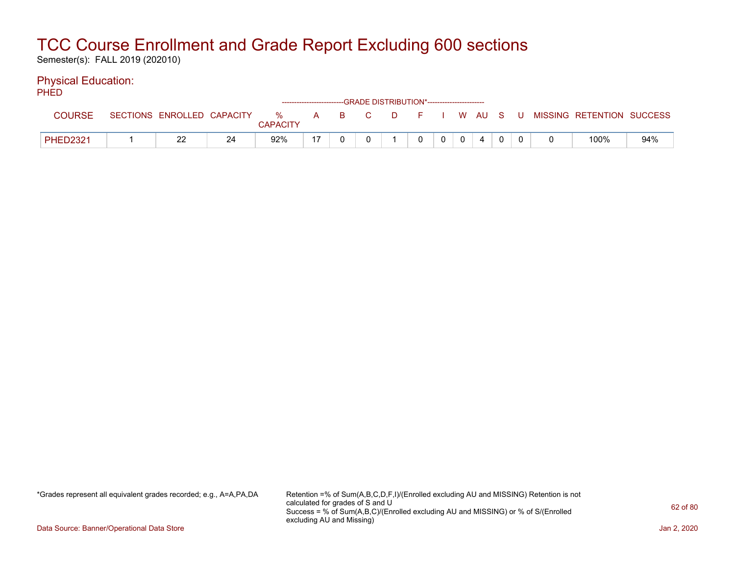# TCC Course Enrollment and Grade Report Excluding 600 sections

Semester(s): FALL 2019 (202010)

## Physical Education:

PHED

| COURSE | SECTIONS | ENROLLED | CAPACITY | % CAPACITY | GRADE DISTRIBUTION* A | B | C | D | F | I | W | AU | S | U | MISSING | RETENTION | SUCCESS |
|---|---|---|---|---|---|---|---|---|---|---|---|---|---|---|---|---|---|
| PHED2321 | 1 | 22 | 24 | 92% | 17 | 0 | 0 | 1 | 0 | 0 | 0 | 4 | 0 | 0 | 0 | 100% | 94% |

*Grades represent all equivalent grades recorded; e.g., A=A,PA,DA

Retention =% of Sum(A,B,C,D,F,I)/(Enrolled excluding AU and MISSING) Retention is not calculated for grades of S and U
Success = % of Sum(A,B,C)/(Enrolled excluding AU and MISSING) or % of S/(Enrolled excluding AU and Missing)

Data Source: Banner/Operational Data Store

Jan 2, 2020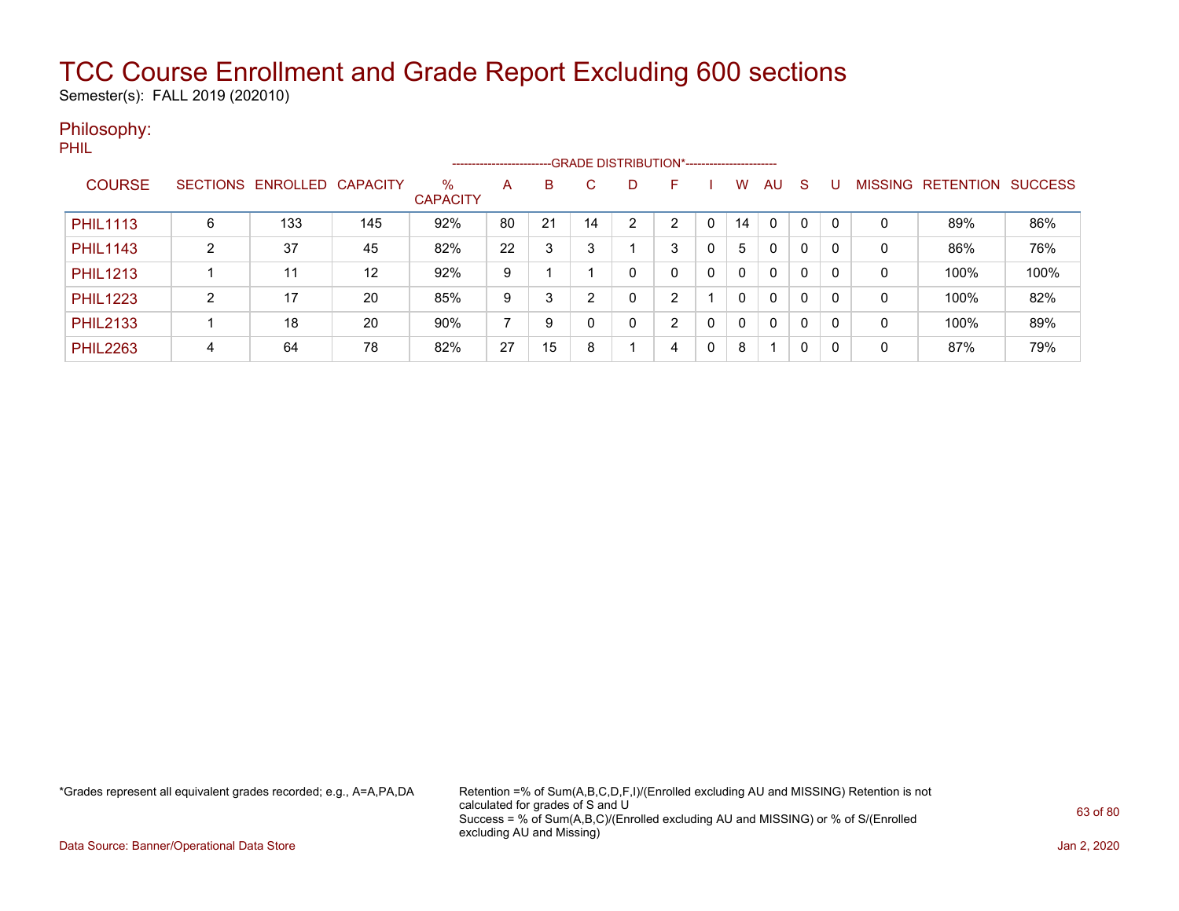# TCC Course Enrollment and Grade Report Excluding 600 sections

Semester(s): FALL 2019 (202010)

## Philosophy:

PHIL

| COURSE | SECTIONS | ENROLLED | CAPACITY | % CAPACITY | A | B | C | D | F | I | W | AU | S | U | MISSING | RETENTION | SUCCESS |
|---|---|---|---|---|---|---|---|---|---|---|---|---|---|---|---|---|---|
| | | | | | GRADE DISTRIBUTION* | | | | | | | | | | | | |
| PHIL1113 | 6 | 133 | 145 | 92% | 80 | 21 | 14 | 2 | 2 | 0 | 14 | 0 | 0 | 0 | 0 | 89% | 86% |
| PHIL1143 | 2 | 37 | 45 | 82% | 22 | 3 | 3 | 1 | 3 | 0 | 5 | 0 | 0 | 0 | 0 | 86% | 76% |
| PHIL1213 | 1 | 11 | 12 | 92% | 9 | 1 | 1 | 0 | 0 | 0 | 0 | 0 | 0 | 0 | 0 | 100% | 100% |
| PHIL1223 | 2 | 17 | 20 | 85% | 9 | 3 | 2 | 0 | 2 | 1 | 0 | 0 | 0 | 0 | 0 | 100% | 82% |
| PHIL2133 | 1 | 18 | 20 | 90% | 7 | 9 | 0 | 0 | 2 | 0 | 0 | 0 | 0 | 0 | 0 | 100% | 89% |
| PHIL2263 | 4 | 64 | 78 | 82% | 27 | 15 | 8 | 1 | 4 | 0 | 8 | 1 | 0 | 0 | 0 | 87% | 79% |

*Grades represent all equivalent grades recorded; e.g., A=A,PA,DA

Retention =% of Sum(A,B,C,D,F,I)/(Enrolled excluding AU and MISSING) Retention is not calculated for grades of S and U
Success = % of Sum(A,B,C)/(Enrolled excluding AU and MISSING) or % of S/(Enrolled excluding AU and Missing)

Data Source: Banner/Operational Data Store

Jan 2, 2020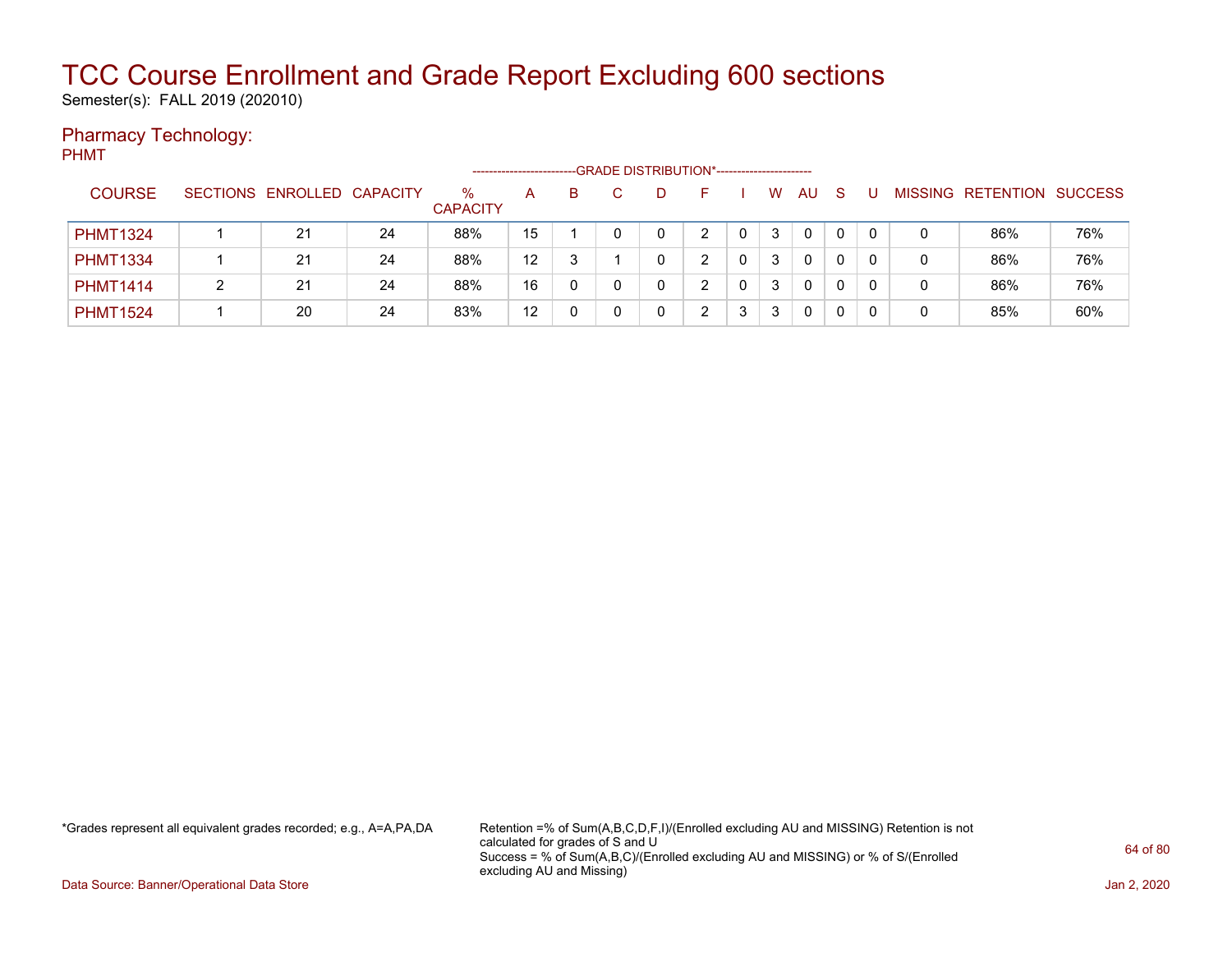# TCC Course Enrollment and Grade Report Excluding 600 sections

Semester(s): FALL 2019 (202010)

## Pharmacy Technology:

PHMT

| COURSE | SECTIONS | ENROLLED | CAPACITY | % CAPACITY | A | B | C | D | F | I | W | AU | S | U | MISSING | RETENTION | SUCCESS |
|---|---|---|---|---|---|---|---|---|---|---|---|---|---|---|---|---|---|
| | | | | | GRADE DISTRIBUTION* | | | | | | | | | | | | |
| PHMT1324 | 1 | 21 | 24 | 88% | 15 | 1 | 0 | 0 | 2 | 0 | 3 | 0 | 0 | 0 | 0 | 86% | 76% |
| PHMT1334 | 1 | 21 | 24 | 88% | 12 | 3 | 1 | 0 | 2 | 0 | 3 | 0 | 0 | 0 | 0 | 86% | 76% |
| PHMT1414 | 2 | 21 | 24 | 88% | 16 | 0 | 0 | 0 | 2 | 0 | 3 | 0 | 0 | 0 | 0 | 86% | 76% |
| PHMT1524 | 1 | 20 | 24 | 83% | 12 | 0 | 0 | 0 | 2 | 3 | 3 | 0 | 0 | 0 | 0 | 85% | 60% |

*Grades represent all equivalent grades recorded; e.g., A=A,PA,DA

Retention =% of Sum(A,B,C,D,F,I)/(Enrolled excluding AU and MISSING) Retention is not calculated for grades of S and U
Success = % of Sum(A,B,C)/(Enrolled excluding AU and MISSING) or % of S/(Enrolled excluding AU and Missing)

Data Source: Banner/Operational Data Store

Jan 2, 2020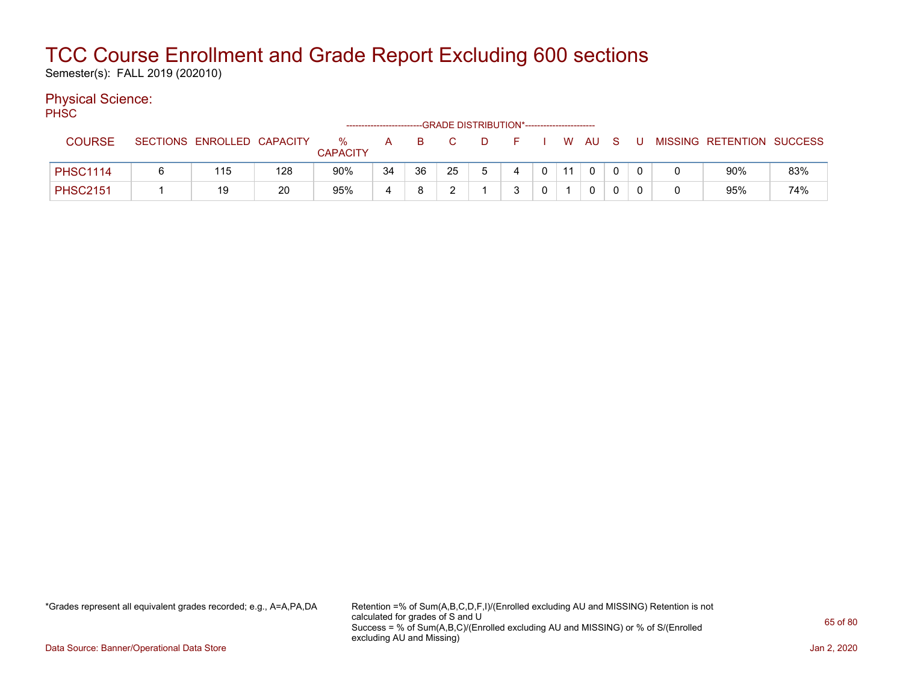# TCC Course Enrollment and Grade Report Excluding 600 sections

Semester(s): FALL 2019 (202010)

## Physical Science:

PHSC

| COURSE | SECTIONS | ENROLLED | CAPACITY | % CAPACITY | A | B | C | D | F | I | W | AU | S | U | MISSING | RETENTION | SUCCESS |
|---|---|---|---|---|---|---|---|---|---|---|---|---|---|---|---|---|---|
| | | | | | GRADE DISTRIBUTION* | | | | | | | | | | | | |
| PHSC1114 | 6 | 115 | 128 | 90% | 34 | 36 | 25 | 5 | 4 | 0 | 11 | 0 | 0 | 0 | 0 | 90% | 83% |
| PHSC2151 | 1 | 19 | 20 | 95% | 4 | 8 | 2 | 1 | 3 | 0 | 1 | 0 | 0 | 0 | 0 | 95% | 74% |

*Grades represent all equivalent grades recorded; e.g., A=A,PA,DA

Retention =% of Sum(A,B,C,D,F,I)/(Enrolled excluding AU and MISSING) Retention is not calculated for grades of S and U
Success = % of Sum(A,B,C)/(Enrolled excluding AU and MISSING) or % of S/(Enrolled excluding AU and Missing)

Data Source: Banner/Operational Data Store

Jan 2, 2020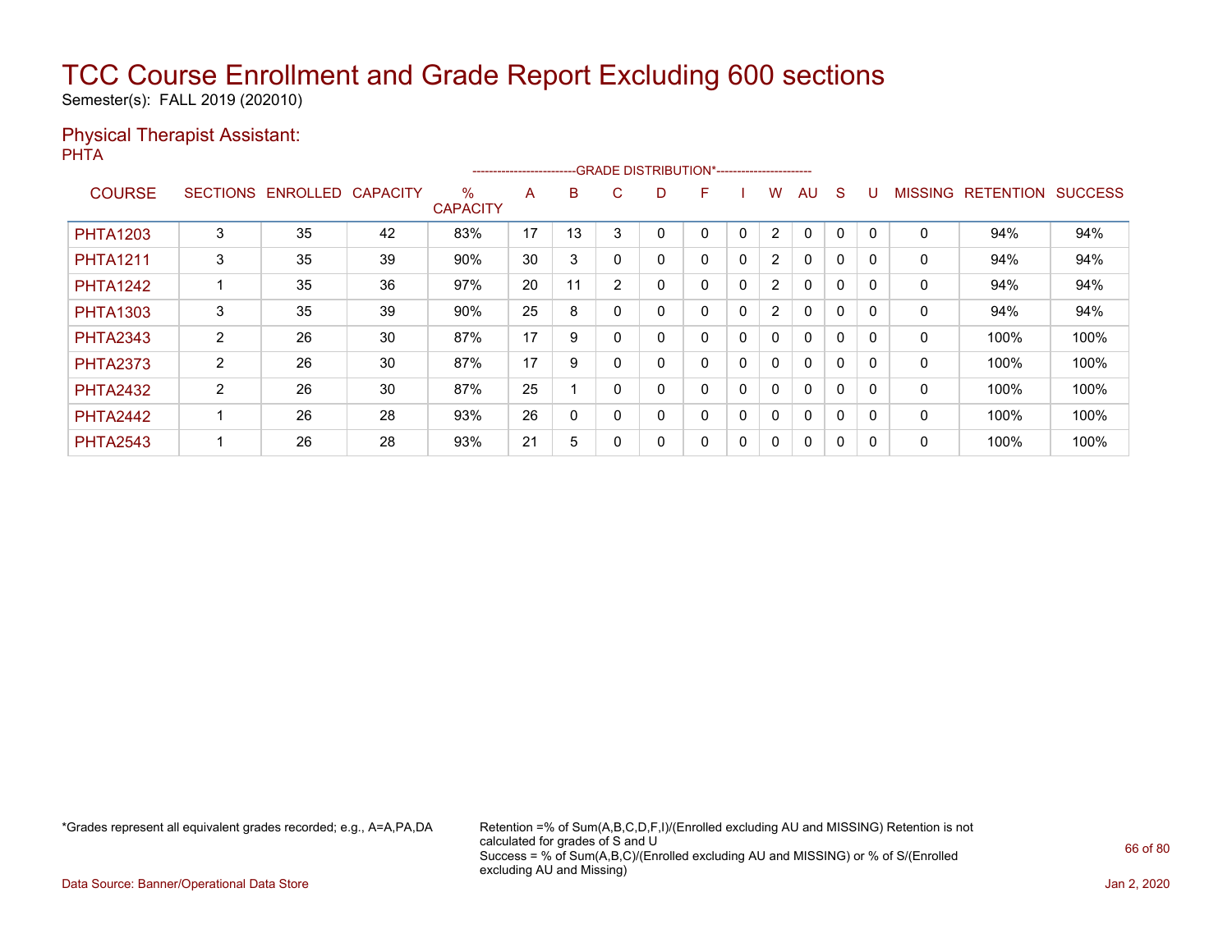# TCC Course Enrollment and Grade Report Excluding 600 sections

Semester(s): FALL 2019 (202010)

## Physical Therapist Assistant:

PHTA

| COURSE | SECTIONS | ENROLLED | CAPACITY | % CAPACITY | A | B | C | D | F | I | W | AU | S | U | MISSING | RETENTION | SUCCESS |
|---|---|---|---|---|---|---|---|---|---|---|---|---|---|---|---|---|---|
| | | | | | -------------------------GRADE DISTRIBUTION*----------------------- | | | | | | | | | | | | |
| PHTA1203 | 3 | 35 | 42 | 83% | 17 | 13 | 3 | 0 | 0 | 0 | 2 | 0 | 0 | 0 | 0 | 94% | 94% |
| PHTA1211 | 3 | 35 | 39 | 90% | 30 | 3 | 0 | 0 | 0 | 0 | 2 | 0 | 0 | 0 | 0 | 94% | 94% |
| PHTA1242 | 1 | 35 | 36 | 97% | 20 | 11 | 2 | 0 | 0 | 0 | 2 | 0 | 0 | 0 | 0 | 94% | 94% |
| PHTA1303 | 3 | 35 | 39 | 90% | 25 | 8 | 0 | 0 | 0 | 0 | 2 | 0 | 0 | 0 | 0 | 94% | 94% |
| PHTA2343 | 2 | 26 | 30 | 87% | 17 | 9 | 0 | 0 | 0 | 0 | 0 | 0 | 0 | 0 | 0 | 100% | 100% |
| PHTA2373 | 2 | 26 | 30 | 87% | 17 | 9 | 0 | 0 | 0 | 0 | 0 | 0 | 0 | 0 | 0 | 100% | 100% |
| PHTA2432 | 2 | 26 | 30 | 87% | 25 | 1 | 0 | 0 | 0 | 0 | 0 | 0 | 0 | 0 | 0 | 100% | 100% |
| PHTA2442 | 1 | 26 | 28 | 93% | 26 | 0 | 0 | 0 | 0 | 0 | 0 | 0 | 0 | 0 | 0 | 100% | 100% |
| PHTA2543 | 1 | 26 | 28 | 93% | 21 | 5 | 0 | 0 | 0 | 0 | 0 | 0 | 0 | 0 | 0 | 100% | 100% |

*Grades represent all equivalent grades recorded; e.g., A=A,PA,DA

Retention =% of Sum(A,B,C,D,F,I)/(Enrolled excluding AU and MISSING) Retention is not calculated for grades of S and U
Success = % of Sum(A,B,C)/(Enrolled excluding AU and MISSING) or % of S/(Enrolled excluding AU and Missing)

Data Source: Banner/Operational Data Store

Jan 2, 2020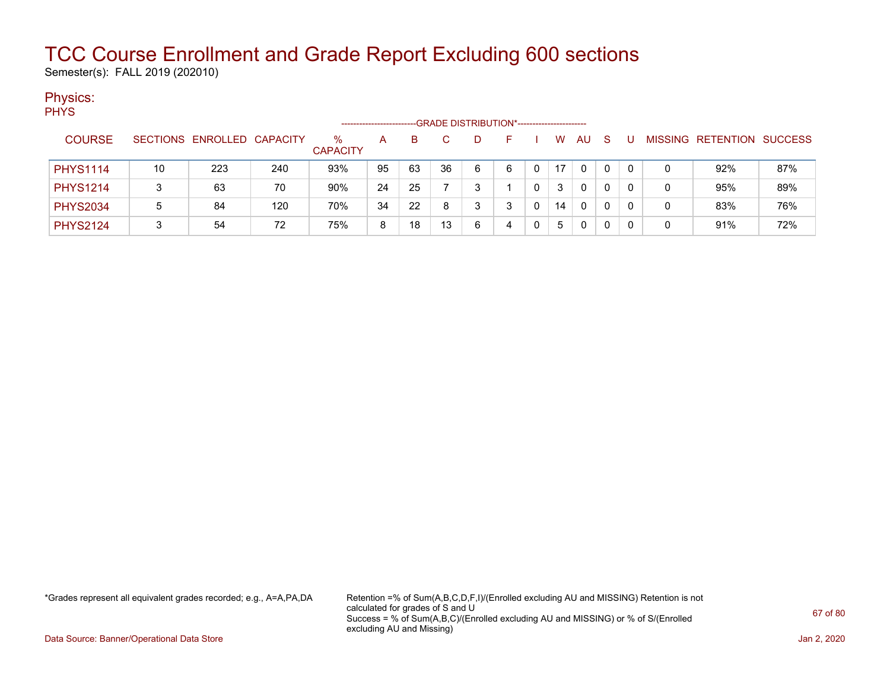# TCC Course Enrollment and Grade Report Excluding 600 sections

Semester(s): FALL 2019 (202010)

## Physics:

PHYS

| COURSE | SECTIONS | ENROLLED | CAPACITY | % CAPACITY | A | B | C | D | F | I | W | AU | S | U | MISSING | RETENTION | SUCCESS |
|---|---|---|---|---|---|---|---|---|---|---|---|---|---|---|---|---|---|
| | | | | | GRADE DISTRIBUTION* | | | | | | | | | | | | |
| PHYS1114 | 10 | 223 | 240 | 93% | 95 | 63 | 36 | 6 | 6 | 0 | 17 | 0 | 0 | 0 | 0 | 92% | 87% |
| PHYS1214 | 3 | 63 | 70 | 90% | 24 | 25 | 7 | 3 | 1 | 0 | 3 | 0 | 0 | 0 | 0 | 95% | 89% |
| PHYS2034 | 5 | 84 | 120 | 70% | 34 | 22 | 8 | 3 | 3 | 0 | 14 | 0 | 0 | 0 | 0 | 83% | 76% |
| PHYS2124 | 3 | 54 | 72 | 75% | 8 | 18 | 13 | 6 | 4 | 0 | 5 | 0 | 0 | 0 | 0 | 91% | 72% |

*Grades represent all equivalent grades recorded; e.g., A=A,PA,DA

Retention =% of Sum(A,B,C,D,F,I)/(Enrolled excluding AU and MISSING) Retention is not calculated for grades of S and U
Success = % of Sum(A,B,C)/(Enrolled excluding AU and MISSING) or % of S/(Enrolled excluding AU and Missing)

Data Source: Banner/Operational Data Store

Jan 2, 2020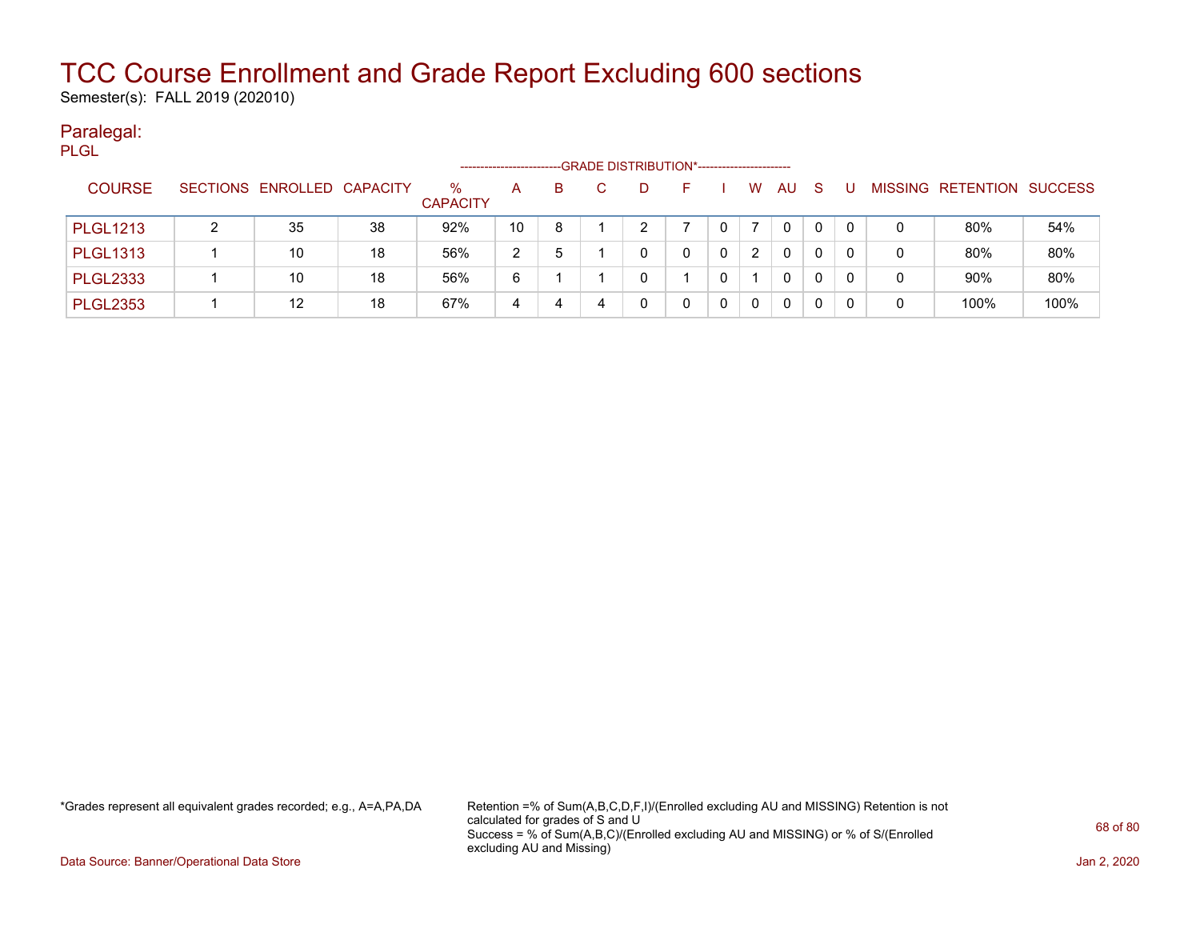# TCC Course Enrollment and Grade Report Excluding 600 sections

Semester(s): FALL 2019 (202010)

## Paralegal:

PLGL

| COURSE | SECTIONS | ENROLLED | CAPACITY | % CAPACITY | GRADE DISTRIBUTION* A | B | C | D | F | I | W | AU | S | U | MISSING | RETENTION | SUCCESS |
|---|---|---|---|---|---|---|---|---|---|---|---|---|---|---|---|---|---|
| PLGL1213 | 2 | 35 | 38 | 92% | 10 | 8 | 1 | 2 | 7 | 0 | 7 | 0 | 0 | 0 | 0 | 80% | 54% |
| PLGL1313 | 1 | 10 | 18 | 56% | 2 | 5 | 1 | 0 | 0 | 0 | 2 | 0 | 0 | 0 | 0 | 80% | 80% |
| PLGL2333 | 1 | 10 | 18 | 56% | 6 | 1 | 1 | 0 | 1 | 0 | 1 | 0 | 0 | 0 | 0 | 90% | 80% |
| PLGL2353 | 1 | 12 | 18 | 67% | 4 | 4 | 4 | 0 | 0 | 0 | 0 | 0 | 0 | 0 | 0 | 100% | 100% |

*Grades represent all equivalent grades recorded; e.g., A=A,PA,DA

Retention =% of Sum(A,B,C,D,F,I)/(Enrolled excluding AU and MISSING) Retention is not calculated for grades of S and U
Success = % of Sum(A,B,C)/(Enrolled excluding AU and MISSING) or % of S/(Enrolled excluding AU and Missing)

Data Source: Banner/Operational Data Store

Jan 2, 2020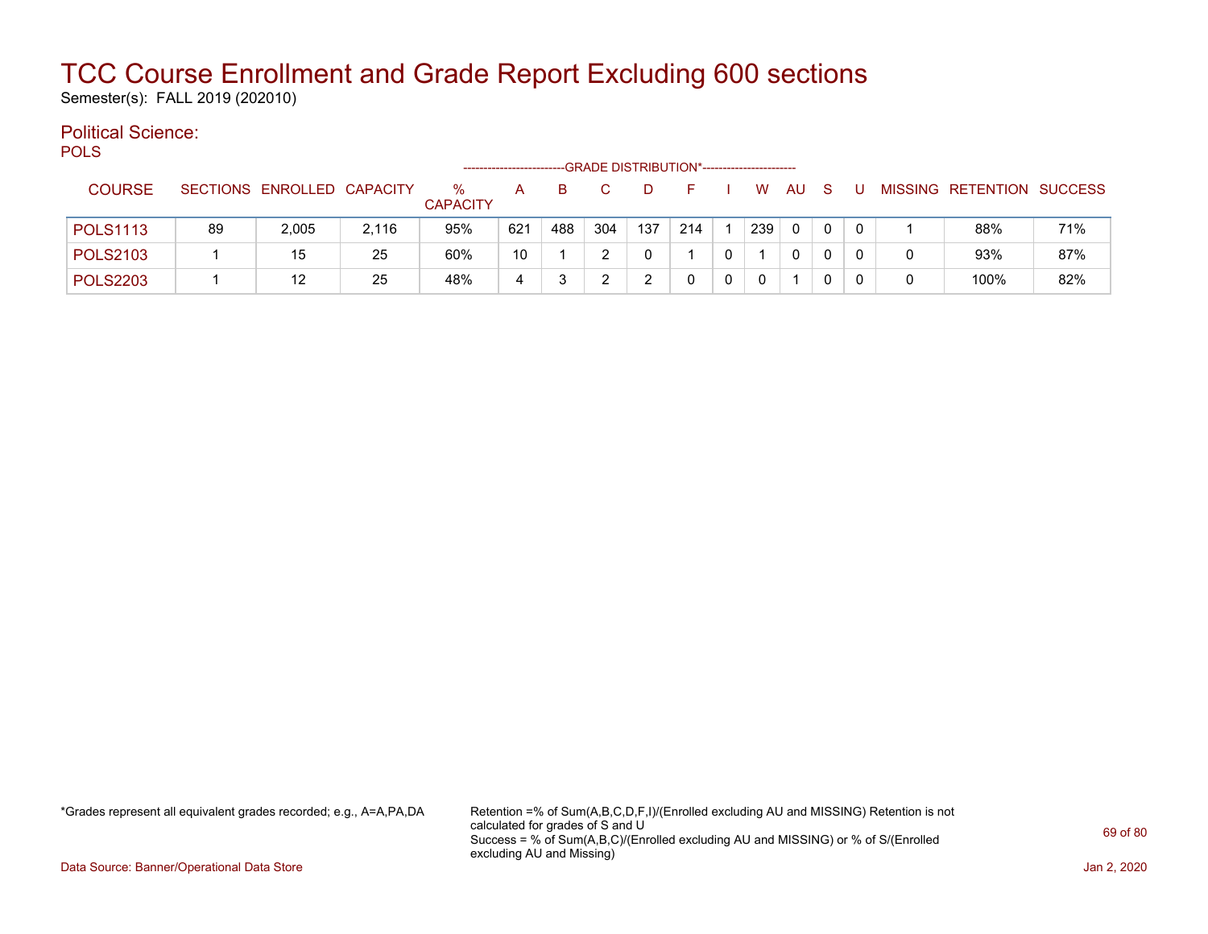# TCC Course Enrollment and Grade Report Excluding 600 sections

Semester(s): FALL 2019 (202010)

## Political Science:

POLS

| COURSE | SECTIONS | ENROLLED | CAPACITY | % CAPACITY | A | B | C | D | F | I | W | AU | S | U | MISSING | RETENTION | SUCCESS |
|---|---|---|---|---|---|---|---|---|---|---|---|---|---|---|---|---|---|
| | | | | | GRADE DISTRIBUTION* | | | | | | | | | | | | |
| POLS1113 | 89 | 2,005 | 2,116 | 95% | 621 | 488 | 304 | 137 | 214 | 1 | 239 | 0 | 0 | 0 | 1 | 88% | 71% |
| POLS2103 | 1 | 15 | 25 | 60% | 10 | 1 | 2 | 0 | 1 | 0 | 1 | 0 | 0 | 0 | 0 | 93% | 87% |
| POLS2203 | 1 | 12 | 25 | 48% | 4 | 3 | 2 | 2 | 0 | 0 | 0 | 1 | 0 | 0 | 0 | 100% | 82% |

*Grades represent all equivalent grades recorded; e.g., A=A,PA,DA

Retention =% of Sum(A,B,C,D,F,I)/(Enrolled excluding AU and MISSING) Retention is not calculated for grades of S and U
Success = % of Sum(A,B,C)/(Enrolled excluding AU and MISSING) or % of S/(Enrolled excluding AU and Missing)

Data Source: Banner/Operational Data Store

Jan 2, 2020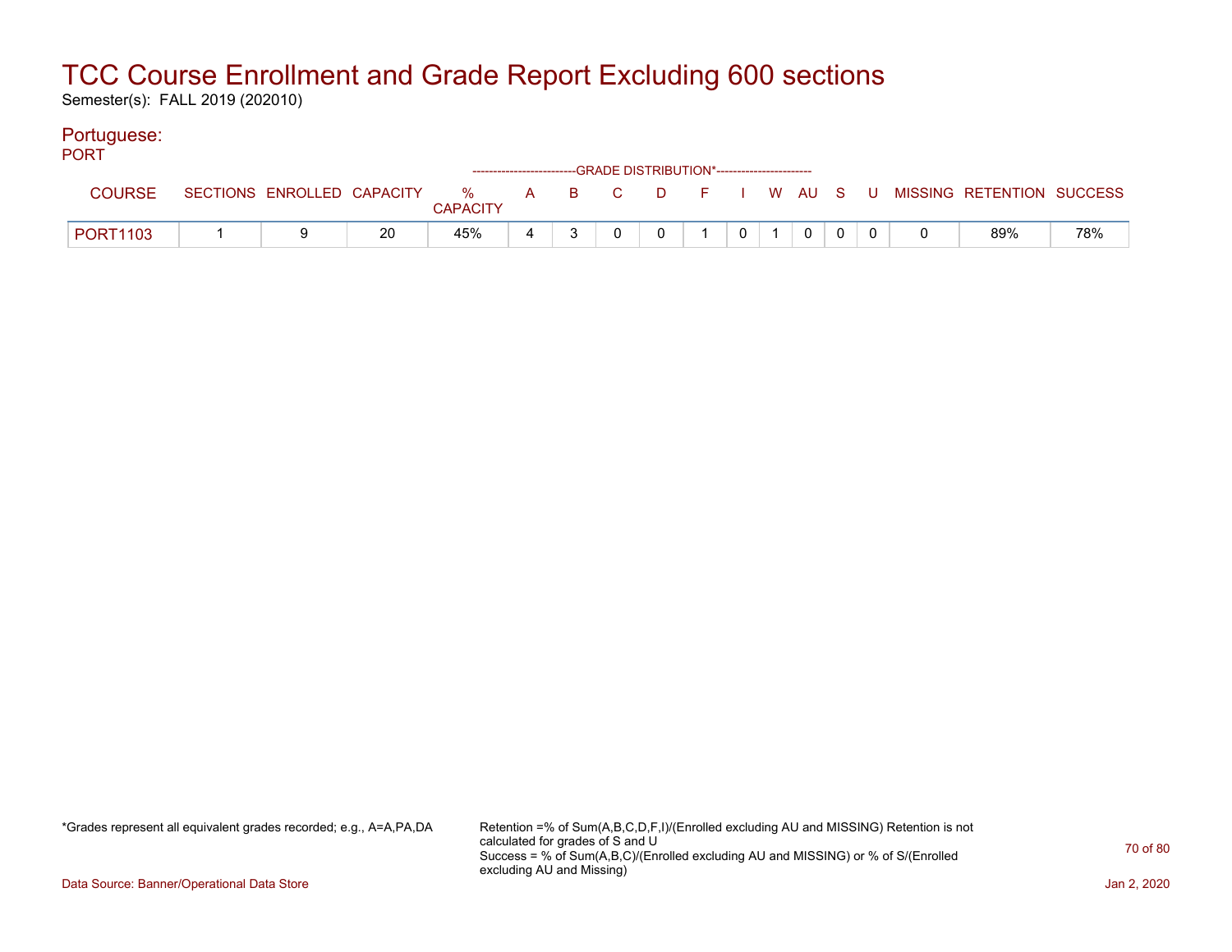# TCC Course Enrollment and Grade Report Excluding 600 sections

Semester(s): FALL 2019 (202010)

## Portuguese:

PORT

| COURSE | SECTIONS | ENROLLED | CAPACITY | % CAPACITY | A | B | C | D | F | I | W | AU | S | U | MISSING | RETENTION | SUCCESS |
|---|---|---|---|---|---|---|---|---|---|---|---|---|---|---|---|---|---|
| | | | | | GRADE DISTRIBUTION* | | | | | | | | | | | | |
| PORT1103 | 1 | 9 | 20 | 45% | 4 | 3 | 0 | 0 | 1 | 0 | 1 | 0 | 0 | 0 | 0 | 89% | 78% |

*Grades represent all equivalent grades recorded; e.g., A=A,PA,DA

Retention =% of Sum(A,B,C,D,F,I)/(Enrolled excluding AU and MISSING) Retention is not calculated for grades of S and U
Success = % of Sum(A,B,C)/(Enrolled excluding AU and MISSING) or % of S/(Enrolled excluding AU and Missing)

Data Source: Banner/Operational Data Store

Jan 2, 2020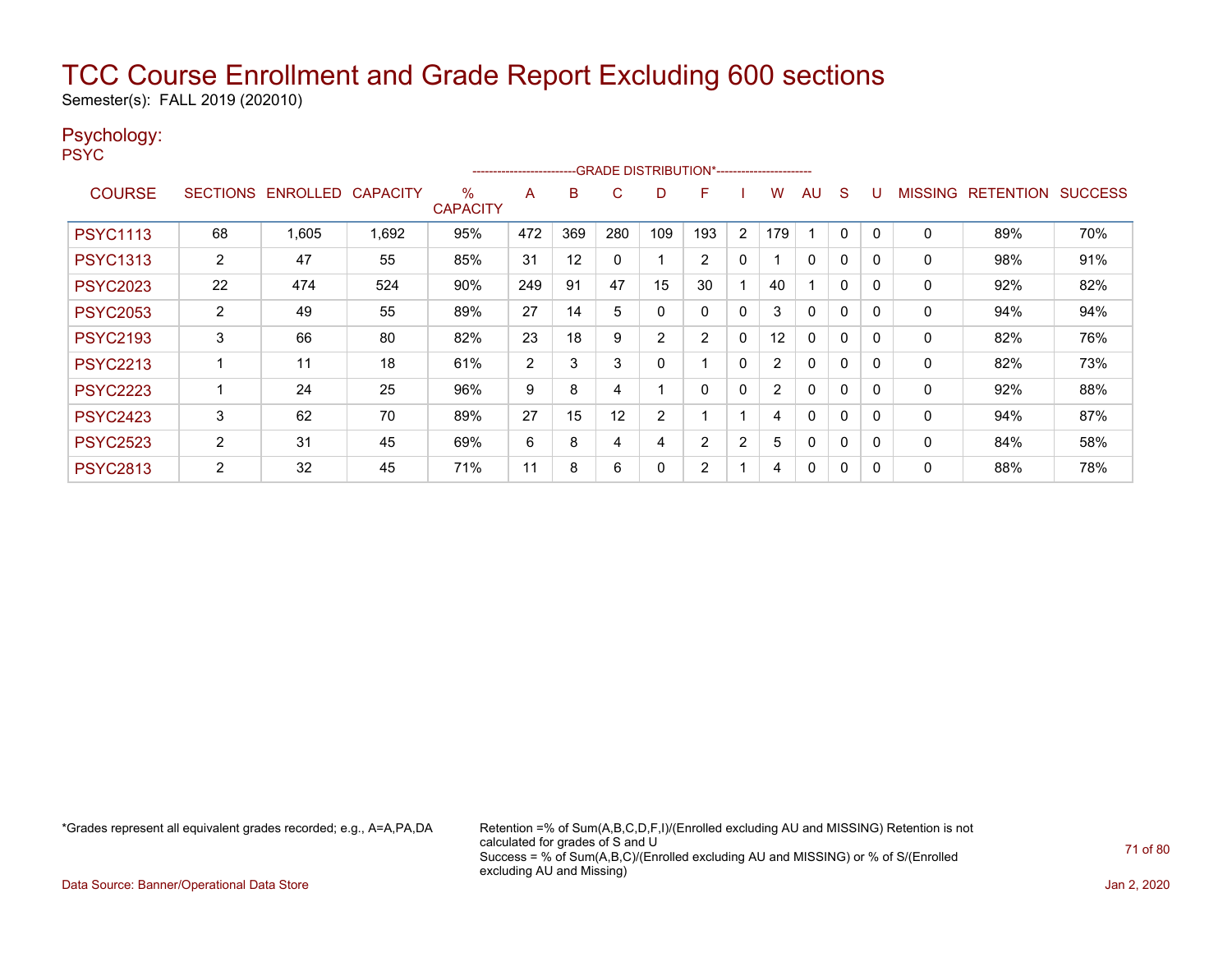# TCC Course Enrollment and Grade Report Excluding 600 sections

Semester(s): FALL 2019 (202010)

## Psychology:

PSYC

| COURSE | SECTIONS | ENROLLED | CAPACITY | % CAPACITY | A | B | C | D | F | I | W | AU | S | U | MISSING | RETENTION | SUCCESS |
|---|---|---|---|---|---|---|---|---|---|---|---|---|---|---|---|---|---|
| | | | | | GRADE DISTRIBUTION* | | | | | | | | | | | | |
| PSYC1113 | 68 | 1,605 | 1,692 | 95% | 472 | 369 | 280 | 109 | 193 | 2 | 179 | 1 | 0 | 0 | 0 | 89% | 70% |
| PSYC1313 | 2 | 47 | 55 | 85% | 31 | 12 | 0 | 1 | 2 | 0 | 1 | 0 | 0 | 0 | 0 | 98% | 91% |
| PSYC2023 | 22 | 474 | 524 | 90% | 249 | 91 | 47 | 15 | 30 | 1 | 40 | 1 | 0 | 0 | 0 | 92% | 82% |
| PSYC2053 | 2 | 49 | 55 | 89% | 27 | 14 | 5 | 0 | 0 | 0 | 3 | 0 | 0 | 0 | 0 | 94% | 94% |
| PSYC2193 | 3 | 66 | 80 | 82% | 23 | 18 | 9 | 2 | 2 | 0 | 12 | 0 | 0 | 0 | 0 | 82% | 76% |
| PSYC2213 | 1 | 11 | 18 | 61% | 2 | 3 | 3 | 0 | 1 | 0 | 2 | 0 | 0 | 0 | 0 | 82% | 73% |
| PSYC2223 | 1 | 24 | 25 | 96% | 9 | 8 | 4 | 1 | 0 | 0 | 2 | 0 | 0 | 0 | 0 | 92% | 88% |
| PSYC2423 | 3 | 62 | 70 | 89% | 27 | 15 | 12 | 2 | 1 | 1 | 4 | 0 | 0 | 0 | 0 | 94% | 87% |
| PSYC2523 | 2 | 31 | 45 | 69% | 6 | 8 | 4 | 4 | 2 | 2 | 5 | 0 | 0 | 0 | 0 | 84% | 58% |
| PSYC2813 | 2 | 32 | 45 | 71% | 11 | 8 | 6 | 0 | 2 | 1 | 4 | 0 | 0 | 0 | 0 | 88% | 78% |

*Grades represent all equivalent grades recorded; e.g., A=A,PA,DA

Retention =% of Sum(A,B,C,D,F,I)/(Enrolled excluding AU and MISSING) Retention is not calculated for grades of S and U

Success = % of Sum(A,B,C)/(Enrolled excluding AU and MISSING) or % of S/(Enrolled excluding AU and Missing)

Data Source: Banner/Operational Data Store

Jan 2, 2020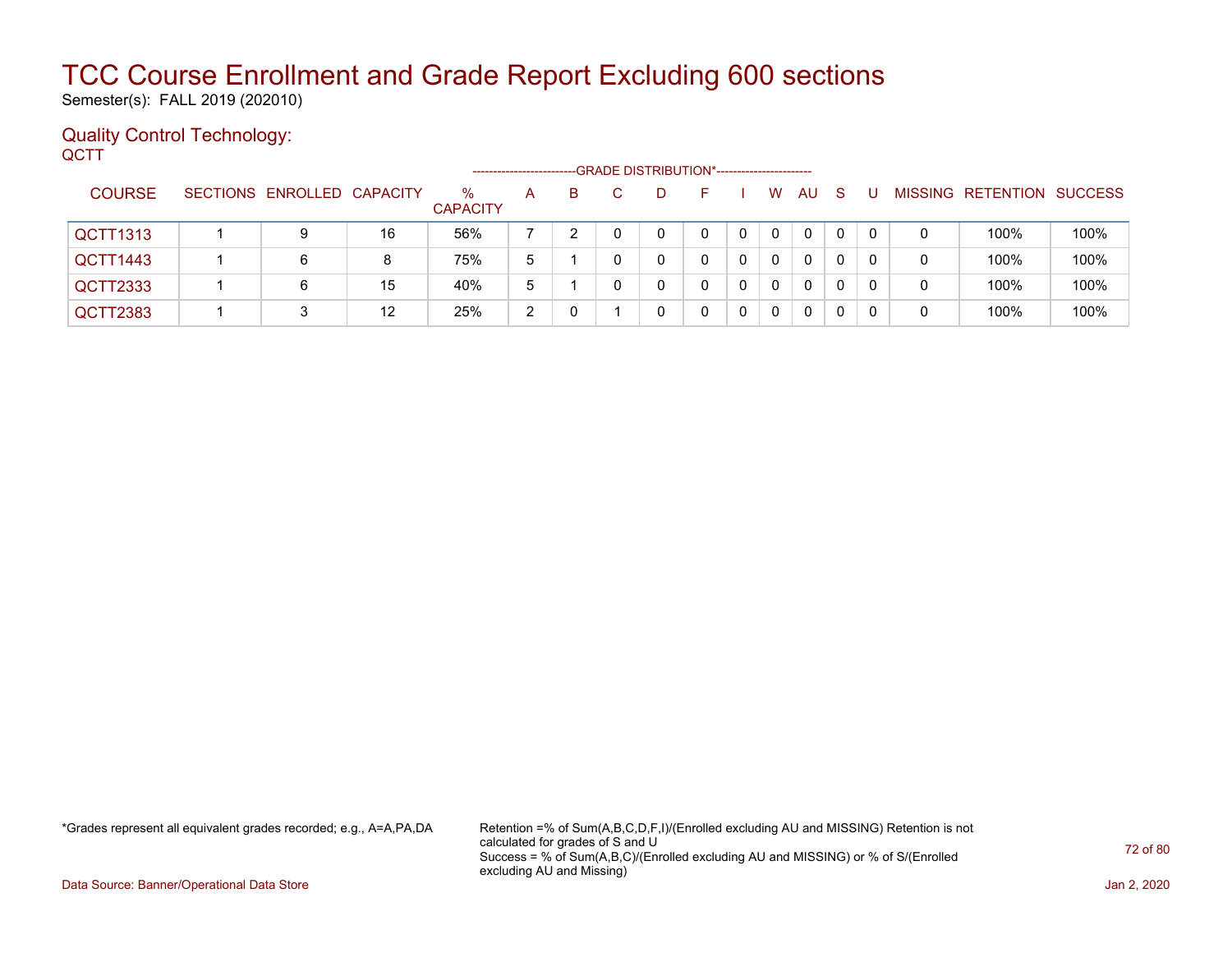# TCC Course Enrollment and Grade Report Excluding 600 sections

Semester(s): FALL 2019 (202010)

## Quality Control Technology:

QCTT

| COURSE | SECTIONS | ENROLLED | CAPACITY | % CAPACITY | A | B | C | D | F | I | W | AU | S | U | MISSING | RETENTION | SUCCESS |
|---|---|---|---|---|---|---|---|---|---|---|---|---|---|---|---|---|---|
| | | | | | GRADE DISTRIBUTION* | | | | | | | | | | | | |
| QCTT1313 | 1 | 9 | 16 | 56% | 7 | 2 | 0 | 0 | 0 | 0 | 0 | 0 | 0 | 0 | 0 | 100% | 100% |
| QCTT1443 | 1 | 6 | 8 | 75% | 5 | 1 | 0 | 0 | 0 | 0 | 0 | 0 | 0 | 0 | 0 | 100% | 100% |
| QCTT2333 | 1 | 6 | 15 | 40% | 5 | 1 | 0 | 0 | 0 | 0 | 0 | 0 | 0 | 0 | 0 | 100% | 100% |
| QCTT2383 | 1 | 3 | 12 | 25% | 2 | 0 | 1 | 0 | 0 | 0 | 0 | 0 | 0 | 0 | 0 | 100% | 100% |

*Grades represent all equivalent grades recorded; e.g., A=A,PA,DA

Retention =% of Sum(A,B,C,D,F,I)/(Enrolled excluding AU and MISSING) Retention is not calculated for grades of S and U
Success = % of Sum(A,B,C)/(Enrolled excluding AU and MISSING) or % of S/(Enrolled excluding AU and Missing)

Data Source: Banner/Operational Data Store

Jan 2, 2020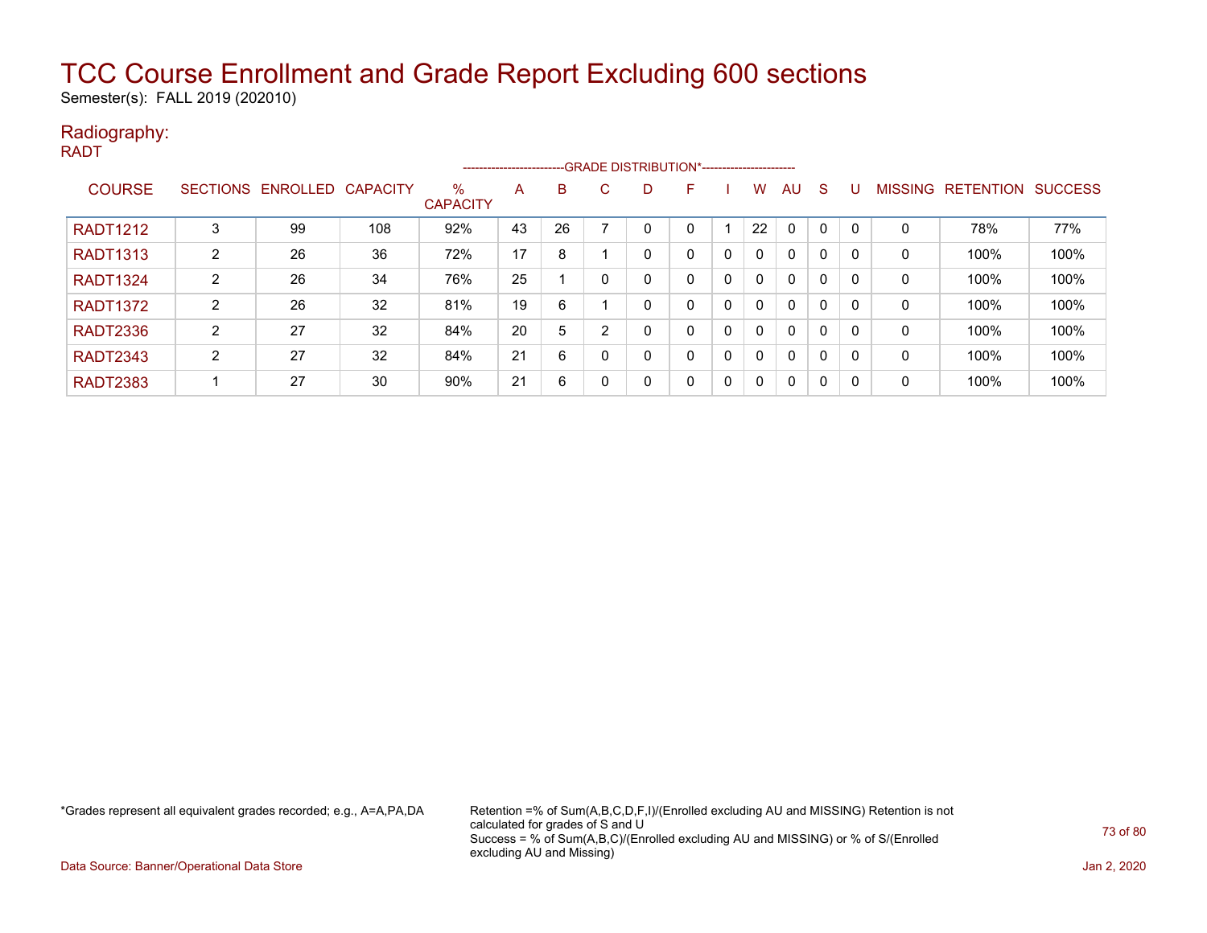# TCC Course Enrollment and Grade Report Excluding 600 sections

Semester(s): FALL 2019 (202010)

## Radiography:

RADT

| COURSE | SECTIONS | ENROLLED | CAPACITY | % CAPACITY | A | B | C | D | F | I | W | AU | S | U | MISSING | RETENTION | SUCCESS |
|---|---|---|---|---|---|---|---|---|---|---|---|---|---|---|---|---|---|
| | | | | | GRADE DISTRIBUTION* | | | | | | | | | | | | |
| RADT1212 | 3 | 99 | 108 | 92% | 43 | 26 | 7 | 0 | 0 | 1 | 22 | 0 | 0 | 0 | 0 | 78% | 77% |
| RADT1313 | 2 | 26 | 36 | 72% | 17 | 8 | 1 | 0 | 0 | 0 | 0 | 0 | 0 | 0 | 0 | 100% | 100% |
| RADT1324 | 2 | 26 | 34 | 76% | 25 | 1 | 0 | 0 | 0 | 0 | 0 | 0 | 0 | 0 | 0 | 100% | 100% |
| RADT1372 | 2 | 26 | 32 | 81% | 19 | 6 | 1 | 0 | 0 | 0 | 0 | 0 | 0 | 0 | 0 | 100% | 100% |
| RADT2336 | 2 | 27 | 32 | 84% | 20 | 5 | 2 | 0 | 0 | 0 | 0 | 0 | 0 | 0 | 0 | 100% | 100% |
| RADT2343 | 2 | 27 | 32 | 84% | 21 | 6 | 0 | 0 | 0 | 0 | 0 | 0 | 0 | 0 | 0 | 100% | 100% |
| RADT2383 | 1 | 27 | 30 | 90% | 21 | 6 | 0 | 0 | 0 | 0 | 0 | 0 | 0 | 0 | 0 | 100% | 100% |

*Grades represent all equivalent grades recorded; e.g., A=A,PA,DA

Retention =% of Sum(A,B,C,D,F,I)/(Enrolled excluding AU and MISSING) Retention is not calculated for grades of S and U
Success = % of Sum(A,B,C)/(Enrolled excluding AU and MISSING) or % of S/(Enrolled excluding AU and Missing)

Data Source: Banner/Operational Data Store

Jan 2, 2020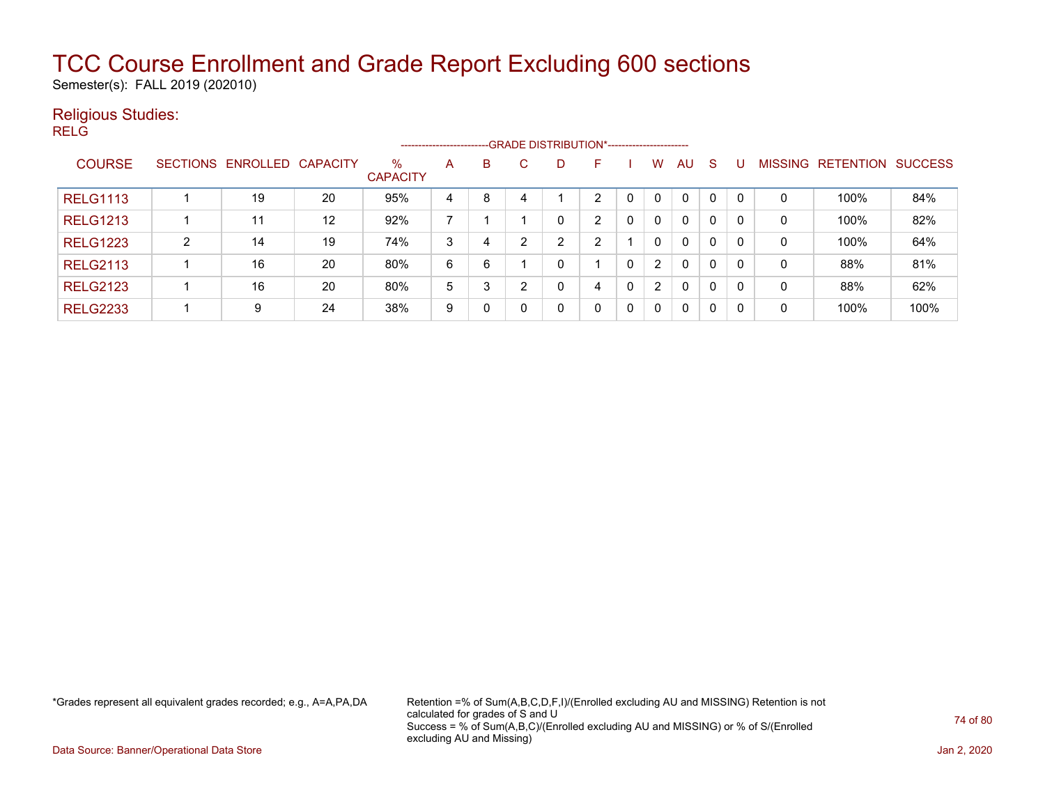# TCC Course Enrollment and Grade Report Excluding 600 sections

Semester(s): FALL 2019 (202010)

## Religious Studies:

RELG

| COURSE | SECTIONS | ENROLLED | CAPACITY | % CAPACITY | A | B | C | D | F | I | W | AU | S | U | MISSING | RETENTION | SUCCESS |
|---|---|---|---|---|---|---|---|---|---|---|---|---|---|---|---|---|---|
| RELG1113 | 1 | 19 | 20 | 95% | 4 | 8 | 4 | 1 | 2 | 0 | 0 | 0 | 0 | 0 | 0 | 100% | 84% |
| RELG1213 | 1 | 11 | 12 | 92% | 7 | 1 | 1 | 0 | 2 | 0 | 0 | 0 | 0 | 0 | 0 | 100% | 82% |
| RELG1223 | 2 | 14 | 19 | 74% | 3 | 4 | 2 | 2 | 2 | 1 | 0 | 0 | 0 | 0 | 0 | 100% | 64% |
| RELG2113 | 1 | 16 | 20 | 80% | 6 | 6 | 1 | 0 | 1 | 0 | 2 | 0 | 0 | 0 | 0 | 88% | 81% |
| RELG2123 | 1 | 16 | 20 | 80% | 5 | 3 | 2 | 0 | 4 | 0 | 2 | 0 | 0 | 0 | 0 | 88% | 62% |
| RELG2233 | 1 | 9 | 24 | 38% | 9 | 0 | 0 | 0 | 0 | 0 | 0 | 0 | 0 | 0 | 0 | 100% | 100% |

*Grades represent all equivalent grades recorded; e.g., A=A,PA,DA

Retention =% of Sum(A,B,C,D,F,I)/(Enrolled excluding AU and MISSING) Retention is not calculated for grades of S and U
Success = % of Sum(A,B,C)/(Enrolled excluding AU and MISSING) or % of S/(Enrolled excluding AU and Missing)

Data Source: Banner/Operational Data Store

Jan 2, 2020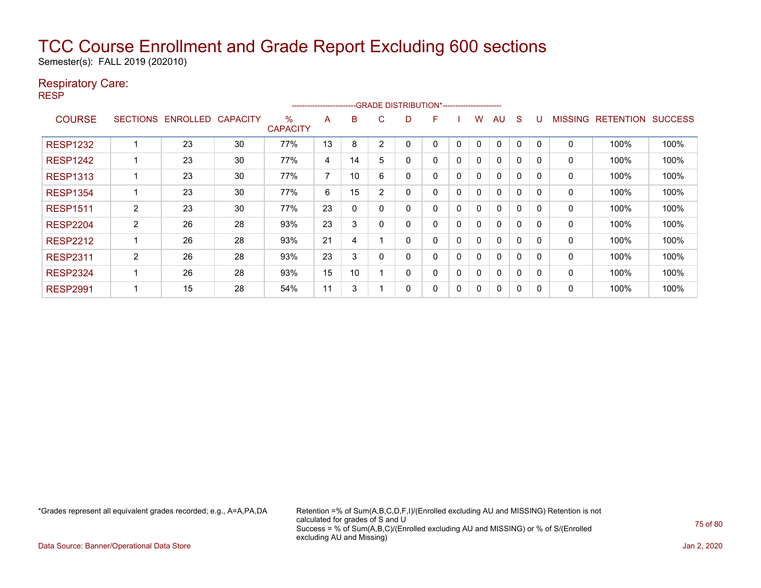# TCC Course Enrollment and Grade Report Excluding 600 sections

Semester(s): FALL 2019 (202010)

## Respiratory Care:

RESP

| COURSE | SECTIONS | ENROLLED | CAPACITY | % CAPACITY | A | B | C | D | F | I | W | AU | S | U | MISSING | RETENTION | SUCCESS |
|---|---|---|---|---|---|---|---|---|---|---|---|---|---|---|---|---|---|
| | | | | | GRADE DISTRIBUTION* | | | | | | | | | | | | |
| RESP1232 | 1 | 23 | 30 | 77% | 13 | 8 | 2 | 0 | 0 | 0 | 0 | 0 | 0 | 0 | 0 | 100% | 100% |
| RESP1242 | 1 | 23 | 30 | 77% | 4 | 14 | 5 | 0 | 0 | 0 | 0 | 0 | 0 | 0 | 0 | 100% | 100% |
| RESP1313 | 1 | 23 | 30 | 77% | 7 | 10 | 6 | 0 | 0 | 0 | 0 | 0 | 0 | 0 | 0 | 100% | 100% |
| RESP1354 | 1 | 23 | 30 | 77% | 6 | 15 | 2 | 0 | 0 | 0 | 0 | 0 | 0 | 0 | 0 | 100% | 100% |
| RESP1511 | 2 | 23 | 30 | 77% | 23 | 0 | 0 | 0 | 0 | 0 | 0 | 0 | 0 | 0 | 0 | 100% | 100% |
| RESP2204 | 2 | 26 | 28 | 93% | 23 | 3 | 0 | 0 | 0 | 0 | 0 | 0 | 0 | 0 | 0 | 100% | 100% |
| RESP2212 | 1 | 26 | 28 | 93% | 21 | 4 | 1 | 0 | 0 | 0 | 0 | 0 | 0 | 0 | 0 | 100% | 100% |
| RESP2311 | 2 | 26 | 28 | 93% | 23 | 3 | 0 | 0 | 0 | 0 | 0 | 0 | 0 | 0 | 0 | 100% | 100% |
| RESP2324 | 1 | 26 | 28 | 93% | 15 | 10 | 1 | 0 | 0 | 0 | 0 | 0 | 0 | 0 | 0 | 100% | 100% |
| RESP2991 | 1 | 15 | 28 | 54% | 11 | 3 | 1 | 0 | 0 | 0 | 0 | 0 | 0 | 0 | 0 | 100% | 100% |

*Grades represent all equivalent grades recorded; e.g., A=A,PA,DA

Retention =% of Sum(A,B,C,D,F,I)/(Enrolled excluding AU and MISSING) Retention is not calculated for grades of S and U
Success = % of Sum(A,B,C)/(Enrolled excluding AU and MISSING) or % of S/(Enrolled excluding AU and Missing)

Data Source: Banner/Operational Data Store

Jan 2, 2020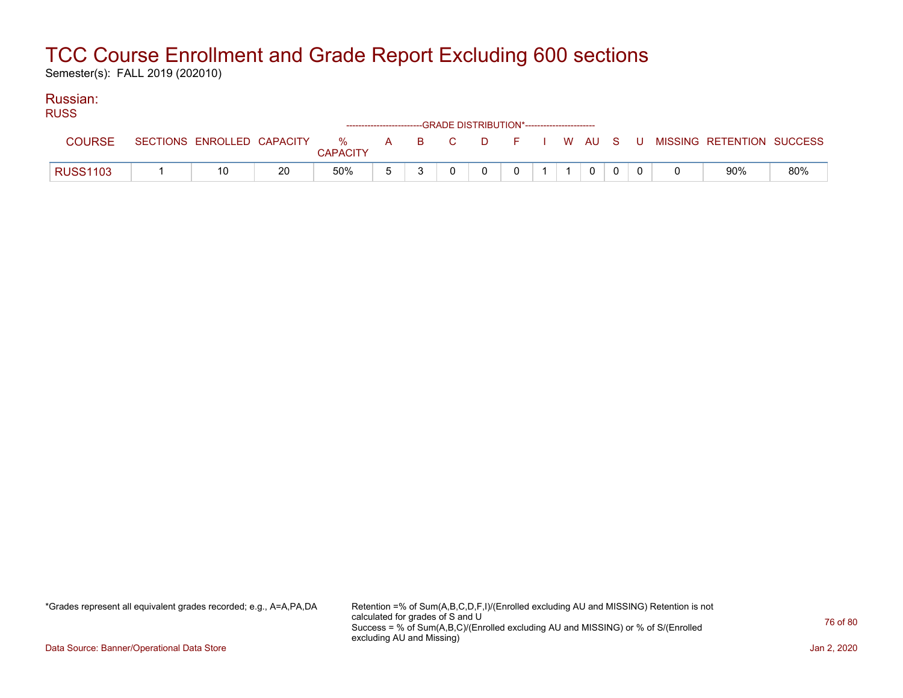# TCC Course Enrollment and Grade Report Excluding 600 sections

Semester(s): FALL 2019 (202010)

## Russian:

RUSS

| COURSE | SECTIONS | ENROLLED | CAPACITY | % CAPACITY | A | B | C | D | F | I | W | AU | S | U | MISSING | RETENTION | SUCCESS |
|---|---|---|---|---|---|---|---|---|---|---|---|---|---|---|---|---|---|
| | | | | | GRADE DISTRIBUTION* | | | | | | | | | | | | |
| RUSS1103 | 1 | 10 | 20 | 50% | 5 | 3 | 0 | 0 | 0 | 1 | 1 | 0 | 0 | 0 | 0 | 90% | 80% |

*Grades represent all equivalent grades recorded; e.g., A=A,PA,DA

Retention =% of Sum(A,B,C,D,F,I)/(Enrolled excluding AU and MISSING) Retention is not calculated for grades of S and U
Success = % of Sum(A,B,C)/(Enrolled excluding AU and MISSING) or % of S/(Enrolled excluding AU and Missing)

Data Source: Banner/Operational Data Store

Jan 2, 2020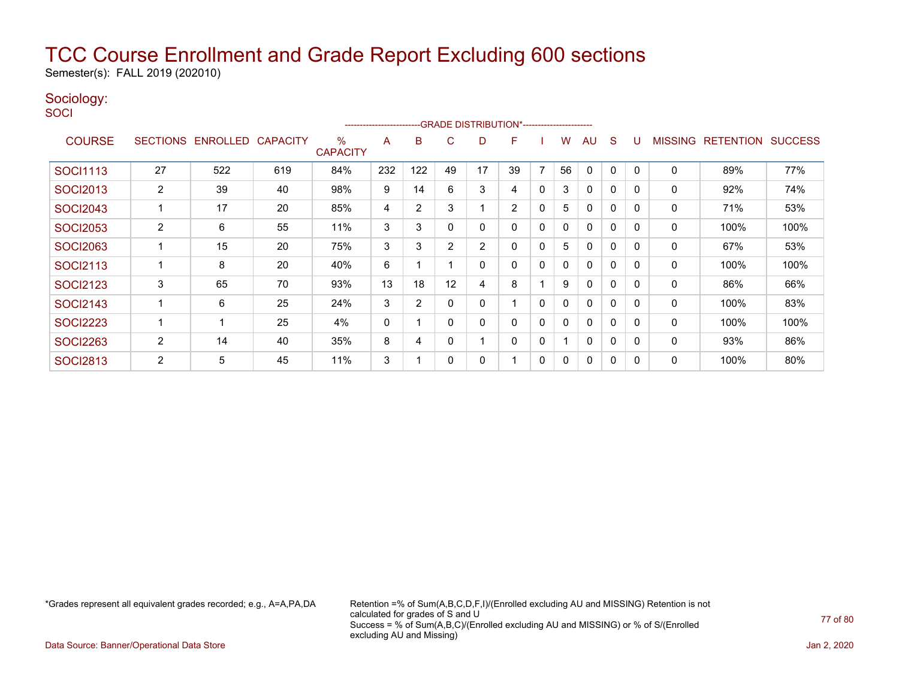# TCC Course Enrollment and Grade Report Excluding 600 sections

Semester(s): FALL 2019 (202010)

## Sociology:

SOCI

| COURSE | SECTIONS | ENROLLED | CAPACITY | % CAPACITY | A | B | C | D | F | I | W | AU | S | U | MISSING | RETENTION | SUCCESS |
|---|---|---|---|---|---|---|---|---|---|---|---|---|---|---|---|---|---|
| | | | | | GRADE DISTRIBUTION* | | | | | | | | | | | | |
| SOCI1113 | 27 | 522 | 619 | 84% | 232 | 122 | 49 | 17 | 39 | 7 | 56 | 0 | 0 | 0 | 0 | 89% | 77% |
| SOCI2013 | 2 | 39 | 40 | 98% | 9 | 14 | 6 | 3 | 4 | 0 | 3 | 0 | 0 | 0 | 0 | 92% | 74% |
| SOCI2043 | 1 | 17 | 20 | 85% | 4 | 2 | 3 | 1 | 2 | 0 | 5 | 0 | 0 | 0 | 0 | 71% | 53% |
| SOCI2053 | 2 | 6 | 55 | 11% | 3 | 3 | 0 | 0 | 0 | 0 | 0 | 0 | 0 | 0 | 0 | 100% | 100% |
| SOCI2063 | 1 | 15 | 20 | 75% | 3 | 3 | 2 | 2 | 0 | 0 | 5 | 0 | 0 | 0 | 0 | 67% | 53% |
| SOCI2113 | 1 | 8 | 20 | 40% | 6 | 1 | 1 | 0 | 0 | 0 | 0 | 0 | 0 | 0 | 0 | 100% | 100% |
| SOCI2123 | 3 | 65 | 70 | 93% | 13 | 18 | 12 | 4 | 8 | 1 | 9 | 0 | 0 | 0 | 0 | 86% | 66% |
| SOCI2143 | 1 | 6 | 25 | 24% | 3 | 2 | 0 | 0 | 1 | 0 | 0 | 0 | 0 | 0 | 0 | 100% | 83% |
| SOCI2223 | 1 | 1 | 25 | 4% | 0 | 1 | 0 | 0 | 0 | 0 | 0 | 0 | 0 | 0 | 0 | 100% | 100% |
| SOCI2263 | 2 | 14 | 40 | 35% | 8 | 4 | 0 | 1 | 0 | 0 | 1 | 0 | 0 | 0 | 0 | 93% | 86% |
| SOCI2813 | 2 | 5 | 45 | 11% | 3 | 1 | 0 | 0 | 1 | 0 | 0 | 0 | 0 | 0 | 0 | 100% | 80% |

*Grades represent all equivalent grades recorded; e.g., A=A,PA,DA

Retention =% of Sum(A,B,C,D,F,I)/(Enrolled excluding AU and MISSING) Retention is not calculated for grades of S and U
Success = % of Sum(A,B,C)/(Enrolled excluding AU and MISSING) or % of S/(Enrolled excluding AU and Missing)

Data Source: Banner/Operational Data Store

Jan 2, 2020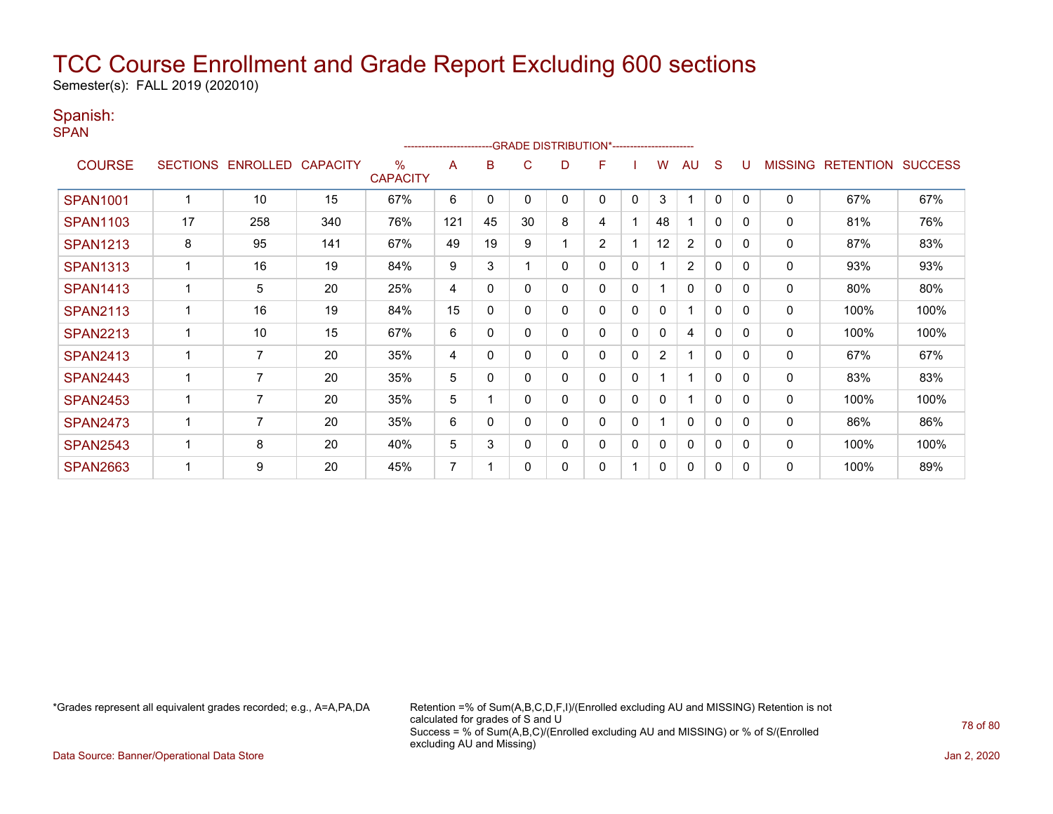# TCC Course Enrollment and Grade Report Excluding 600 sections

Semester(s): FALL 2019 (202010)

## Spanish:

SPAN

| COURSE | SECTIONS | ENROLLED | CAPACITY | % CAPACITY | A | B | C | D | F | I | W | AU | S | U | MISSING | RETENTION | SUCCESS |
|---|---|---|---|---|---|---|---|---|---|---|---|---|---|---|---|---|---|
| SPAN1001 | 1 | 10 | 15 | 67% | 6 | 0 | 0 | 0 | 0 | 0 | 3 | 1 | 0 | 0 | 0 | 67% | 67% |
| SPAN1103 | 17 | 258 | 340 | 76% | 121 | 45 | 30 | 8 | 4 | 1 | 48 | 1 | 0 | 0 | 0 | 81% | 76% |
| SPAN1213 | 8 | 95 | 141 | 67% | 49 | 19 | 9 | 1 | 2 | 1 | 12 | 2 | 0 | 0 | 0 | 87% | 83% |
| SPAN1313 | 1 | 16 | 19 | 84% | 9 | 3 | 1 | 0 | 0 | 0 | 1 | 2 | 0 | 0 | 0 | 93% | 93% |
| SPAN1413 | 1 | 5 | 20 | 25% | 4 | 0 | 0 | 0 | 0 | 0 | 1 | 0 | 0 | 0 | 0 | 80% | 80% |
| SPAN2113 | 1 | 16 | 19 | 84% | 15 | 0 | 0 | 0 | 0 | 0 | 0 | 1 | 0 | 0 | 0 | 100% | 100% |
| SPAN2213 | 1 | 10 | 15 | 67% | 6 | 0 | 0 | 0 | 0 | 0 | 0 | 4 | 0 | 0 | 0 | 100% | 100% |
| SPAN2413 | 1 | 7 | 20 | 35% | 4 | 0 | 0 | 0 | 0 | 0 | 2 | 1 | 0 | 0 | 0 | 67% | 67% |
| SPAN2443 | 1 | 7 | 20 | 35% | 5 | 0 | 0 | 0 | 0 | 0 | 1 | 1 | 0 | 0 | 0 | 83% | 83% |
| SPAN2453 | 1 | 7 | 20 | 35% | 5 | 1 | 0 | 0 | 0 | 0 | 0 | 1 | 0 | 0 | 0 | 100% | 100% |
| SPAN2473 | 1 | 7 | 20 | 35% | 6 | 0 | 0 | 0 | 0 | 0 | 1 | 0 | 0 | 0 | 0 | 86% | 86% |
| SPAN2543 | 1 | 8 | 20 | 40% | 5 | 3 | 0 | 0 | 0 | 0 | 0 | 0 | 0 | 0 | 0 | 100% | 100% |
| SPAN2663 | 1 | 9 | 20 | 45% | 7 | 1 | 0 | 0 | 0 | 1 | 0 | 0 | 0 | 0 | 0 | 100% | 89% |

*Grades represent all equivalent grades recorded; e.g., A=A,PA,DA

Retention =% of Sum(A,B,C,D,F,I)/(Enrolled excluding AU and MISSING) Retention is not calculated for grades of S and U
Success = % of Sum(A,B,C)/(Enrolled excluding AU and MISSING) or % of S/(Enrolled excluding AU and Missing)

Data Source: Banner/Operational Data Store

Jan 2, 2020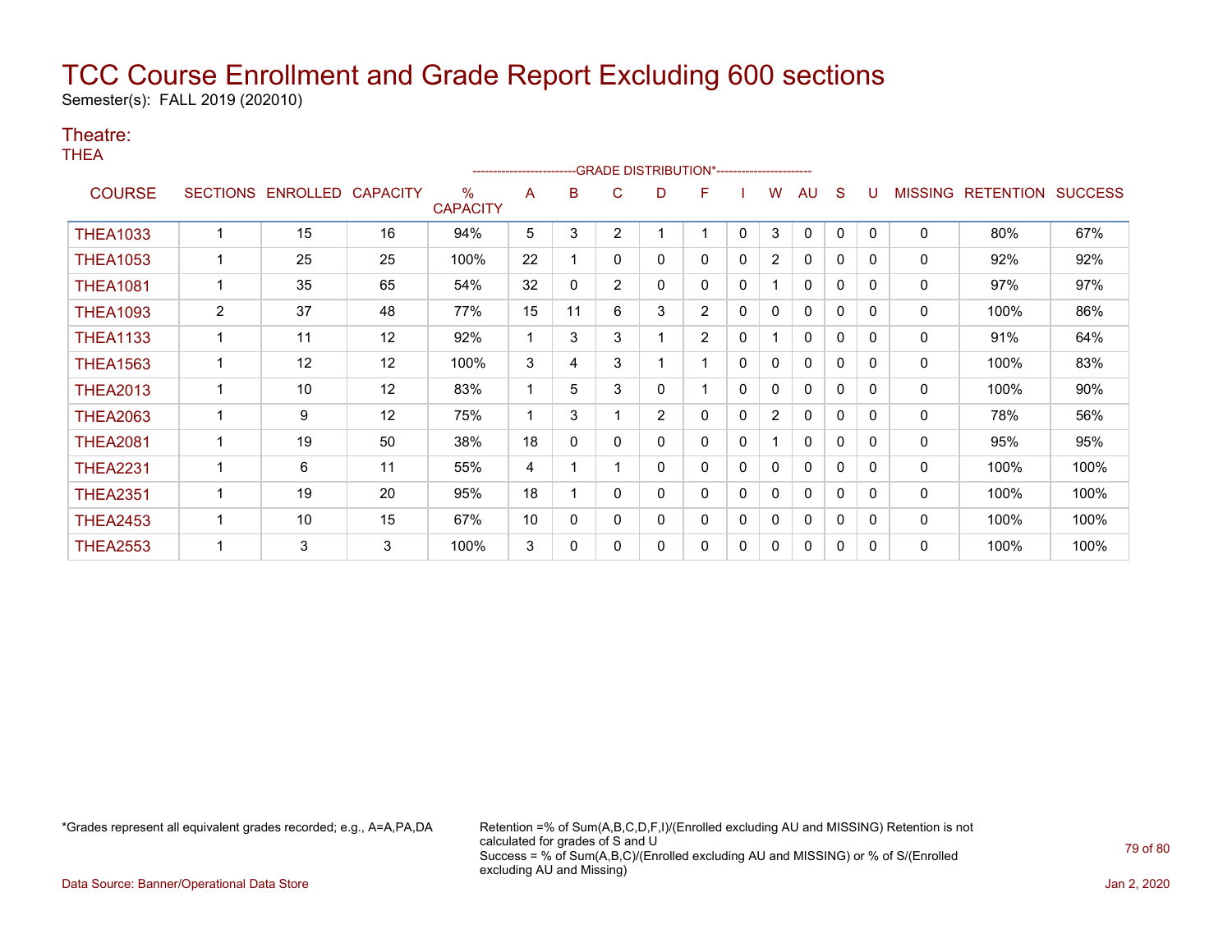# TCC Course Enrollment and Grade Report Excluding 600 sections

Semester(s): FALL 2019 (202010)

## Theatre:

THEA

| COURSE | SECTIONS | ENROLLED | CAPACITY | % CAPACITY | A | B | C | D | F | I | W | AU | S | U | MISSING | RETENTION | SUCCESS |
|---|---|---|---|---|---|---|---|---|---|---|---|---|---|---|---|---|---|
| | | | | | GRADE DISTRIBUTION* | | | | | | | | | | | | |
| THEA1033 | 1 | 15 | 16 | 94% | 5 | 3 | 2 | 1 | 1 | 0 | 3 | 0 | 0 | 0 | 0 | 80% | 67% |
| THEA1053 | 1 | 25 | 25 | 100% | 22 | 1 | 0 | 0 | 0 | 0 | 2 | 0 | 0 | 0 | 0 | 92% | 92% |
| THEA1081 | 1 | 35 | 65 | 54% | 32 | 0 | 2 | 0 | 0 | 0 | 1 | 0 | 0 | 0 | 0 | 97% | 97% |
| THEA1093 | 2 | 37 | 48 | 77% | 15 | 11 | 6 | 3 | 2 | 0 | 0 | 0 | 0 | 0 | 0 | 100% | 86% |
| THEA1133 | 1 | 11 | 12 | 92% | 1 | 3 | 3 | 1 | 2 | 0 | 1 | 0 | 0 | 0 | 0 | 91% | 64% |
| THEA1563 | 1 | 12 | 12 | 100% | 3 | 4 | 3 | 1 | 1 | 0 | 0 | 0 | 0 | 0 | 0 | 100% | 83% |
| THEA2013 | 1 | 10 | 12 | 83% | 1 | 5 | 3 | 0 | 1 | 0 | 0 | 0 | 0 | 0 | 0 | 100% | 90% |
| THEA2063 | 1 | 9 | 12 | 75% | 1 | 3 | 1 | 2 | 0 | 0 | 2 | 0 | 0 | 0 | 0 | 78% | 56% |
| THEA2081 | 1 | 19 | 50 | 38% | 18 | 0 | 0 | 0 | 0 | 0 | 1 | 0 | 0 | 0 | 0 | 95% | 95% |
| THEA2231 | 1 | 6 | 11 | 55% | 4 | 1 | 1 | 0 | 0 | 0 | 0 | 0 | 0 | 0 | 0 | 100% | 100% |
| THEA2351 | 1 | 19 | 20 | 95% | 18 | 1 | 0 | 0 | 0 | 0 | 0 | 0 | 0 | 0 | 0 | 100% | 100% |
| THEA2453 | 1 | 10 | 15 | 67% | 10 | 0 | 0 | 0 | 0 | 0 | 0 | 0 | 0 | 0 | 0 | 100% | 100% |
| THEA2553 | 1 | 3 | 3 | 100% | 3 | 0 | 0 | 0 | 0 | 0 | 0 | 0 | 0 | 0 | 0 | 100% | 100% |

*Grades represent all equivalent grades recorded; e.g., A=A,PA,DA

Retention =% of Sum(A,B,C,D,F,I)/(Enrolled excluding AU and MISSING) Retention is not calculated for grades of S and U
Success = % of Sum(A,B,C)/(Enrolled excluding AU and MISSING) or % of S/(Enrolled excluding AU and Missing)

Data Source: Banner/Operational Data Store

Jan 2, 2020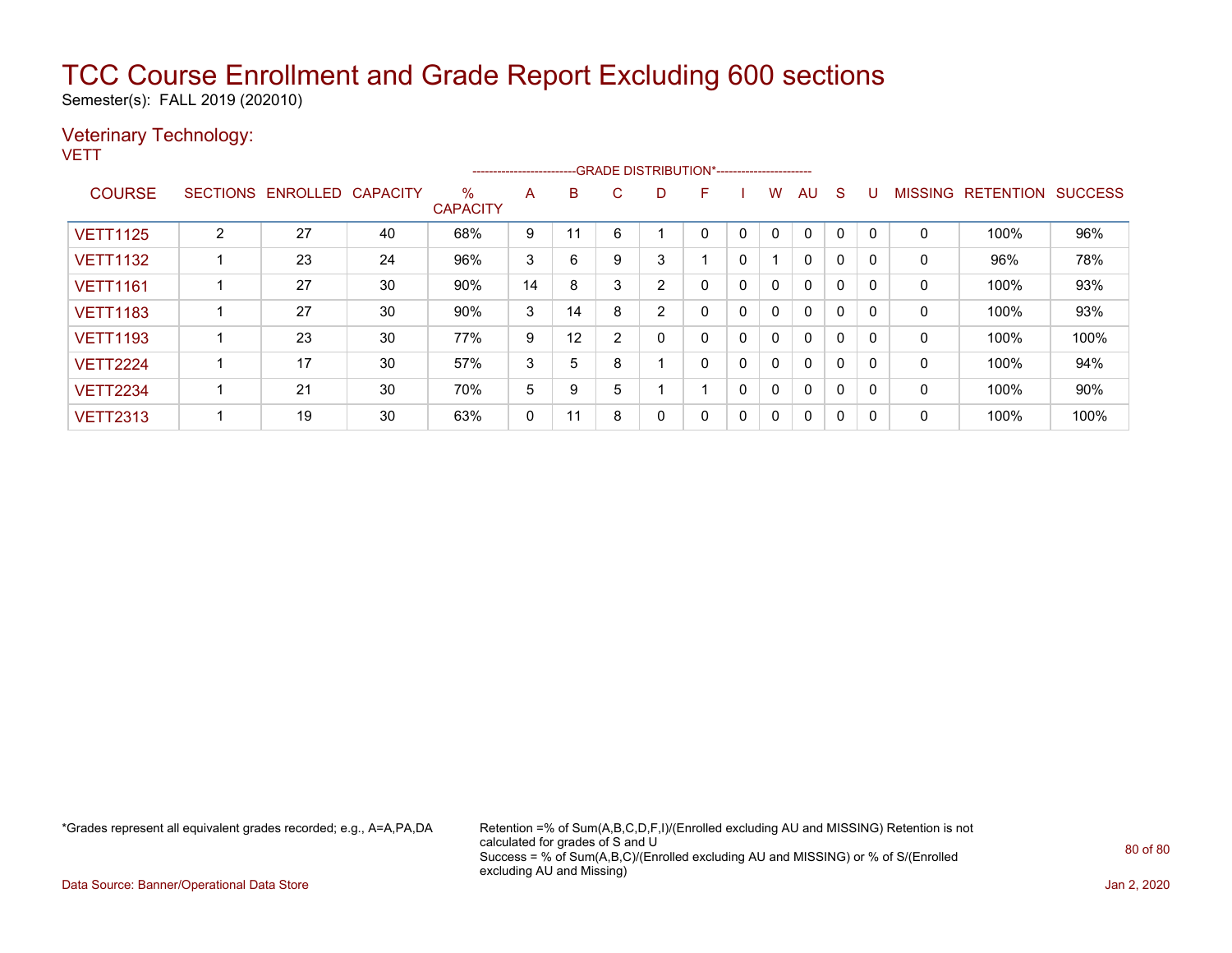# TCC Course Enrollment and Grade Report Excluding 600 sections

Semester(s): FALL 2019 (202010)

## Veterinary Technology:

VETT

| COURSE | SECTIONS | ENROLLED | CAPACITY | % CAPACITY | A | B | C | D | F | I | W | AU | S | U | MISSING | RETENTION | SUCCESS |
|---|---|---|---|---|---|---|---|---|---|---|---|---|---|---|---|---|---|
| VETT1125 | 2 | 27 | 40 | 68% | 9 | 11 | 6 | 1 | 0 | 0 | 0 | 0 | 0 | 0 | 0 | 100% | 96% |
| VETT1132 | 1 | 23 | 24 | 96% | 3 | 6 | 9 | 3 | 1 | 0 | 1 | 0 | 0 | 0 | 0 | 96% | 78% |
| VETT1161 | 1 | 27 | 30 | 90% | 14 | 8 | 3 | 2 | 0 | 0 | 0 | 0 | 0 | 0 | 0 | 100% | 93% |
| VETT1183 | 1 | 27 | 30 | 90% | 3 | 14 | 8 | 2 | 0 | 0 | 0 | 0 | 0 | 0 | 0 | 100% | 93% |
| VETT1193 | 1 | 23 | 30 | 77% | 9 | 12 | 2 | 0 | 0 | 0 | 0 | 0 | 0 | 0 | 0 | 100% | 100% |
| VETT2224 | 1 | 17 | 30 | 57% | 3 | 5 | 8 | 1 | 0 | 0 | 0 | 0 | 0 | 0 | 0 | 100% | 94% |
| VETT2234 | 1 | 21 | 30 | 70% | 5 | 9 | 5 | 1 | 1 | 0 | 0 | 0 | 0 | 0 | 0 | 100% | 90% |
| VETT2313 | 1 | 19 | 30 | 63% | 0 | 11 | 8 | 0 | 0 | 0 | 0 | 0 | 0 | 0 | 0 | 100% | 100% |

*Grades represent all equivalent grades recorded; e.g., A=A,PA,DA

Retention =% of Sum(A,B,C,D,F,I)/(Enrolled excluding AU and MISSING) Retention is not calculated for grades of S and U
Success = % of Sum(A,B,C)/(Enrolled excluding AU and MISSING) or % of S/(Enrolled excluding AU and Missing)

Data Source: Banner/Operational Data Store

Jan 2, 2020